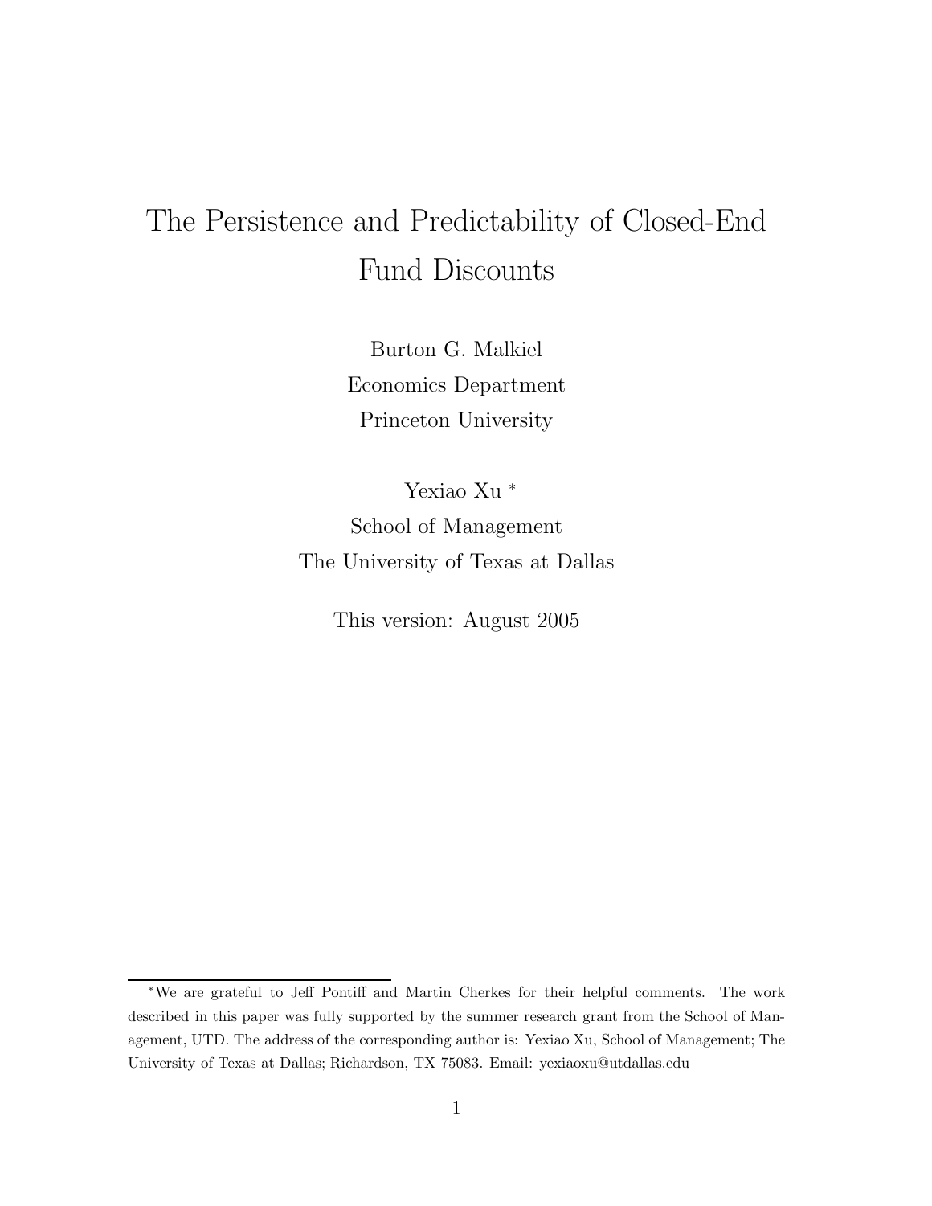# The Persistence and Predictability of Closed-End Fund Discounts

Burton G. Malkiel
Economics Department
Princeton University

Yexiao Xu *
School of Management
The University of Texas at Dallas

This version: August 2005

---

*We are grateful to Jeff Pontiff and Martin Cherkes for their helpful comments. The work described in this paper was fully supported by the summer research grant from the School of Management, UTD. The address of the corresponding author is: Yexiao Xu, School of Management; The University of Texas at Dallas; Richardson, TX 75083. Email: yexiaoxu@utdallas.edu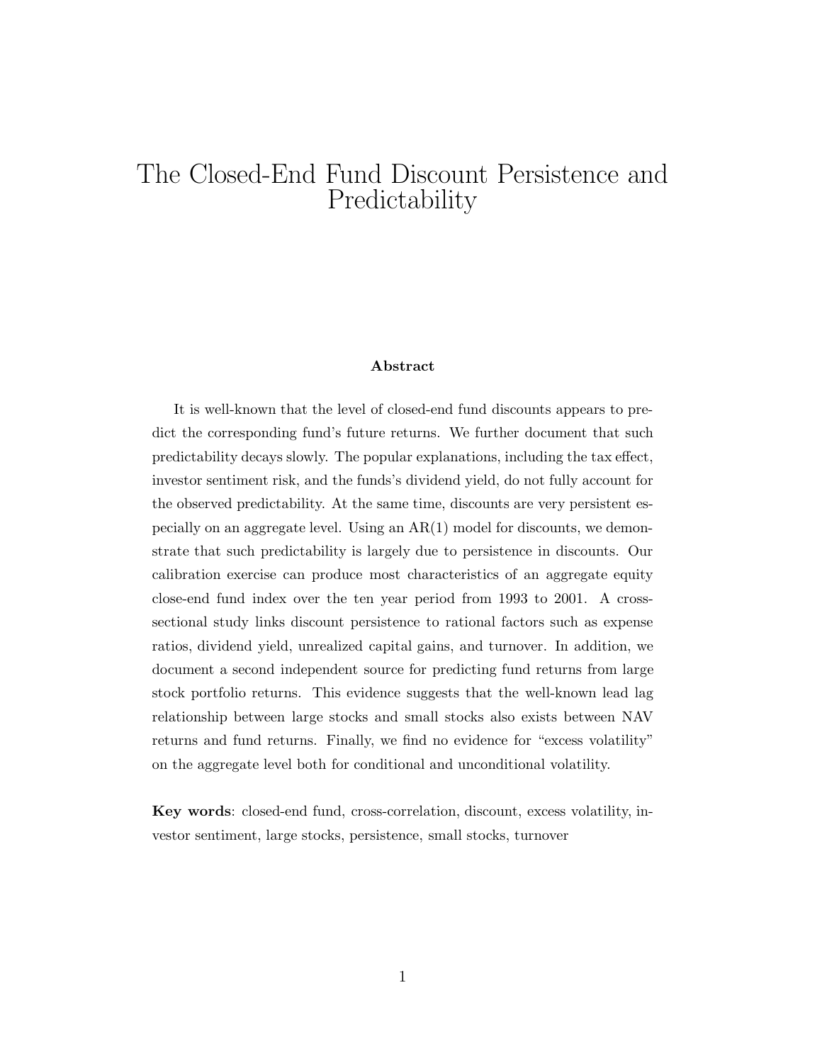# The Closed-End Fund Discount Persistence and Predictability

### Abstract

It is well-known that the level of closed-end fund discounts appears to predict the corresponding fund's future returns. We further document that such predictability decays slowly. The popular explanations, including the tax effect, investor sentiment risk, and the funds's dividend yield, do not fully account for the observed predictability. At the same time, discounts are very persistent especially on an aggregate level. Using an AR(1) model for discounts, we demonstrate that such predictability is largely due to persistence in discounts. Our calibration exercise can produce most characteristics of an aggregate equity close-end fund index over the ten year period from 1993 to 2001. A cross-sectional study links discount persistence to rational factors such as expense ratios, dividend yield, unrealized capital gains, and turnover. In addition, we document a second independent source for predicting fund returns from large stock portfolio returns. This evidence suggests that the well-known lead lag relationship between large stocks and small stocks also exists between NAV returns and fund returns. Finally, we find no evidence for "excess volatility" on the aggregate level both for conditional and unconditional volatility.

**Key words**: closed-end fund, cross-correlation, discount, excess volatility, investor sentiment, large stocks, persistence, small stocks, turnover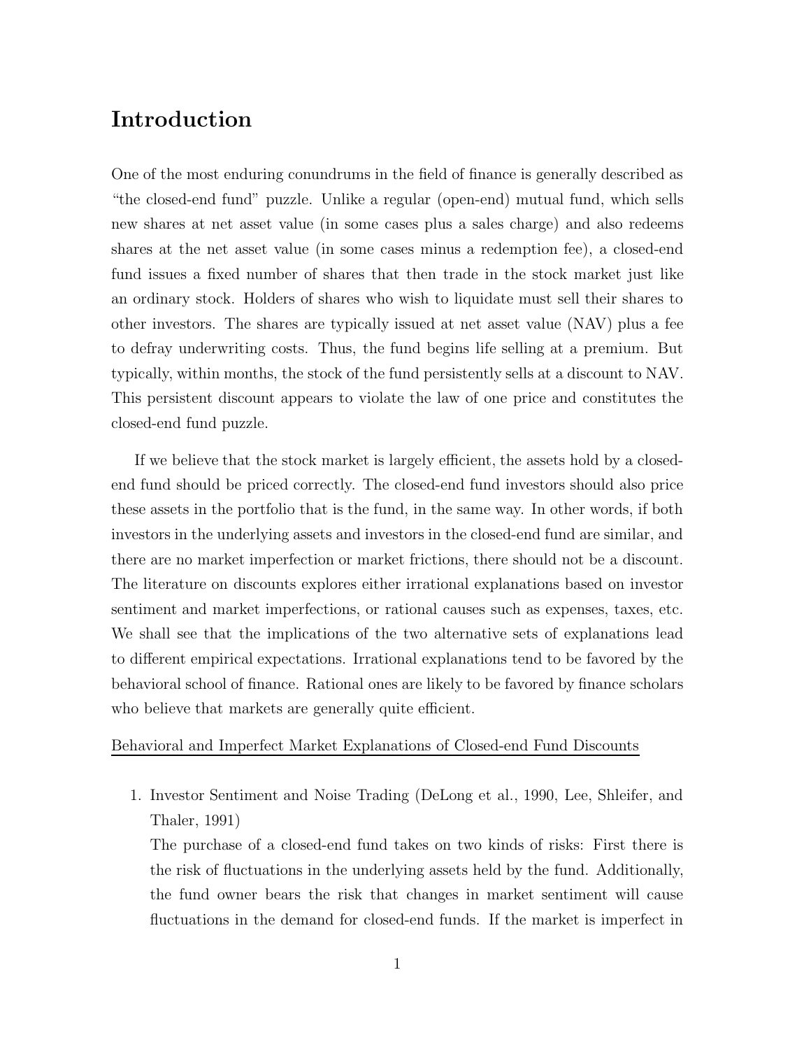# Introduction

One of the most enduring conundrums in the field of finance is generally described as "the closed-end fund" puzzle. Unlike a regular (open-end) mutual fund, which sells new shares at net asset value (in some cases plus a sales charge) and also redeems shares at the net asset value (in some cases minus a redemption fee), a closed-end fund issues a fixed number of shares that then trade in the stock market just like an ordinary stock. Holders of shares who wish to liquidate must sell their shares to other investors. The shares are typically issued at net asset value (NAV) plus a fee to defray underwriting costs. Thus, the fund begins life selling at a premium. But typically, within months, the stock of the fund persistently sells at a discount to NAV. This persistent discount appears to violate the law of one price and constitutes the closed-end fund puzzle.

If we believe that the stock market is largely efficient, the assets hold by a closed-end fund should be priced correctly. The closed-end fund investors should also price these assets in the portfolio that is the fund, in the same way. In other words, if both investors in the underlying assets and investors in the closed-end fund are similar, and there are no market imperfection or market frictions, there should not be a discount. The literature on discounts explores either irrational explanations based on investor sentiment and market imperfections, or rational causes such as expenses, taxes, etc. We shall see that the implications of the two alternative sets of explanations lead to different empirical expectations. Irrational explanations tend to be favored by the behavioral school of finance. Rational ones are likely to be favored by finance scholars who believe that markets are generally quite efficient.

<u>Behavioral and Imperfect Market Explanations of Closed-end Fund Discounts</u>

1. Investor Sentiment and Noise Trading (DeLong et al., 1990, Lee, Shleifer, and Thaler, 1991)
   The purchase of a closed-end fund takes on two kinds of risks: First there is the risk of fluctuations in the underlying assets held by the fund. Additionally, the fund owner bears the risk that changes in market sentiment will cause fluctuations in the demand for closed-end funds. If the market is imperfect in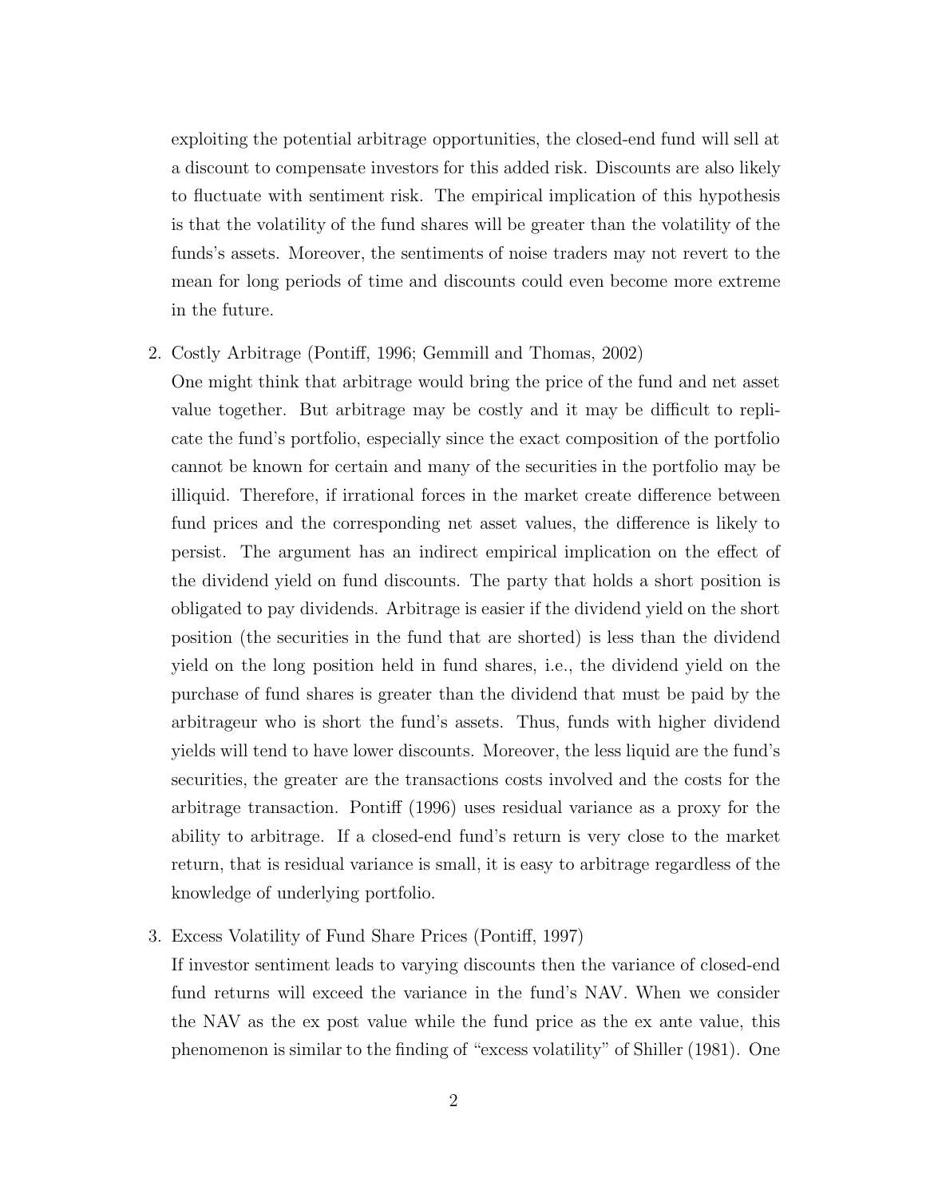exploiting the potential arbitrage opportunities, the closed-end fund will sell at a discount to compensate investors for this added risk. Discounts are also likely to fluctuate with sentiment risk. The empirical implication of this hypothesis is that the volatility of the fund shares will be greater than the volatility of the funds's assets. Moreover, the sentiments of noise traders may not revert to the mean for long periods of time and discounts could even become more extreme in the future.

2. Costly Arbitrage (Pontiff, 1996; Gemmill and Thomas, 2002)
   One might think that arbitrage would bring the price of the fund and net asset value together. But arbitrage may be costly and it may be difficult to replicate the fund's portfolio, especially since the exact composition of the portfolio cannot be known for certain and many of the securities in the portfolio may be illiquid. Therefore, if irrational forces in the market create difference between fund prices and the corresponding net asset values, the difference is likely to persist. The argument has an indirect empirical implication on the effect of the dividend yield on fund discounts. The party that holds a short position is obligated to pay dividends. Arbitrage is easier if the dividend yield on the short position (the securities in the fund that are shorted) is less than the dividend yield on the long position held in fund shares, i.e., the dividend yield on the purchase of fund shares is greater than the dividend that must be paid by the arbitrageur who is short the fund's assets. Thus, funds with higher dividend yields will tend to have lower discounts. Moreover, the less liquid are the fund's securities, the greater are the transactions costs involved and the costs for the arbitrage transaction. Pontiff (1996) uses residual variance as a proxy for the ability to arbitrage. If a closed-end fund's return is very close to the market return, that is residual variance is small, it is easy to arbitrage regardless of the knowledge of underlying portfolio.

3. Excess Volatility of Fund Share Prices (Pontiff, 1997)
   If investor sentiment leads to varying discounts then the variance of closed-end fund returns will exceed the variance in the fund's NAV. When we consider the NAV as the ex post value while the fund price as the ex ante value, this phenomenon is similar to the finding of "excess volatility" of Shiller (1981). One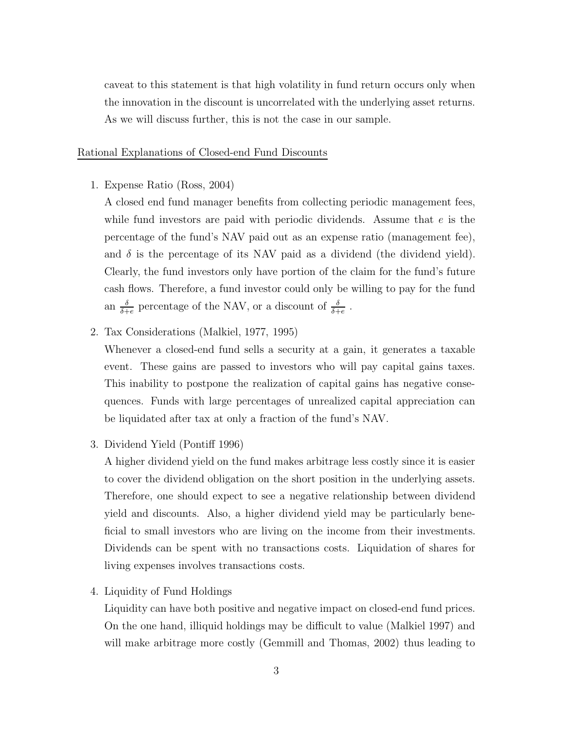caveat to this statement is that high volatility in fund return occurs only when the innovation in the discount is uncorrelated with the underlying asset returns. As we will discuss further, this is not the case in our sample.

## Rational Explanations of Closed-end Fund Discounts

1. Expense Ratio (Ross, 2004)

   A closed end fund manager benefits from collecting periodic management fees, while fund investors are paid with periodic dividends. Assume that $e$ is the percentage of the fund's NAV paid out as an expense ratio (management fee), and $\delta$ is the percentage of its NAV paid as a dividend (the dividend yield). Clearly, the fund investors only have portion of the claim for the fund's future cash flows. Therefore, a fund investor could only be willing to pay for the fund an $\frac{\delta}{\delta+e}$ percentage of the NAV, or a discount of $\frac{\delta}{\delta+e}$ .

2. Tax Considerations (Malkiel, 1977, 1995)

   Whenever a closed-end fund sells a security at a gain, it generates a taxable event. These gains are passed to investors who will pay capital gains taxes. This inability to postpone the realization of capital gains has negative consequences. Funds with large percentages of unrealized capital appreciation can be liquidated after tax at only a fraction of the fund's NAV.

3. Dividend Yield (Pontiff 1996)

   A higher dividend yield on the fund makes arbitrage less costly since it is easier to cover the dividend obligation on the short position in the underlying assets. Therefore, one should expect to see a negative relationship between dividend yield and discounts. Also, a higher dividend yield may be particularly beneficial to small investors who are living on the income from their investments. Dividends can be spent with no transactions costs. Liquidation of shares for living expenses involves transactions costs.

4. Liquidity of Fund Holdings

   Liquidity can have both positive and negative impact on closed-end fund prices. On the one hand, illiquid holdings may be difficult to value (Malkiel 1997) and will make arbitrage more costly (Gemmill and Thomas, 2002) thus leading to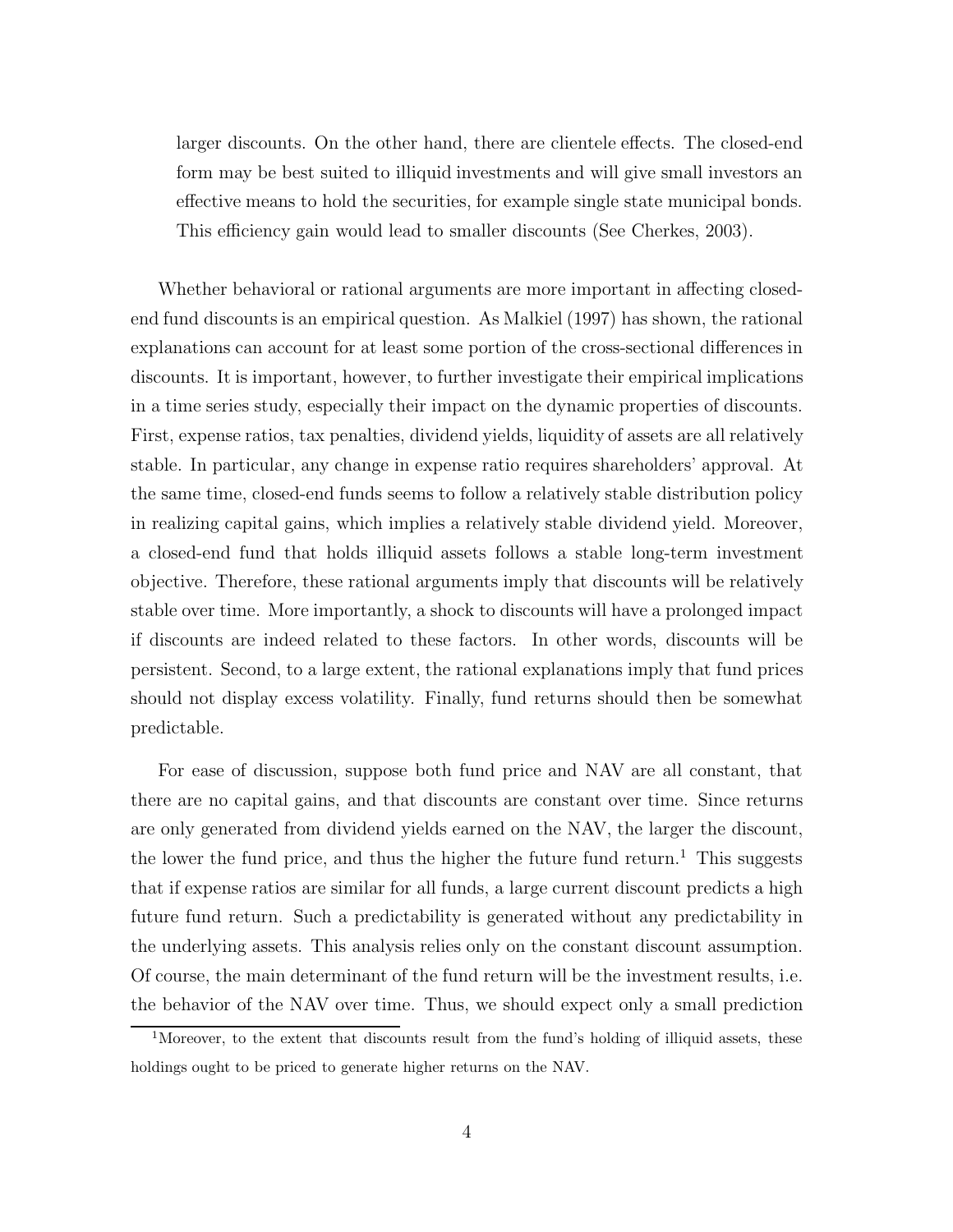larger discounts. On the other hand, there are clientele effects. The closed-end form may be best suited to illiquid investments and will give small investors an effective means to hold the securities, for example single state municipal bonds. This efficiency gain would lead to smaller discounts (See Cherkes, 2003).

Whether behavioral or rational arguments are more important in affecting closed-end fund discounts is an empirical question. As Malkiel (1997) has shown, the rational explanations can account for at least some portion of the cross-sectional differences in discounts. It is important, however, to further investigate their empirical implications in a time series study, especially their impact on the dynamic properties of discounts. First, expense ratios, tax penalties, dividend yields, liquidity of assets are all relatively stable. In particular, any change in expense ratio requires shareholders' approval. At the same time, closed-end funds seems to follow a relatively stable distribution policy in realizing capital gains, which implies a relatively stable dividend yield. Moreover, a closed-end fund that holds illiquid assets follows a stable long-term investment objective. Therefore, these rational arguments imply that discounts will be relatively stable over time. More importantly, a shock to discounts will have a prolonged impact if discounts are indeed related to these factors. In other words, discounts will be persistent. Second, to a large extent, the rational explanations imply that fund prices should not display excess volatility. Finally, fund returns should then be somewhat predictable.

For ease of discussion, suppose both fund price and NAV are all constant, that there are no capital gains, and that discounts are constant over time. Since returns are only generated from dividend yields earned on the NAV, the larger the discount, the lower the fund price, and thus the higher the future fund return.[1] This suggests that if expense ratios are similar for all funds, a large current discount predicts a high future fund return. Such a predictability is generated without any predictability in the underlying assets. This analysis relies only on the constant discount assumption. Of course, the main determinant of the fund return will be the investment results, i.e. the behavior of the NAV over time. Thus, we should expect only a small prediction

[1] Moreover, to the extent that discounts result from the fund's holding of illiquid assets, these holdings ought to be priced to generate higher returns on the NAV.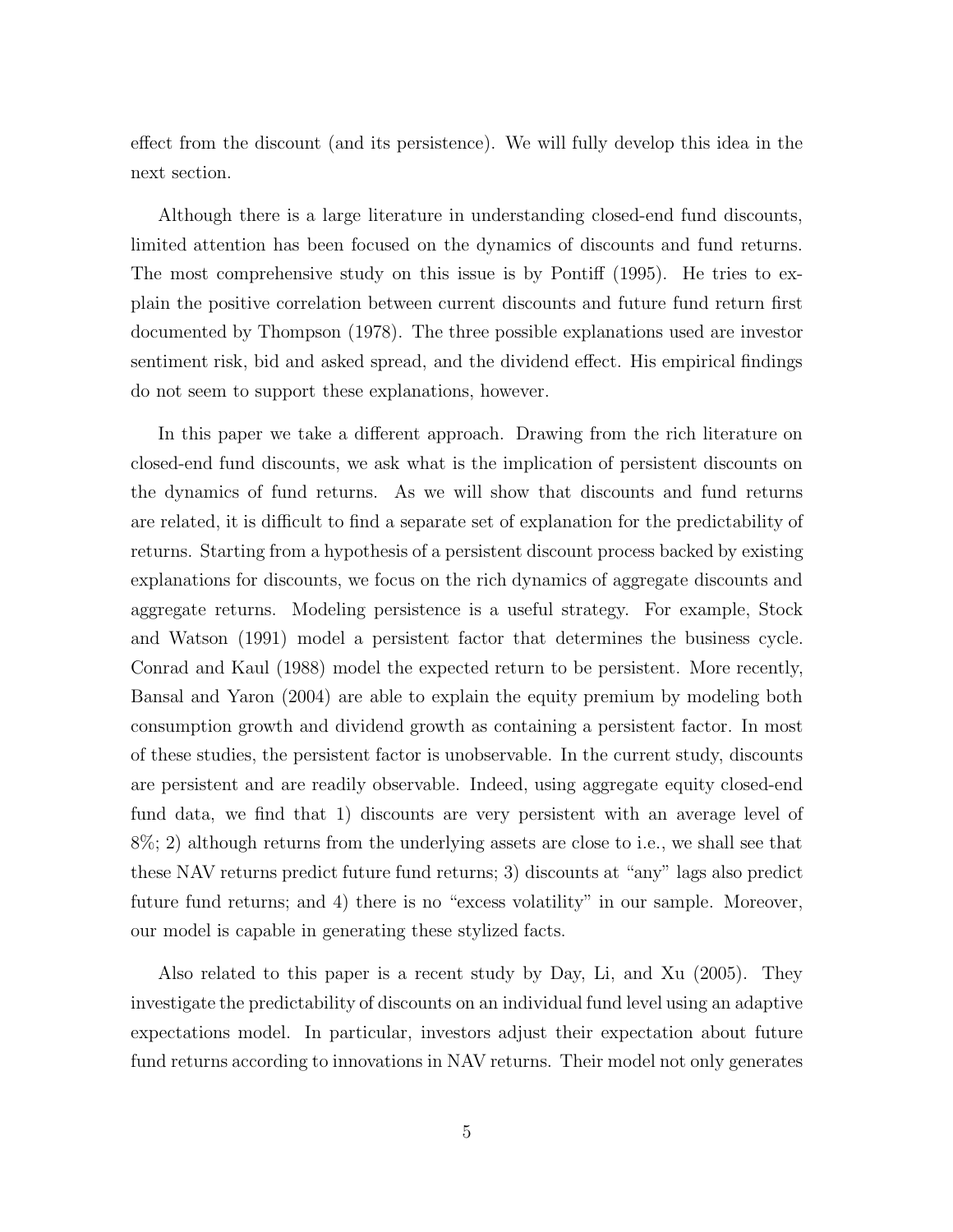effect from the discount (and its persistence). We will fully develop this idea in the next section.

Although there is a large literature in understanding closed-end fund discounts, limited attention has been focused on the dynamics of discounts and fund returns. The most comprehensive study on this issue is by Pontiff (1995). He tries to explain the positive correlation between current discounts and future fund return first documented by Thompson (1978). The three possible explanations used are investor sentiment risk, bid and asked spread, and the dividend effect. His empirical findings do not seem to support these explanations, however.

In this paper we take a different approach. Drawing from the rich literature on closed-end fund discounts, we ask what is the implication of persistent discounts on the dynamics of fund returns. As we will show that discounts and fund returns are related, it is difficult to find a separate set of explanation for the predictability of returns. Starting from a hypothesis of a persistent discount process backed by existing explanations for discounts, we focus on the rich dynamics of aggregate discounts and aggregate returns. Modeling persistence is a useful strategy. For example, Stock and Watson (1991) model a persistent factor that determines the business cycle. Conrad and Kaul (1988) model the expected return to be persistent. More recently, Bansal and Yaron (2004) are able to explain the equity premium by modeling both consumption growth and dividend growth as containing a persistent factor. In most of these studies, the persistent factor is unobservable. In the current study, discounts are persistent and are readily observable. Indeed, using aggregate equity closed-end fund data, we find that 1) discounts are very persistent with an average level of 8%; 2) although returns from the underlying assets are close to i.e., we shall see that these NAV returns predict future fund returns; 3) discounts at "any" lags also predict future fund returns; and 4) there is no "excess volatility" in our sample. Moreover, our model is capable in generating these stylized facts.

Also related to this paper is a recent study by Day, Li, and Xu (2005). They investigate the predictability of discounts on an individual fund level using an adaptive expectations model. In particular, investors adjust their expectation about future fund returns according to innovations in NAV returns. Their model not only generates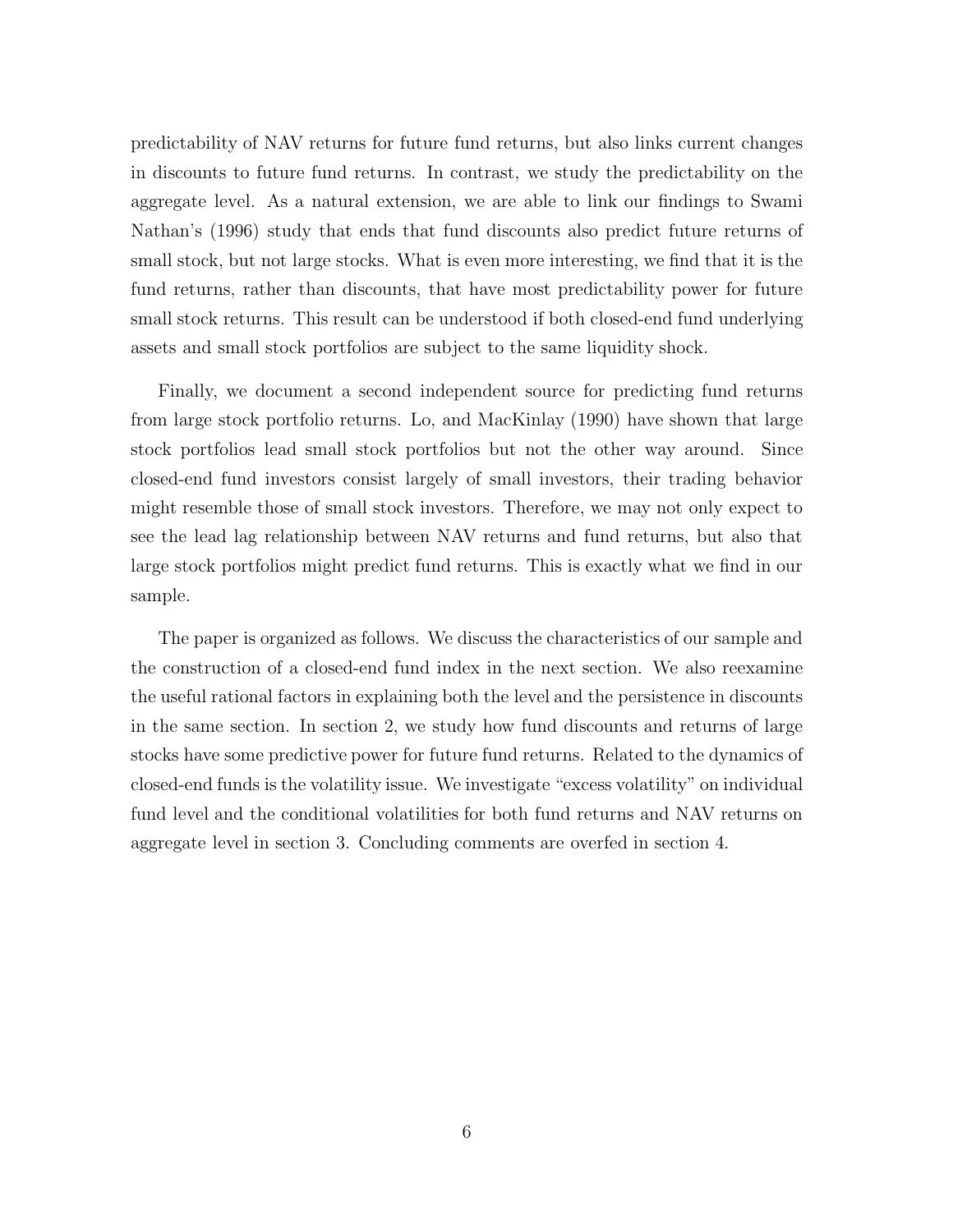predictability of NAV returns for future fund returns, but also links current changes in discounts to future fund returns. In contrast, we study the predictability on the aggregate level. As a natural extension, we are able to link our findings to Swami Nathan's (1996) study that ends that fund discounts also predict future returns of small stock, but not large stocks. What is even more interesting, we find that it is the fund returns, rather than discounts, that have most predictability power for future small stock returns. This result can be understood if both closed-end fund underlying assets and small stock portfolios are subject to the same liquidity shock.

Finally, we document a second independent source for predicting fund returns from large stock portfolio returns. Lo, and MacKinlay (1990) have shown that large stock portfolios lead small stock portfolios but not the other way around. Since closed-end fund investors consist largely of small investors, their trading behavior might resemble those of small stock investors. Therefore, we may not only expect to see the lead lag relationship between NAV returns and fund returns, but also that large stock portfolios might predict fund returns. This is exactly what we find in our sample.

The paper is organized as follows. We discuss the characteristics of our sample and the construction of a closed-end fund index in the next section. We also reexamine the useful rational factors in explaining both the level and the persistence in discounts in the same section. In section 2, we study how fund discounts and returns of large stocks have some predictive power for future fund returns. Related to the dynamics of closed-end funds is the volatility issue. We investigate "excess volatility" on individual fund level and the conditional volatilities for both fund returns and NAV returns on aggregate level in section 3. Concluding comments are overfed in section 4.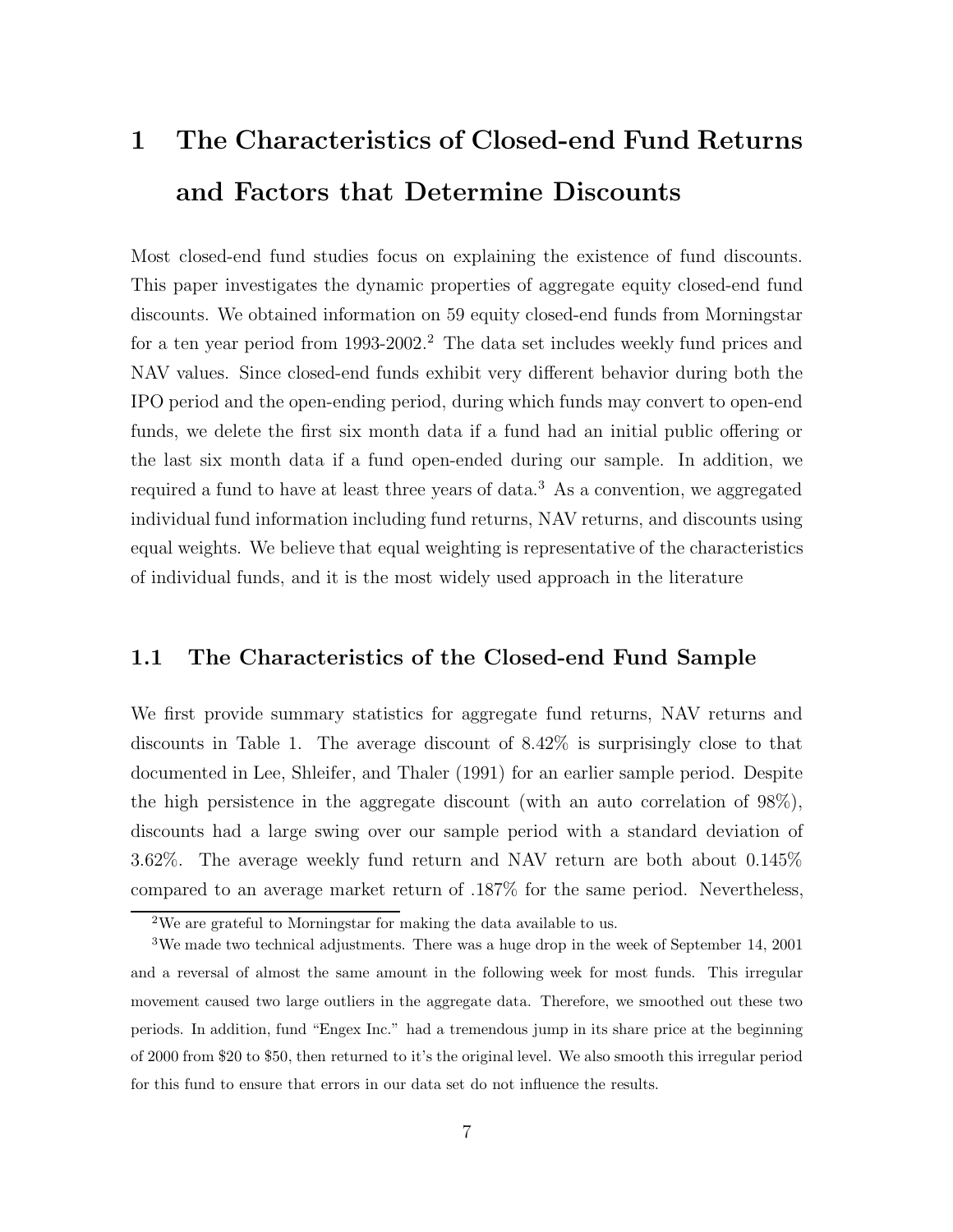# 1 The Characteristics of Closed-end Fund Returns and Factors that Determine Discounts

Most closed-end fund studies focus on explaining the existence of fund discounts. This paper investigates the dynamic properties of aggregate equity closed-end fund discounts. We obtained information on 59 equity closed-end funds from Morningstar for a ten year period from 1993-2002.[2] The data set includes weekly fund prices and NAV values. Since closed-end funds exhibit very different behavior during both the IPO period and the open-ending period, during which funds may convert to open-end funds, we delete the first six month data if a fund had an initial public offering or the last six month data if a fund open-ended during our sample. In addition, we required a fund to have at least three years of data.[3] As a convention, we aggregated individual fund information including fund returns, NAV returns, and discounts using equal weights. We believe that equal weighting is representative of the characteristics of individual funds, and it is the most widely used approach in the literature

## 1.1 The Characteristics of the Closed-end Fund Sample

We first provide summary statistics for aggregate fund returns, NAV returns and discounts in Table 1. The average discount of 8.42% is surprisingly close to that documented in Lee, Shleifer, and Thaler (1991) for an earlier sample period. Despite the high persistence in the aggregate discount (with an auto correlation of 98%), discounts had a large swing over our sample period with a standard deviation of 3.62%. The average weekly fund return and NAV return are both about 0.145% compared to an average market return of .187% for the same period. Nevertheless,

[2] We are grateful to Morningstar for making the data available to us.

[3] We made two technical adjustments. There was a huge drop in the week of September 14, 2001 and a reversal of almost the same amount in the following week for most funds. This irregular movement caused two large outliers in the aggregate data. Therefore, we smoothed out these two periods. In addition, fund "Engex Inc." had a tremendous jump in its share price at the beginning of 2000 from $20 to $50, then returned to it's the original level. We also smooth this irregular period for this fund to ensure that errors in our data set do not influence the results.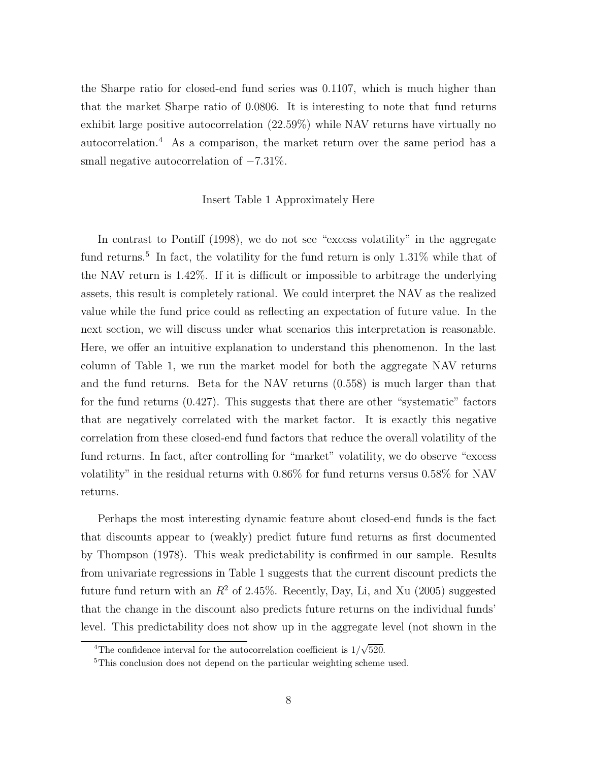the Sharpe ratio for closed-end fund series was 0.1107, which is much higher than that the market Sharpe ratio of 0.0806. It is interesting to note that fund returns exhibit large positive autocorrelation (22.59%) while NAV returns have virtually no autocorrelation.[4] As a comparison, the market return over the same period has a small negative autocorrelation of −7.31%.

Insert Table 1 Approximately Here

In contrast to Pontiff (1998), we do not see "excess volatility" in the aggregate fund returns.[5] In fact, the volatility for the fund return is only 1.31% while that of the NAV return is 1.42%. If it is difficult or impossible to arbitrage the underlying assets, this result is completely rational. We could interpret the NAV as the realized value while the fund price could as reflecting an expectation of future value. In the next section, we will discuss under what scenarios this interpretation is reasonable. Here, we offer an intuitive explanation to understand this phenomenon. In the last column of Table 1, we run the market model for both the aggregate NAV returns and the fund returns. Beta for the NAV returns (0.558) is much larger than that for the fund returns (0.427). This suggests that there are other "systematic" factors that are negatively correlated with the market factor. It is exactly this negative correlation from these closed-end fund factors that reduce the overall volatility of the fund returns. In fact, after controlling for "market" volatility, we do observe "excess volatility" in the residual returns with 0.86% for fund returns versus 0.58% for NAV returns.

Perhaps the most interesting dynamic feature about closed-end funds is the fact that discounts appear to (weakly) predict future fund returns as first documented by Thompson (1978). This weak predictability is confirmed in our sample. Results from univariate regressions in Table 1 suggests that the current discount predicts the future fund return with an $R^2$ of 2.45%. Recently, Day, Li, and Xu (2005) suggested that the change in the discount also predicts future returns on the individual funds' level. This predictability does not show up in the aggregate level (not shown in the

[4] The confidence interval for the autocorrelation coefficient is $1/\sqrt{520}$.

[5] This conclusion does not depend on the particular weighting scheme used.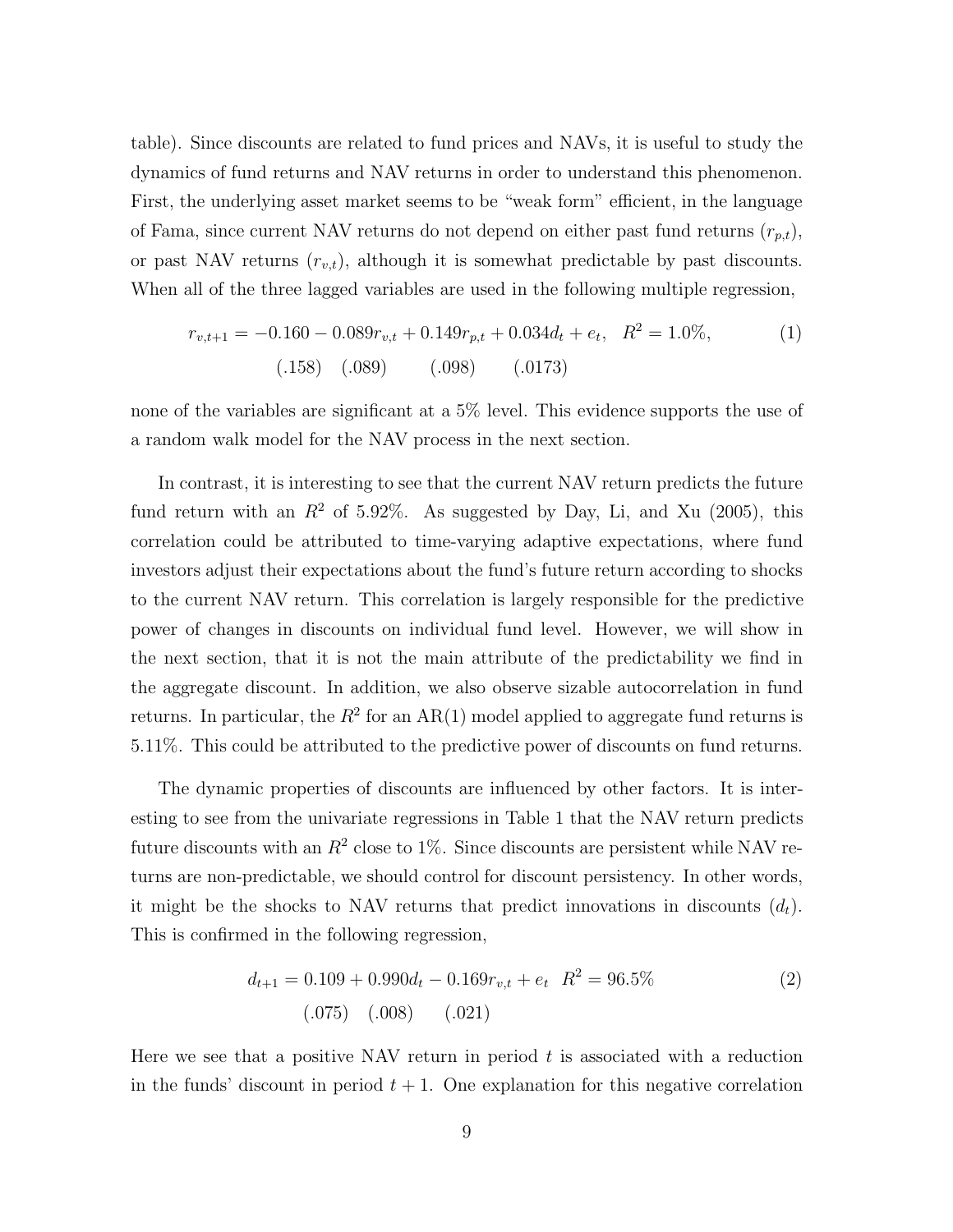table). Since discounts are related to fund prices and NAVs, it is useful to study the dynamics of fund returns and NAV returns in order to understand this phenomenon. First, the underlying asset market seems to be "weak form" efficient, in the language of Fama, since current NAV returns do not depend on either past fund returns ($r_{p,t}$), or past NAV returns ($r_{v,t}$), although it is somewhat predictable by past discounts. When all of the three lagged variables are used in the following multiple regression,

$$
\underset{(.158)}{r_{v,t+1} = -0.160} - \underset{(.089)}{0.089 r_{v,t}} + \underset{(.098)}{0.149 r_{p,t}} + \underset{(.0173)}{0.034 d_t} + e_t, \quad R^2 = 1.0\%, \tag{1}
$$

none of the variables are significant at a 5% level. This evidence supports the use of a random walk model for the NAV process in the next section.

In contrast, it is interesting to see that the current NAV return predicts the future fund return with an $R^2$ of 5.92%. As suggested by Day, Li, and Xu (2005), this correlation could be attributed to time-varying adaptive expectations, where fund investors adjust their expectations about the fund's future return according to shocks to the current NAV return. This correlation is largely responsible for the predictive power of changes in discounts on individual fund level. However, we will show in the next section, that it is not the main attribute of the predictability we find in the aggregate discount. In addition, we also observe sizable autocorrelation in fund returns. In particular, the $R^2$ for an AR(1) model applied to aggregate fund returns is 5.11%. This could be attributed to the predictive power of discounts on fund returns.

The dynamic properties of discounts are influenced by other factors. It is interesting to see from the univariate regressions in Table 1 that the NAV return predicts future discounts with an $R^2$ close to 1%. Since discounts are persistent while NAV returns are non-predictable, we should control for discount persistency. In other words, it might be the shocks to NAV returns that predict innovations in discounts ($d_t$). This is confirmed in the following regression,

$$
\underset{(.075)}{d_{t+1} = 0.109} + \underset{(.008)}{0.990 d_t} - \underset{(.021)}{0.169 r_{v,t}} + e_t \quad R^2 = 96.5\% \tag{2}
$$

Here we see that a positive NAV return in period $t$ is associated with a reduction in the funds' discount in period $t+1$. One explanation for this negative correlation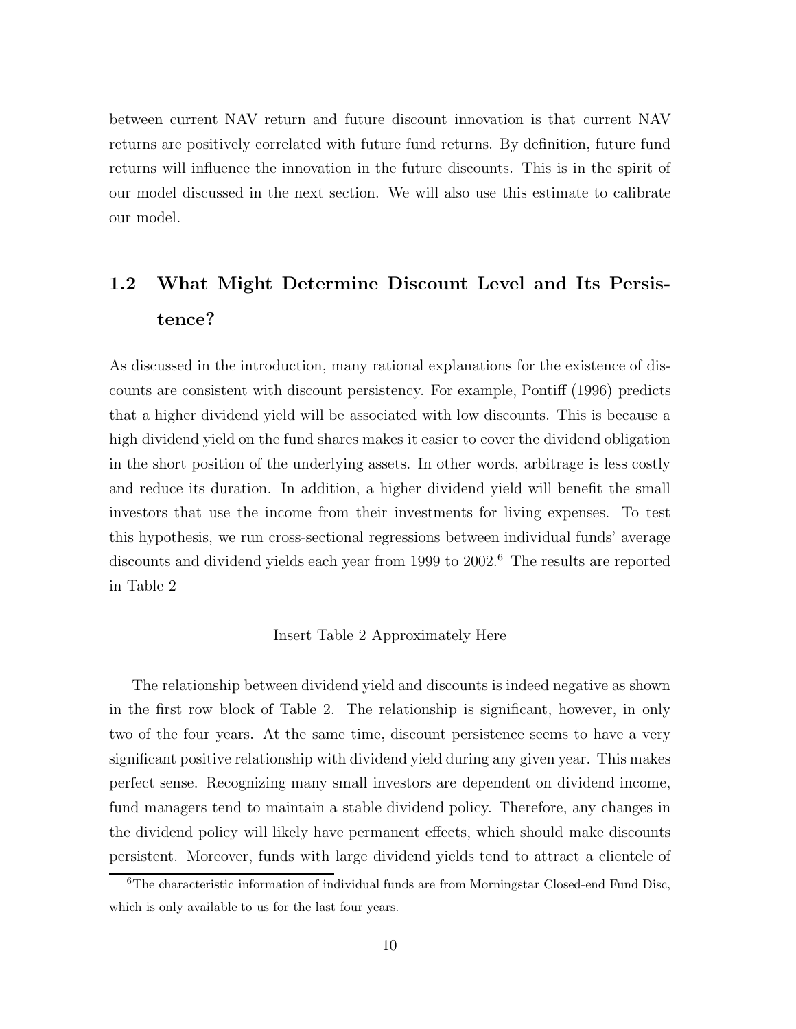between current NAV return and future discount innovation is that current NAV returns are positively correlated with future fund returns. By definition, future fund returns will influence the innovation in the future discounts. This is in the spirit of our model discussed in the next section. We will also use this estimate to calibrate our model.

## 1.2 What Might Determine Discount Level and Its Persistence?

As discussed in the introduction, many rational explanations for the existence of discounts are consistent with discount persistency. For example, Pontiff (1996) predicts that a higher dividend yield will be associated with low discounts. This is because a high dividend yield on the fund shares makes it easier to cover the dividend obligation in the short position of the underlying assets. In other words, arbitrage is less costly and reduce its duration. In addition, a higher dividend yield will benefit the small investors that use the income from their investments for living expenses. To test this hypothesis, we run cross-sectional regressions between individual funds' average discounts and dividend yields each year from 1999 to 2002.[6] The results are reported in Table 2

Insert Table 2 Approximately Here

The relationship between dividend yield and discounts is indeed negative as shown in the first row block of Table 2. The relationship is significant, however, in only two of the four years. At the same time, discount persistence seems to have a very significant positive relationship with dividend yield during any given year. This makes perfect sense. Recognizing many small investors are dependent on dividend income, fund managers tend to maintain a stable dividend policy. Therefore, any changes in the dividend policy will likely have permanent effects, which should make discounts persistent. Moreover, funds with large dividend yields tend to attract a clientele of

[6] The characteristic information of individual funds are from Morningstar Closed-end Fund Disc, which is only available to us for the last four years.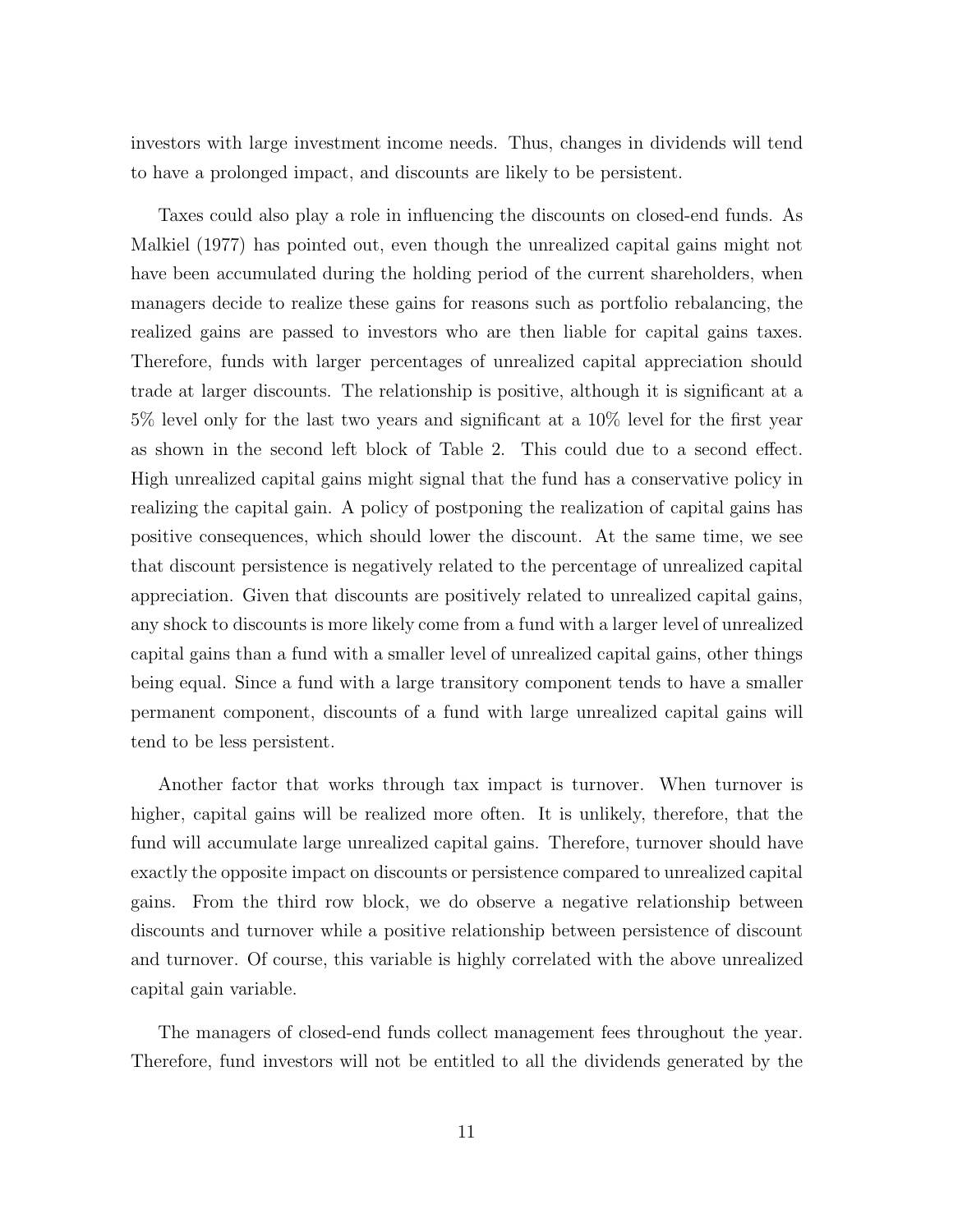investors with large investment income needs. Thus, changes in dividends will tend to have a prolonged impact, and discounts are likely to be persistent.

Taxes could also play a role in influencing the discounts on closed-end funds. As Malkiel (1977) has pointed out, even though the unrealized capital gains might not have been accumulated during the holding period of the current shareholders, when managers decide to realize these gains for reasons such as portfolio rebalancing, the realized gains are passed to investors who are then liable for capital gains taxes. Therefore, funds with larger percentages of unrealized capital appreciation should trade at larger discounts. The relationship is positive, although it is significant at a 5% level only for the last two years and significant at a 10% level for the first year as shown in the second left block of Table 2. This could due to a second effect. High unrealized capital gains might signal that the fund has a conservative policy in realizing the capital gain. A policy of postponing the realization of capital gains has positive consequences, which should lower the discount. At the same time, we see that discount persistence is negatively related to the percentage of unrealized capital appreciation. Given that discounts are positively related to unrealized capital gains, any shock to discounts is more likely come from a fund with a larger level of unrealized capital gains than a fund with a smaller level of unrealized capital gains, other things being equal. Since a fund with a large transitory component tends to have a smaller permanent component, discounts of a fund with large unrealized capital gains will tend to be less persistent.

Another factor that works through tax impact is turnover. When turnover is higher, capital gains will be realized more often. It is unlikely, therefore, that the fund will accumulate large unrealized capital gains. Therefore, turnover should have exactly the opposite impact on discounts or persistence compared to unrealized capital gains. From the third row block, we do observe a negative relationship between discounts and turnover while a positive relationship between persistence of discount and turnover. Of course, this variable is highly correlated with the above unrealized capital gain variable.

The managers of closed-end funds collect management fees throughout the year. Therefore, fund investors will not be entitled to all the dividends generated by the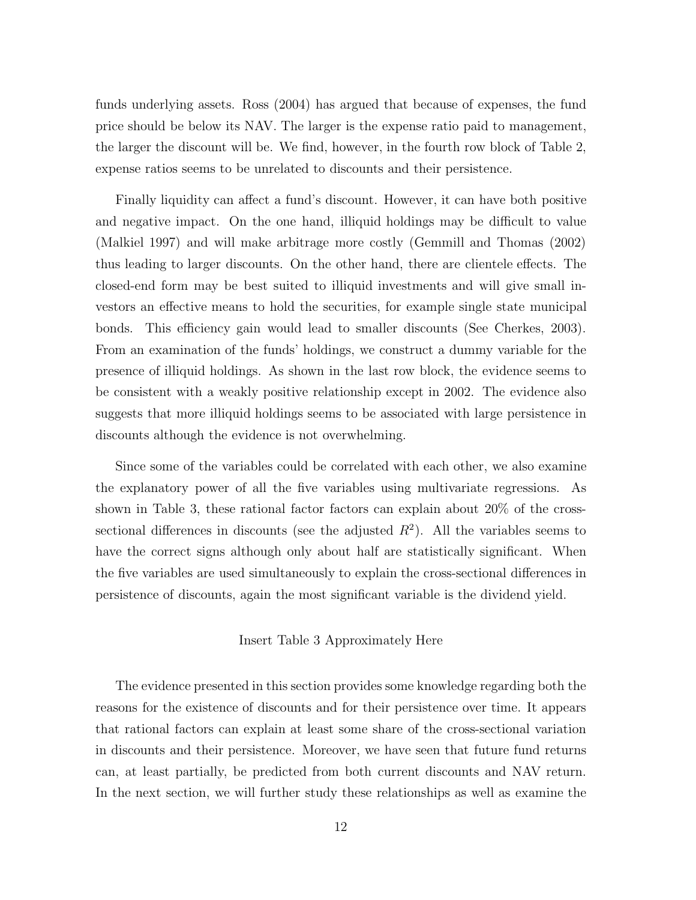funds underlying assets. Ross (2004) has argued that because of expenses, the fund price should be below its NAV. The larger is the expense ratio paid to management, the larger the discount will be. We find, however, in the fourth row block of Table 2, expense ratios seems to be unrelated to discounts and their persistence.

Finally liquidity can affect a fund's discount. However, it can have both positive and negative impact. On the one hand, illiquid holdings may be difficult to value (Malkiel 1997) and will make arbitrage more costly (Gemmill and Thomas (2002) thus leading to larger discounts. On the other hand, there are clientele effects. The closed-end form may be best suited to illiquid investments and will give small investors an effective means to hold the securities, for example single state municipal bonds. This efficiency gain would lead to smaller discounts (See Cherkes, 2003). From an examination of the funds' holdings, we construct a dummy variable for the presence of illiquid holdings. As shown in the last row block, the evidence seems to be consistent with a weakly positive relationship except in 2002. The evidence also suggests that more illiquid holdings seems to be associated with large persistence in discounts although the evidence is not overwhelming.

Since some of the variables could be correlated with each other, we also examine the explanatory power of all the five variables using multivariate regressions. As shown in Table 3, these rational factor factors can explain about 20% of the cross-sectional differences in discounts (see the adjusted $R^2$). All the variables seems to have the correct signs although only about half are statistically significant. When the five variables are used simultaneously to explain the cross-sectional differences in persistence of discounts, again the most significant variable is the dividend yield.

Insert Table 3 Approximately Here

The evidence presented in this section provides some knowledge regarding both the reasons for the existence of discounts and for their persistence over time. It appears that rational factors can explain at least some share of the cross-sectional variation in discounts and their persistence. Moreover, we have seen that future fund returns can, at least partially, be predicted from both current discounts and NAV return. In the next section, we will further study these relationships as well as examine the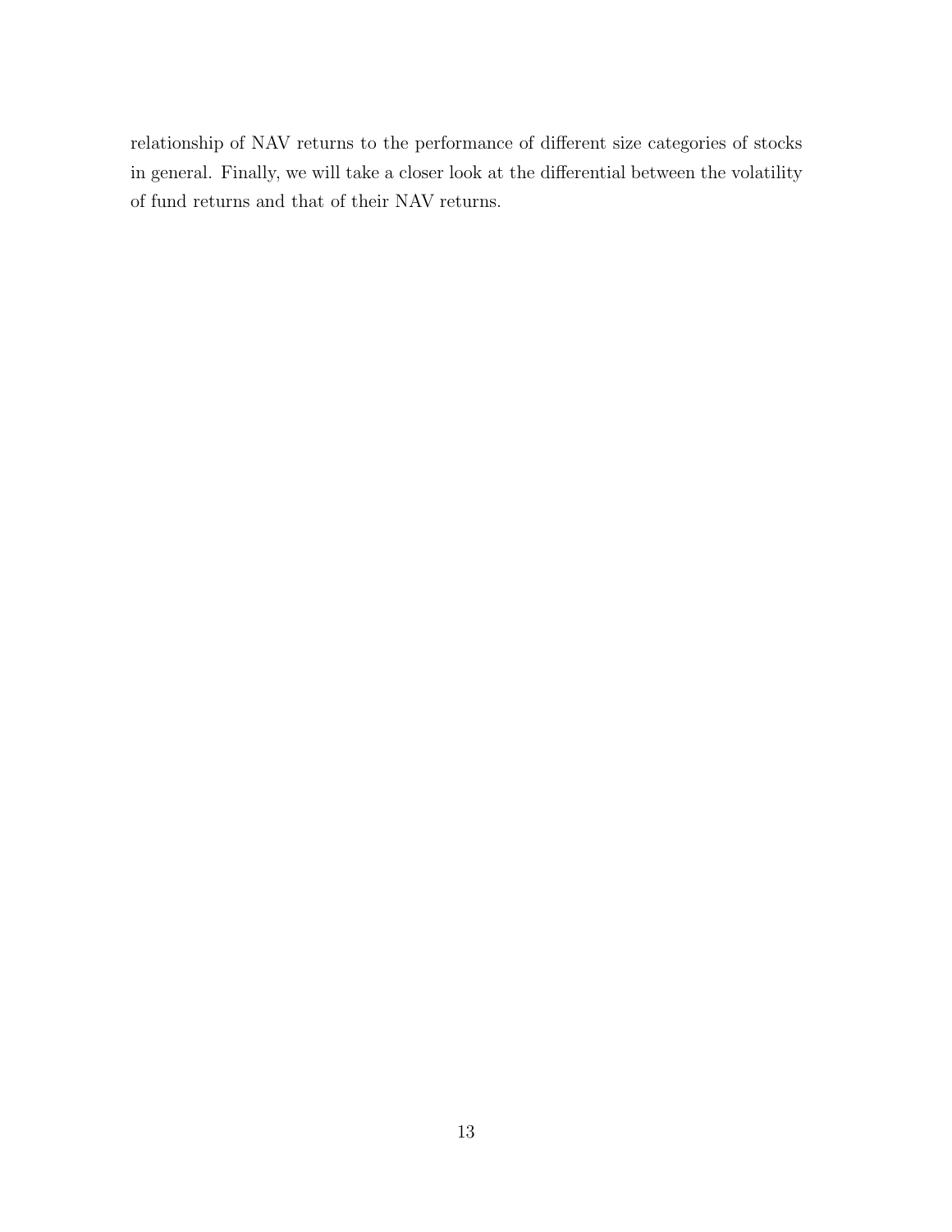relationship of NAV returns to the performance of different size categories of stocks in general. Finally, we will take a closer look at the differential between the volatility of fund returns and that of their NAV returns.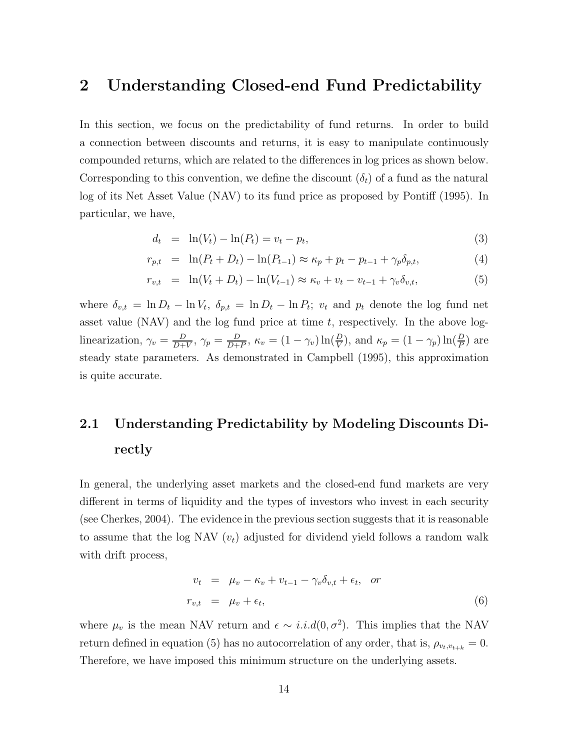## 2 Understanding Closed-end Fund Predictability

In this section, we focus on the predictability of fund returns. In order to build a connection between discounts and returns, it is easy to manipulate continuously compounded returns, which are related to the differences in log prices as shown below. Corresponding to this convention, we define the discount ($\delta_t$) of a fund as the natural log of its Net Asset Value (NAV) to its fund price as proposed by Pontiff (1995). In particular, we have,

$$
\begin{aligned}
d_t &= \ln(V_t) - \ln(P_t) = v_t - p_t, && (3) \\
r_{p,t} &= \ln(P_t + D_t) - \ln(P_{t-1}) \approx \kappa_p + p_t - p_{t-1} + \gamma_p \delta_{p,t}, && (4) \\
r_{v,t} &= \ln(V_t + D_t) - \ln(V_{t-1}) \approx \kappa_v + v_t - v_{t-1} + \gamma_v \delta_{v,t}, && (5)
\end{aligned}
$$

where $\delta_{v,t} = \ln D_t - \ln V_t$, $\delta_{p,t} = \ln D_t - \ln P_t$; $v_t$ and $p_t$ denote the log fund net asset value (NAV) and the log fund price at time $t$, respectively. In the above log-linearization, $\gamma_v = \frac{D}{D+V}$, $\gamma_p = \frac{D}{D+P}$, $\kappa_v = (1-\gamma_v)\ln(\frac{D}{V})$, and $\kappa_p = (1-\gamma_p)\ln(\frac{D}{P})$ are steady state parameters. As demonstrated in Campbell (1995), this approximation is quite accurate.

### 2.1 Understanding Predictability by Modeling Discounts Directly

In general, the underlying asset markets and the closed-end fund markets are very different in terms of liquidity and the types of investors who invest in each security (see Cherkes, 2004). The evidence in the previous section suggests that it is reasonable to assume that the log NAV ($v_t$) adjusted for dividend yield follows a random walk with drift process,

$$
\begin{aligned}
v_t &= \mu_v - \kappa_v + v_{t-1} - \gamma_v \delta_{v,t} + \epsilon_t, \quad or \\
r_{v,t} &= \mu_v + \epsilon_t, && (6)
\end{aligned}
$$

where $\mu_v$ is the mean NAV return and $\epsilon \sim i.i.d(0, \sigma^2)$. This implies that the NAV return defined in equation (5) has no autocorrelation of any order, that is, $\rho_{v_t, v_{t+k}} = 0$. Therefore, we have imposed this minimum structure on the underlying assets.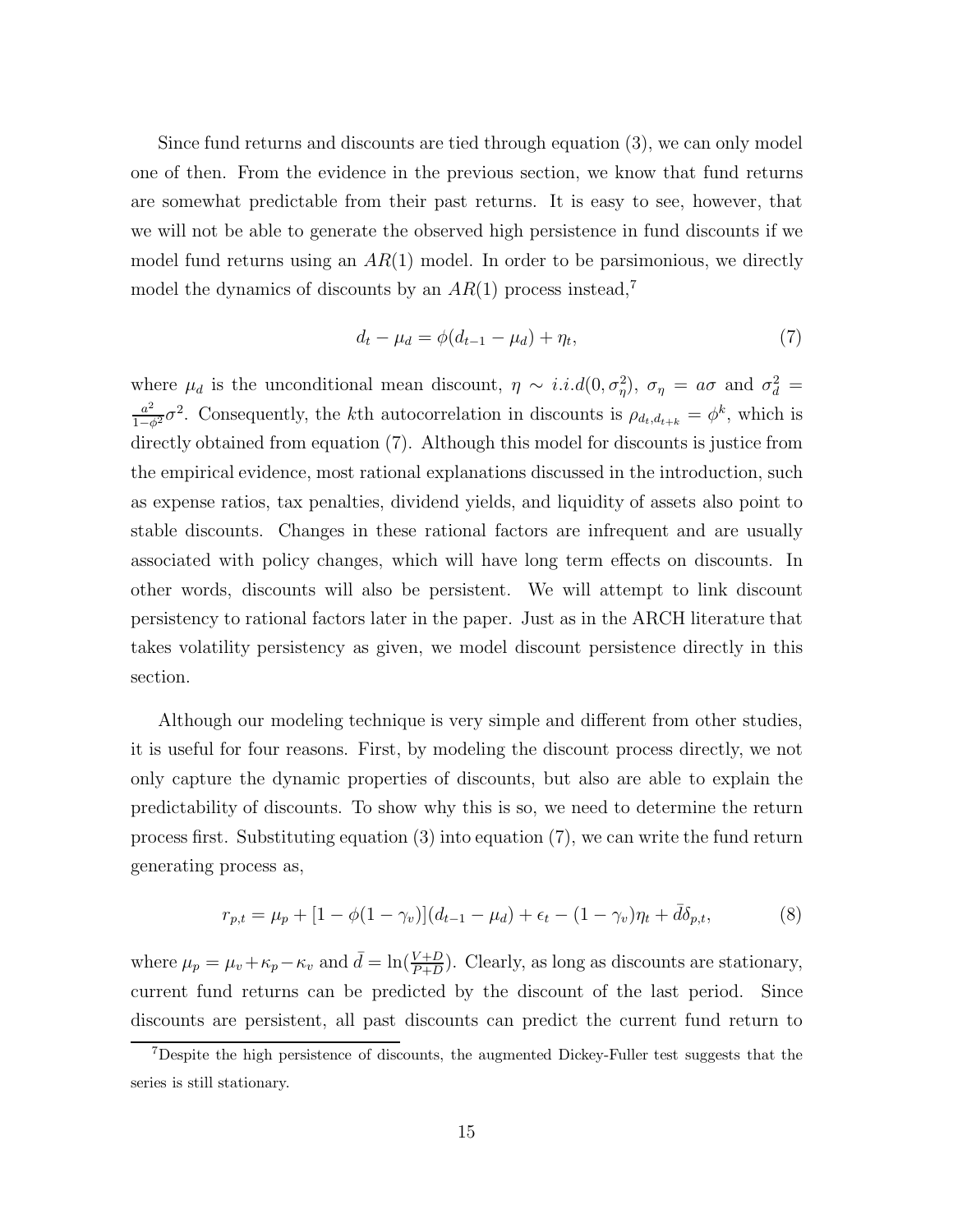Since fund returns and discounts are tied through equation (3), we can only model one of then. From the evidence in the previous section, we know that fund returns are somewhat predictable from their past returns. It is easy to see, however, that we will not be able to generate the observed high persistence in fund discounts if we model fund returns using an $AR(1)$ model. In order to be parsimonious, we directly model the dynamics of discounts by an $AR(1)$ process instead,[7]

$$d_t - \mu_d = \phi(d_{t-1} - \mu_d) + \eta_t, \tag{7}$$

where $\mu_d$ is the unconditional mean discount, $\eta \sim i.i.d(0, \sigma_\eta^2)$, $\sigma_\eta = a\sigma$ and $\sigma_d^2 = \frac{a^2}{1-\phi^2}\sigma^2$. Consequently, the $k$th autocorrelation in discounts is $\rho_{d_t, d_{t+k}} = \phi^k$, which is directly obtained from equation (7). Although this model for discounts is justice from the empirical evidence, most rational explanations discussed in the introduction, such as expense ratios, tax penalties, dividend yields, and liquidity of assets also point to stable discounts. Changes in these rational factors are infrequent and are usually associated with policy changes, which will have long term effects on discounts. In other words, discounts will also be persistent. We will attempt to link discount persistency to rational factors later in the paper. Just as in the ARCH literature that takes volatility persistency as given, we model discount persistence directly in this section.

Although our modeling technique is very simple and different from other studies, it is useful for four reasons. First, by modeling the discount process directly, we not only capture the dynamic properties of discounts, but also are able to explain the predictability of discounts. To show why this is so, we need to determine the return process first. Substituting equation (3) into equation (7), we can write the fund return generating process as,

$$r_{p,t} = \mu_p + [1 - \phi(1 - \gamma_v)](d_{t-1} - \mu_d) + \epsilon_t - (1 - \gamma_v)\eta_t + \bar{d}\delta_{p,t}, \tag{8}$$

where $\mu_p = \mu_v + \kappa_p - \kappa_v$ and $\bar{d} = \ln(\frac{V+D}{P+D})$. Clearly, as long as discounts are stationary, current fund returns can be predicted by the discount of the last period. Since discounts are persistent, all past discounts can predict the current fund return to

[7] Despite the high persistence of discounts, the augmented Dickey-Fuller test suggests that the series is still stationary.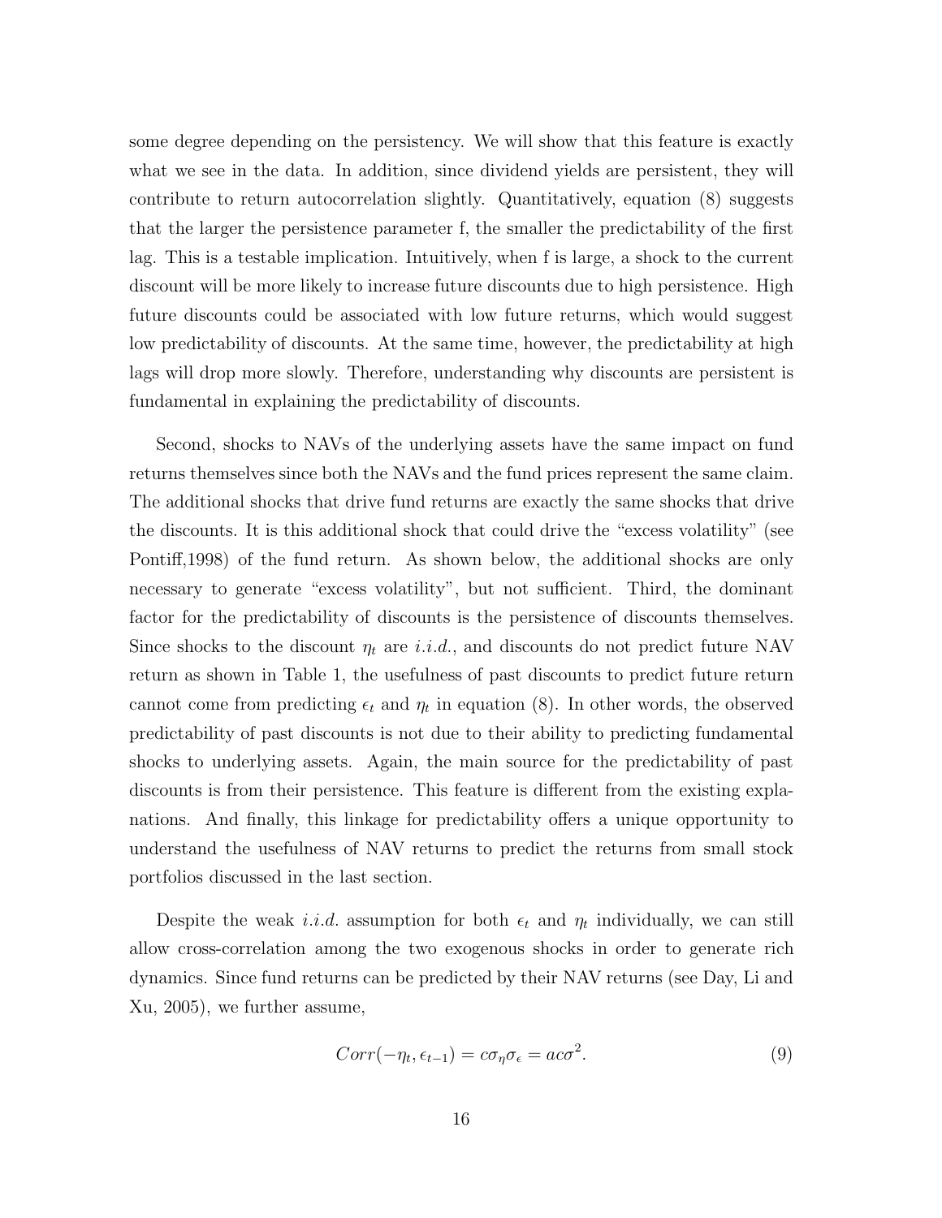some degree depending on the persistency. We will show that this feature is exactly what we see in the data. In addition, since dividend yields are persistent, they will contribute to return autocorrelation slightly. Quantitatively, equation (8) suggests that the larger the persistence parameter f, the smaller the predictability of the first lag. This is a testable implication. Intuitively, when f is large, a shock to the current discount will be more likely to increase future discounts due to high persistence. High future discounts could be associated with low future returns, which would suggest low predictability of discounts. At the same time, however, the predictability at high lags will drop more slowly. Therefore, understanding why discounts are persistent is fundamental in explaining the predictability of discounts.

Second, shocks to NAVs of the underlying assets have the same impact on fund returns themselves since both the NAVs and the fund prices represent the same claim. The additional shocks that drive fund returns are exactly the same shocks that drive the discounts. It is this additional shock that could drive the "excess volatility" (see Pontiff,1998) of the fund return. As shown below, the additional shocks are only necessary to generate "excess volatility", but not sufficient. Third, the dominant factor for the predictability of discounts is the persistence of discounts themselves. Since shocks to the discount $\eta_t$ are *i.i.d.*, and discounts do not predict future NAV return as shown in Table 1, the usefulness of past discounts to predict future return cannot come from predicting $\epsilon_t$ and $\eta_t$ in equation (8). In other words, the observed predictability of past discounts is not due to their ability to predicting fundamental shocks to underlying assets. Again, the main source for the predictability of past discounts is from their persistence. This feature is different from the existing explanations. And finally, this linkage for predictability offers a unique opportunity to understand the usefulness of NAV returns to predict the returns from small stock portfolios discussed in the last section.

Despite the weak *i.i.d.* assumption for both $\epsilon_t$ and $\eta_t$ individually, we can still allow cross-correlation among the two exogenous shocks in order to generate rich dynamics. Since fund returns can be predicted by their NAV returns (see Day, Li and Xu, 2005), we further assume,

$$Corr(-\eta_t, \epsilon_{t-1}) = c\sigma_\eta \sigma_\epsilon = ac\sigma^2. \tag{9}$$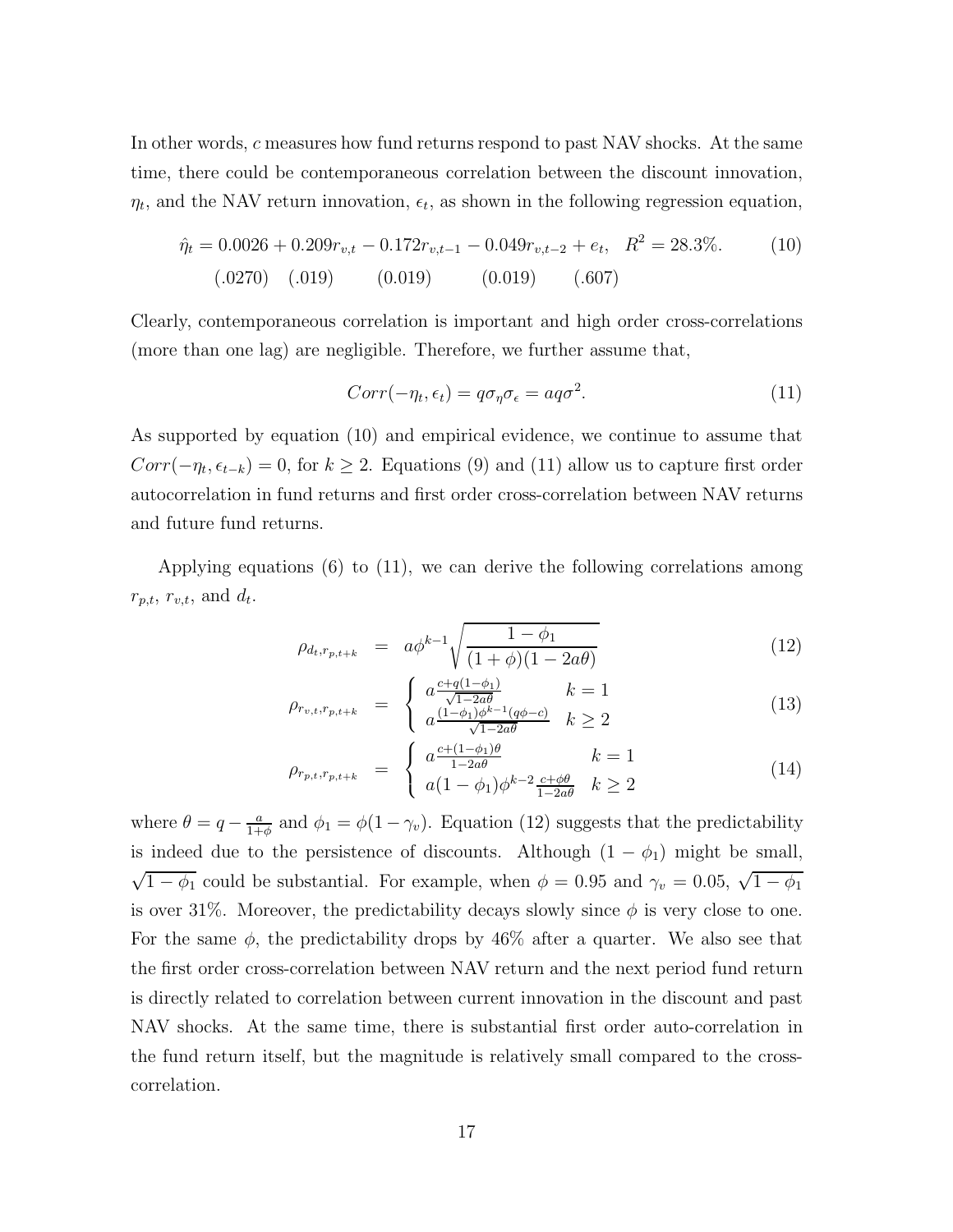In other words, $c$ measures how fund returns respond to past NAV shocks. At the same time, there could be contemporaneous correlation between the discount innovation, $\eta_t$, and the NAV return innovation, $\epsilon_t$, as shown in the following regression equation,

$$\underset{(.0270)}{\hat{\eta}_t = 0.0026} + \underset{(.019)}{0.209 r_{v,t}} - \underset{(0.019)}{0.172 r_{v,t-1}} - \underset{(0.019)}{0.049 r_{v,t-2}} + \underset{(.607)}{e_t}, \quad R^2 = 28.3\%. \tag{10}$$

Clearly, contemporaneous correlation is important and high order cross-correlations (more than one lag) are negligible. Therefore, we further assume that,

$$Corr(-\eta_t, \epsilon_t) = q\sigma_\eta \sigma_\epsilon = aq\sigma^2. \tag{11}$$

As supported by equation (10) and empirical evidence, we continue to assume that $Corr(-\eta_t, \epsilon_{t-k}) = 0$, for $k \geq 2$. Equations (9) and (11) allow us to capture first order autocorrelation in fund returns and first order cross-correlation between NAV returns and future fund returns.

Applying equations (6) to (11), we can derive the following correlations among $r_{p,t}$, $r_{v,t}$, and $d_t$.

$$\rho_{d_t, r_{p,t+k}} = a\phi^{k-1}\sqrt{\frac{1-\phi_1}{(1+\phi)(1-2a\theta)}} \tag{12}$$

$$\rho_{r_{v,t}, r_{p,t+k}} = \begin{cases} a\frac{c+q(1-\phi_1)}{\sqrt{1-2a\theta}} & k = 1 \\ a\frac{(1-\phi_1)\phi^{k-1}(q\phi - c)}{\sqrt{1-2a\theta}} & k \geq 2 \end{cases} \tag{13}$$

$$\rho_{r_{p,t}, r_{p,t+k}} = \begin{cases} a\frac{c+(1-\phi_1)\theta}{1-2a\theta} & k = 1 \\ a(1-\phi_1)\phi^{k-2}\frac{c+\phi\theta}{1-2a\theta} & k \geq 2 \end{cases} \tag{14}$$

where $\theta = q - \frac{a}{1+\phi}$ and $\phi_1 = \phi(1-\gamma_v)$. Equation (12) suggests that the predictability is indeed due to the persistence of discounts. Although $(1-\phi_1)$ might be small, $\sqrt{1-\phi_1}$ could be substantial. For example, when $\phi = 0.95$ and $\gamma_v = 0.05$, $\sqrt{1-\phi_1}$ is over 31%. Moreover, the predictability decays slowly since $\phi$ is very close to one. For the same $\phi$, the predictability drops by 46% after a quarter. We also see that the first order cross-correlation between NAV return and the next period fund return is directly related to correlation between current innovation in the discount and past NAV shocks. At the same time, there is substantial first order auto-correlation in the fund return itself, but the magnitude is relatively small compared to the cross-correlation.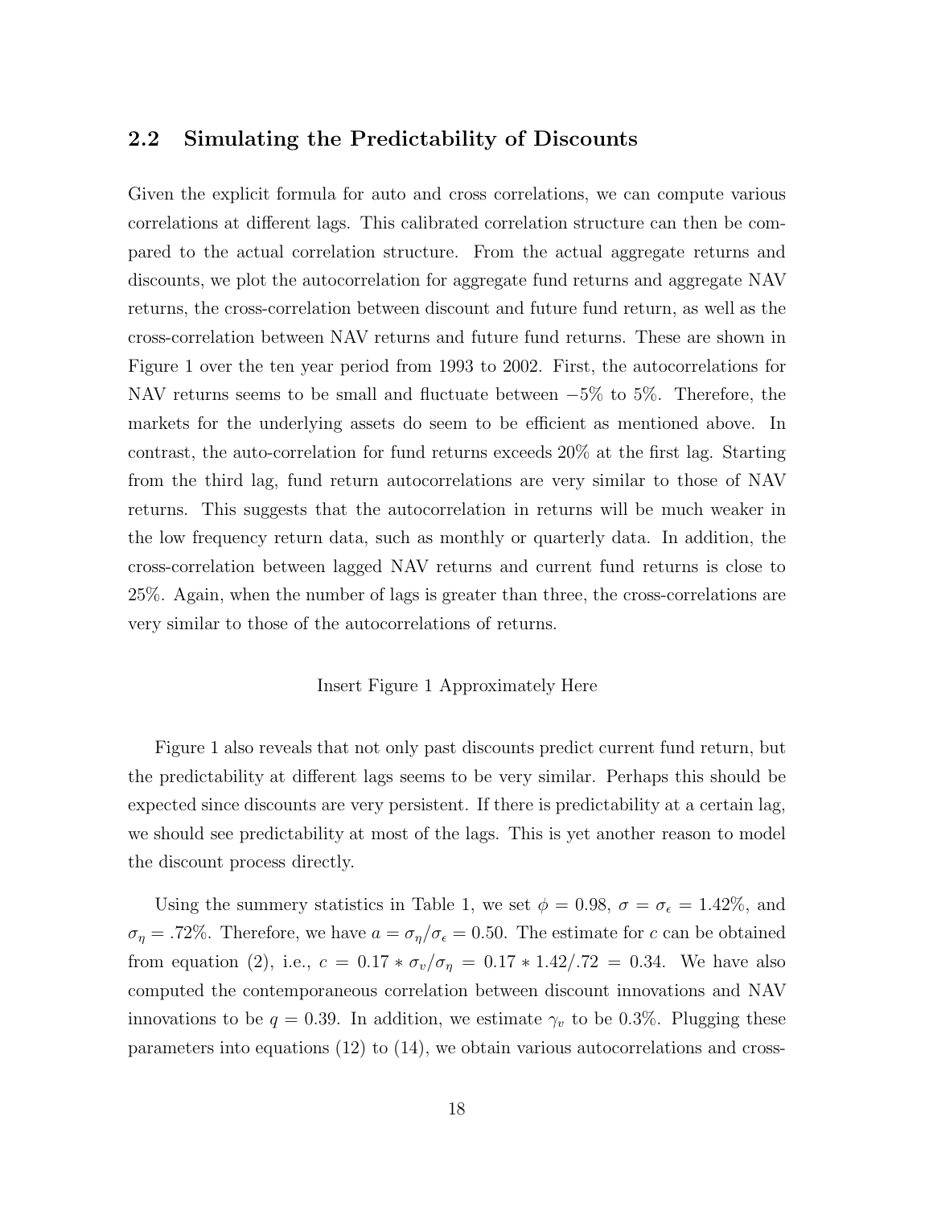## 2.2 Simulating the Predictability of Discounts

Given the explicit formula for auto and cross correlations, we can compute various correlations at different lags. This calibrated correlation structure can then be compared to the actual correlation structure. From the actual aggregate returns and discounts, we plot the autocorrelation for aggregate fund returns and aggregate NAV returns, the cross-correlation between discount and future fund return, as well as the cross-correlation between NAV returns and future fund returns. These are shown in Figure 1 over the ten year period from 1993 to 2002. First, the autocorrelations for NAV returns seems to be small and fluctuate between $-5\%$ to $5\%$. Therefore, the markets for the underlying assets do seem to be efficient as mentioned above. In contrast, the auto-correlation for fund returns exceeds $20\%$ at the first lag. Starting from the third lag, fund return autocorrelations are very similar to those of NAV returns. This suggests that the autocorrelation in returns will be much weaker in the low frequency return data, such as monthly or quarterly data. In addition, the cross-correlation between lagged NAV returns and current fund returns is close to $25\%$. Again, when the number of lags is greater than three, the cross-correlations are very similar to those of the autocorrelations of returns.

Insert Figure 1 Approximately Here

Figure 1 also reveals that not only past discounts predict current fund return, but the predictability at different lags seems to be very similar. Perhaps this should be expected since discounts are very persistent. If there is predictability at a certain lag, we should see predictability at most of the lags. This is yet another reason to model the discount process directly.

Using the summery statistics in Table 1, we set $\phi = 0.98$, $\sigma = \sigma_\epsilon = 1.42\%$, and $\sigma_\eta = .72\%$. Therefore, we have $a = \sigma_\eta/\sigma_\epsilon = 0.50$. The estimate for $c$ can be obtained from equation (2), i.e., $c = 0.17 * \sigma_v/\sigma_\eta = 0.17 * 1.42/.72 = 0.34$. We have also computed the contemporaneous correlation between discount innovations and NAV innovations to be $q = 0.39$. In addition, we estimate $\gamma_v$ to be $0.3\%$. Plugging these parameters into equations (12) to (14), we obtain various autocorrelations and cross-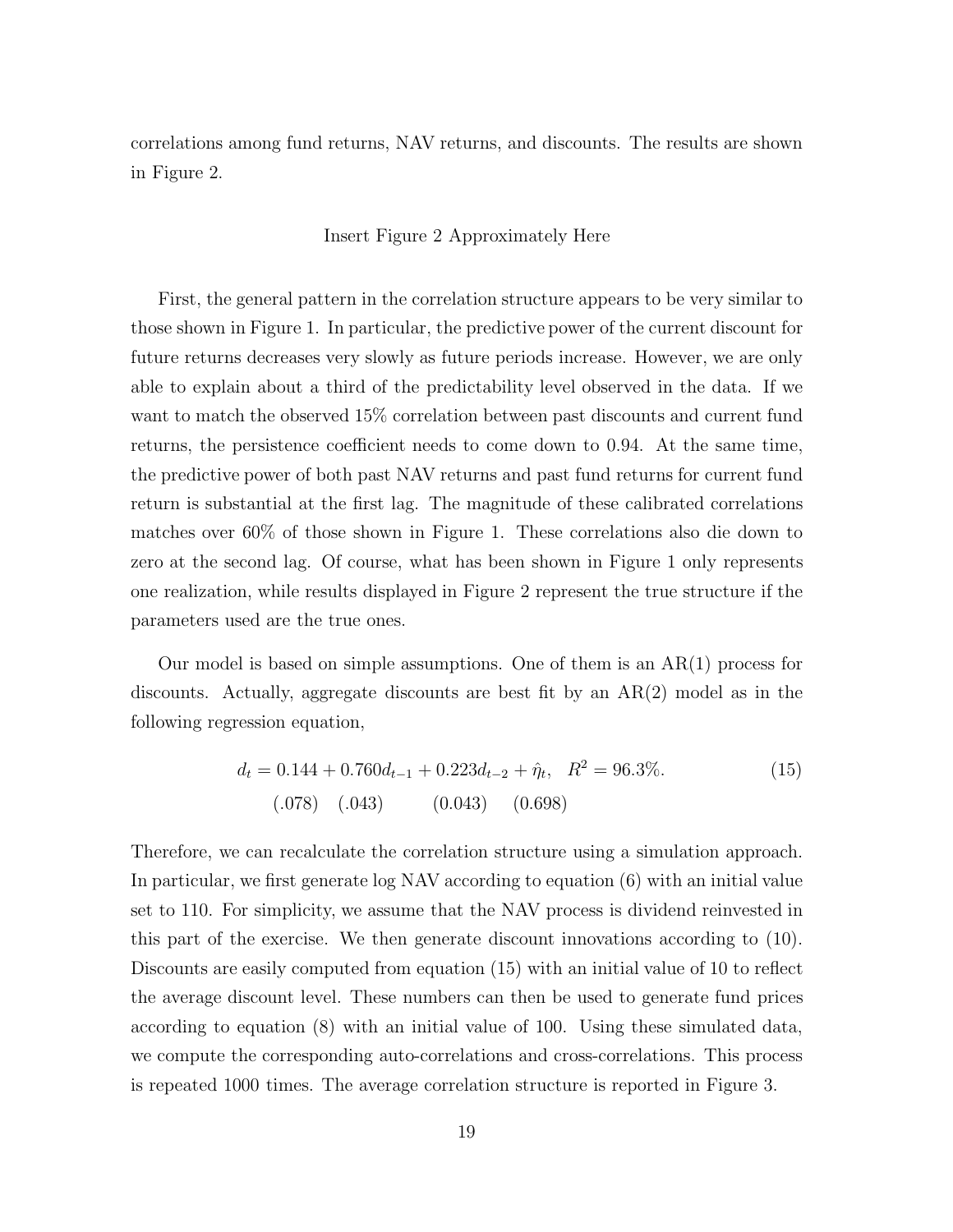correlations among fund returns, NAV returns, and discounts. The results are shown in Figure 2.

Insert Figure 2 Approximately Here

First, the general pattern in the correlation structure appears to be very similar to those shown in Figure 1. In particular, the predictive power of the current discount for future returns decreases very slowly as future periods increase. However, we are only able to explain about a third of the predictability level observed in the data. If we want to match the observed 15% correlation between past discounts and current fund returns, the persistence coefficient needs to come down to 0.94. At the same time, the predictive power of both past NAV returns and past fund returns for current fund return is substantial at the first lag. The magnitude of these calibrated correlations matches over 60% of those shown in Figure 1. These correlations also die down to zero at the second lag. Of course, what has been shown in Figure 1 only represents one realization, while results displayed in Figure 2 represent the true structure if the parameters used are the true ones.

Our model is based on simple assumptions. One of them is an AR(1) process for discounts. Actually, aggregate discounts are best fit by an AR(2) model as in the following regression equation,

$$
\begin{aligned}
d_t = \underset{(.078)}{0.144} + \underset{(.043)}{0.760}d_{t-1} + \underset{(0.043)}{0.223}d_{t-2} + \underset{(0.698)}{\hat{\eta}_t}, \quad R^2 = 96.3\%. \qquad (15)
\end{aligned}
$$

Therefore, we can recalculate the correlation structure using a simulation approach. In particular, we first generate log NAV according to equation (6) with an initial value set to 110. For simplicity, we assume that the NAV process is dividend reinvested in this part of the exercise. We then generate discount innovations according to (10). Discounts are easily computed from equation (15) with an initial value of 10 to reflect the average discount level. These numbers can then be used to generate fund prices according to equation (8) with an initial value of 100. Using these simulated data, we compute the corresponding auto-correlations and cross-correlations. This process is repeated 1000 times. The average correlation structure is reported in Figure 3.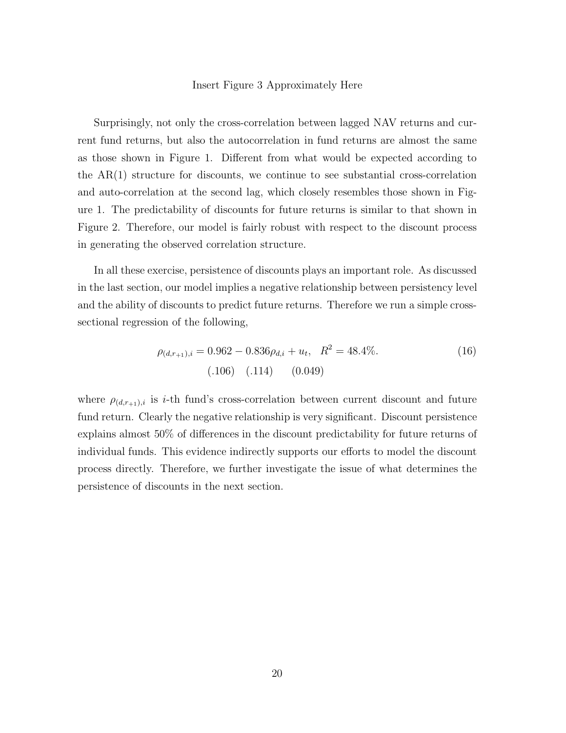Insert Figure 3 Approximately Here

Surprisingly, not only the cross-correlation between lagged NAV returns and current fund returns, but also the autocorrelation in fund returns are almost the same as those shown in Figure 1. Different from what would be expected according to the AR(1) structure for discounts, we continue to see substantial cross-correlation and auto-correlation at the second lag, which closely resembles those shown in Figure 1. The predictability of discounts for future returns is similar to that shown in Figure 2. Therefore, our model is fairly robust with respect to the discount process in generating the observed correlation structure.

In all these exercise, persistence of discounts plays an important role. As discussed in the last section, our model implies a negative relationship between persistency level and the ability of discounts to predict future returns. Therefore we run a simple cross-sectional regression of the following,

$$\underset{}{\rho_{(d,r_{+1}),i}} = \underset{(.106)}{0.962} - \underset{(.114)}{0.836}\rho_{d,i} + u_t, \quad \underset{(0.049)}{R^2 = 48.4\%}. \tag{16}$$

where $\rho_{(d,r_{+1}),i}$ is $i$-th fund's cross-correlation between current discount and future fund return. Clearly the negative relationship is very significant. Discount persistence explains almost 50% of differences in the discount predictability for future returns of individual funds. This evidence indirectly supports our efforts to model the discount process directly. Therefore, we further investigate the issue of what determines the persistence of discounts in the next section.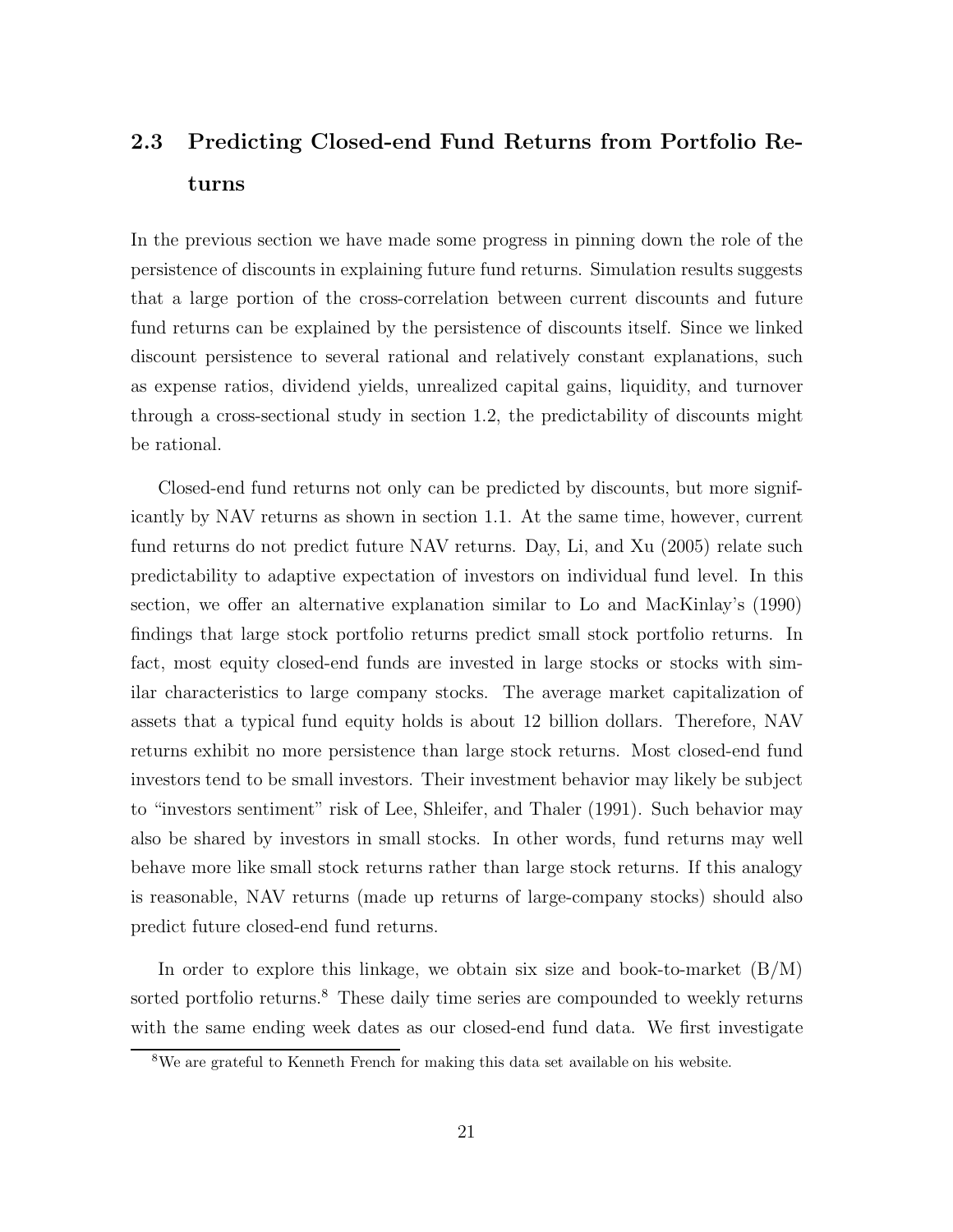## 2.3 Predicting Closed-end Fund Returns from Portfolio Returns

In the previous section we have made some progress in pinning down the role of the persistence of discounts in explaining future fund returns. Simulation results suggests that a large portion of the cross-correlation between current discounts and future fund returns can be explained by the persistence of discounts itself. Since we linked discount persistence to several rational and relatively constant explanations, such as expense ratios, dividend yields, unrealized capital gains, liquidity, and turnover through a cross-sectional study in section 1.2, the predictability of discounts might be rational.

Closed-end fund returns not only can be predicted by discounts, but more significantly by NAV returns as shown in section 1.1. At the same time, however, current fund returns do not predict future NAV returns. Day, Li, and Xu (2005) relate such predictability to adaptive expectation of investors on individual fund level. In this section, we offer an alternative explanation similar to Lo and MacKinlay's (1990) findings that large stock portfolio returns predict small stock portfolio returns. In fact, most equity closed-end funds are invested in large stocks or stocks with similar characteristics to large company stocks. The average market capitalization of assets that a typical fund equity holds is about 12 billion dollars. Therefore, NAV returns exhibit no more persistence than large stock returns. Most closed-end fund investors tend to be small investors. Their investment behavior may likely be subject to "investors sentiment" risk of Lee, Shleifer, and Thaler (1991). Such behavior may also be shared by investors in small stocks. In other words, fund returns may well behave more like small stock returns rather than large stock returns. If this analogy is reasonable, NAV returns (made up returns of large-company stocks) should also predict future closed-end fund returns.

In order to explore this linkage, we obtain six size and book-to-market (B/M) sorted portfolio returns.[8] These daily time series are compounded to weekly returns with the same ending week dates as our closed-end fund data. We first investigate

[8] We are grateful to Kenneth French for making this data set available on his website.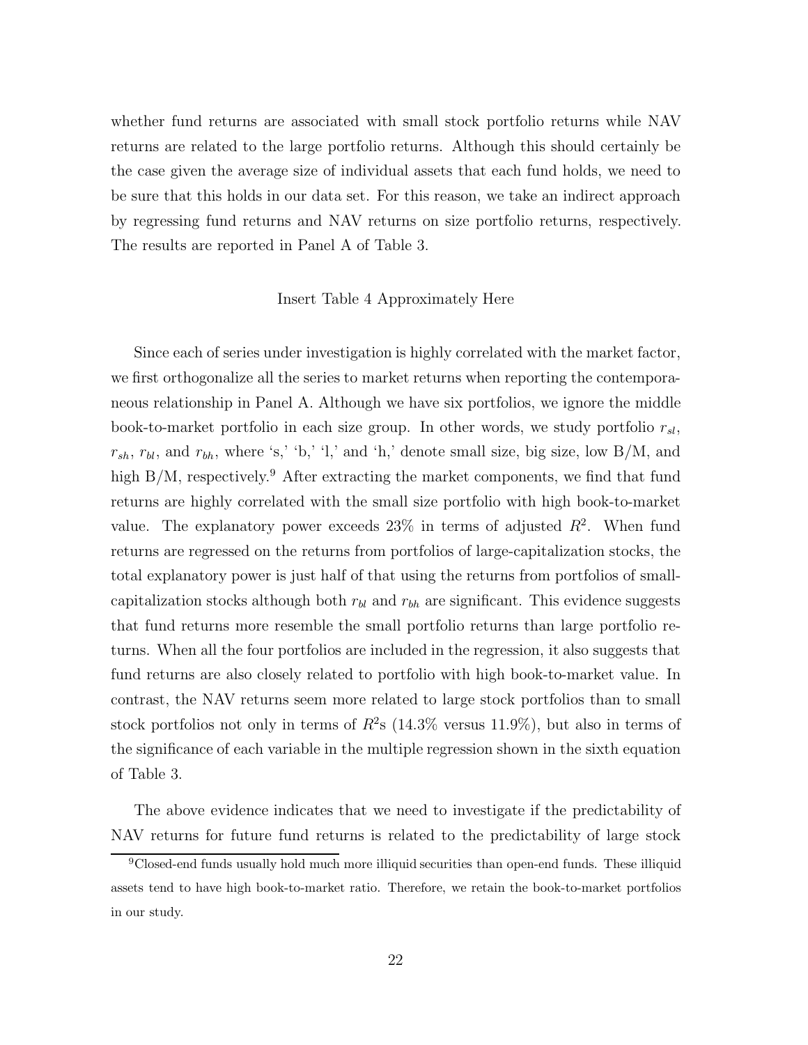whether fund returns are associated with small stock portfolio returns while NAV returns are related to the large portfolio returns. Although this should certainly be the case given the average size of individual assets that each fund holds, we need to be sure that this holds in our data set. For this reason, we take an indirect approach by regressing fund returns and NAV returns on size portfolio returns, respectively. The results are reported in Panel A of Table 3.

Insert Table 4 Approximately Here

Since each of series under investigation is highly correlated with the market factor, we first orthogonalize all the series to market returns when reporting the contemporaneous relationship in Panel A. Although we have six portfolios, we ignore the middle book-to-market portfolio in each size group. In other words, we study portfolio $r_{sl}$, $r_{sh}$, $r_{bl}$, and $r_{bh}$, where 's,' 'b,' 'l,' and 'h,' denote small size, big size, low B/M, and high B/M, respectively.[9] After extracting the market components, we find that fund returns are highly correlated with the small size portfolio with high book-to-market value. The explanatory power exceeds 23% in terms of adjusted $R^2$. When fund returns are regressed on the returns from portfolios of large-capitalization stocks, the total explanatory power is just half of that using the returns from portfolios of small-capitalization stocks although both $r_{bl}$ and $r_{bh}$ are significant. This evidence suggests that fund returns more resemble the small portfolio returns than large portfolio returns. When all the four portfolios are included in the regression, it also suggests that fund returns are also closely related to portfolio with high book-to-market value. In contrast, the NAV returns seem more related to large stock portfolios than to small stock portfolios not only in terms of $R^2$s (14.3% versus 11.9%), but also in terms of the significance of each variable in the multiple regression shown in the sixth equation of Table 3.

The above evidence indicates that we need to investigate if the predictability of NAV returns for future fund returns is related to the predictability of large stock

[9] Closed-end funds usually hold much more illiquid securities than open-end funds. These illiquid assets tend to have high book-to-market ratio. Therefore, we retain the book-to-market portfolios in our study.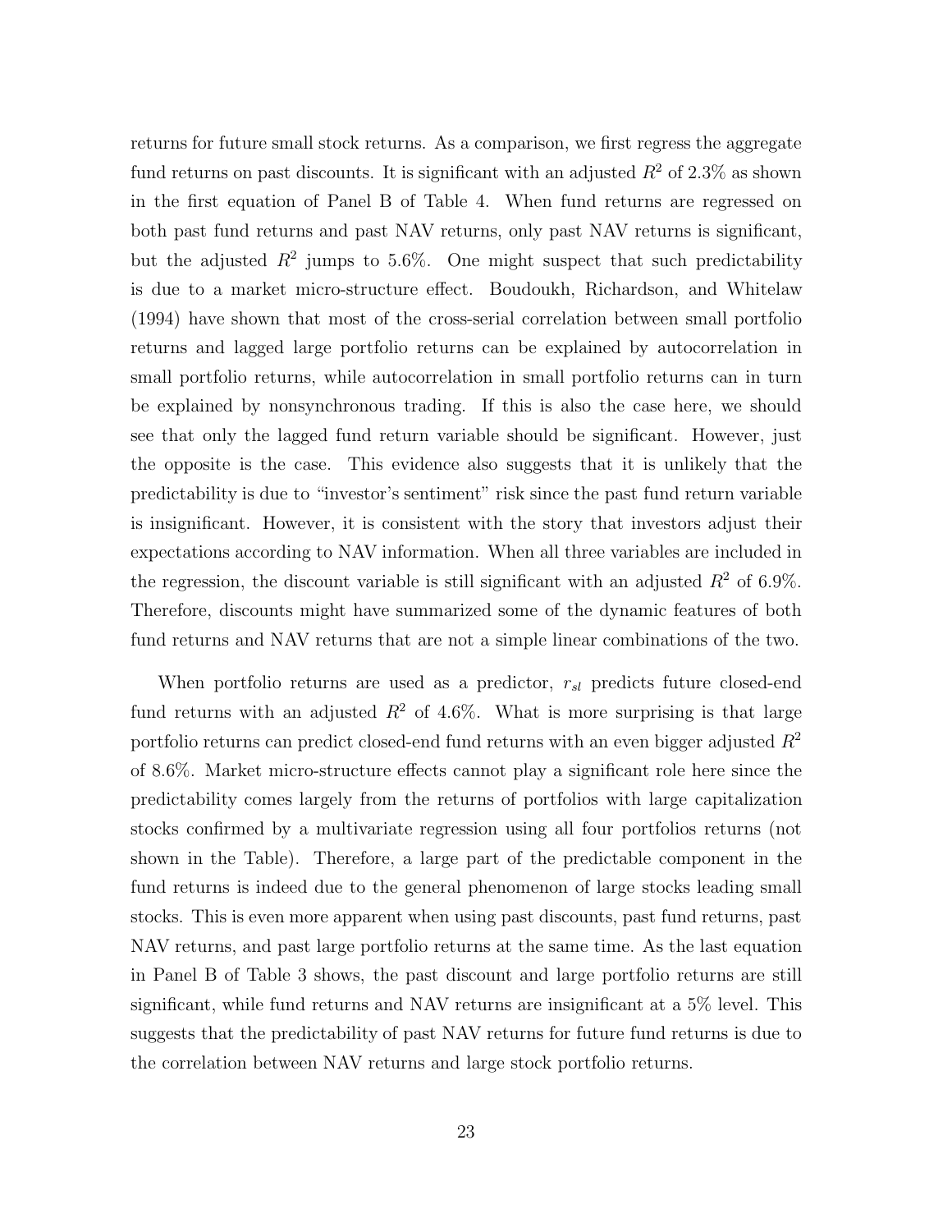returns for future small stock returns. As a comparison, we first regress the aggregate fund returns on past discounts. It is significant with an adjusted $R^2$ of 2.3% as shown in the first equation of Panel B of Table 4. When fund returns are regressed on both past fund returns and past NAV returns, only past NAV returns is significant, but the adjusted $R^2$ jumps to 5.6%. One might suspect that such predictability is due to a market micro-structure effect. Boudoukh, Richardson, and Whitelaw (1994) have shown that most of the cross-serial correlation between small portfolio returns and lagged large portfolio returns can be explained by autocorrelation in small portfolio returns, while autocorrelation in small portfolio returns can in turn be explained by nonsynchronous trading. If this is also the case here, we should see that only the lagged fund return variable should be significant. However, just the opposite is the case. This evidence also suggests that it is unlikely that the predictability is due to "investor's sentiment" risk since the past fund return variable is insignificant. However, it is consistent with the story that investors adjust their expectations according to NAV information. When all three variables are included in the regression, the discount variable is still significant with an adjusted $R^2$ of 6.9%. Therefore, discounts might have summarized some of the dynamic features of both fund returns and NAV returns that are not a simple linear combinations of the two.

When portfolio returns are used as a predictor, $r_{sl}$ predicts future closed-end fund returns with an adjusted $R^2$ of 4.6%. What is more surprising is that large portfolio returns can predict closed-end fund returns with an even bigger adjusted $R^2$ of 8.6%. Market micro-structure effects cannot play a significant role here since the predictability comes largely from the returns of portfolios with large capitalization stocks confirmed by a multivariate regression using all four portfolios returns (not shown in the Table). Therefore, a large part of the predictable component in the fund returns is indeed due to the general phenomenon of large stocks leading small stocks. This is even more apparent when using past discounts, past fund returns, past NAV returns, and past large portfolio returns at the same time. As the last equation in Panel B of Table 3 shows, the past discount and large portfolio returns are still significant, while fund returns and NAV returns are insignificant at a 5% level. This suggests that the predictability of past NAV returns for future fund returns is due to the correlation between NAV returns and large stock portfolio returns.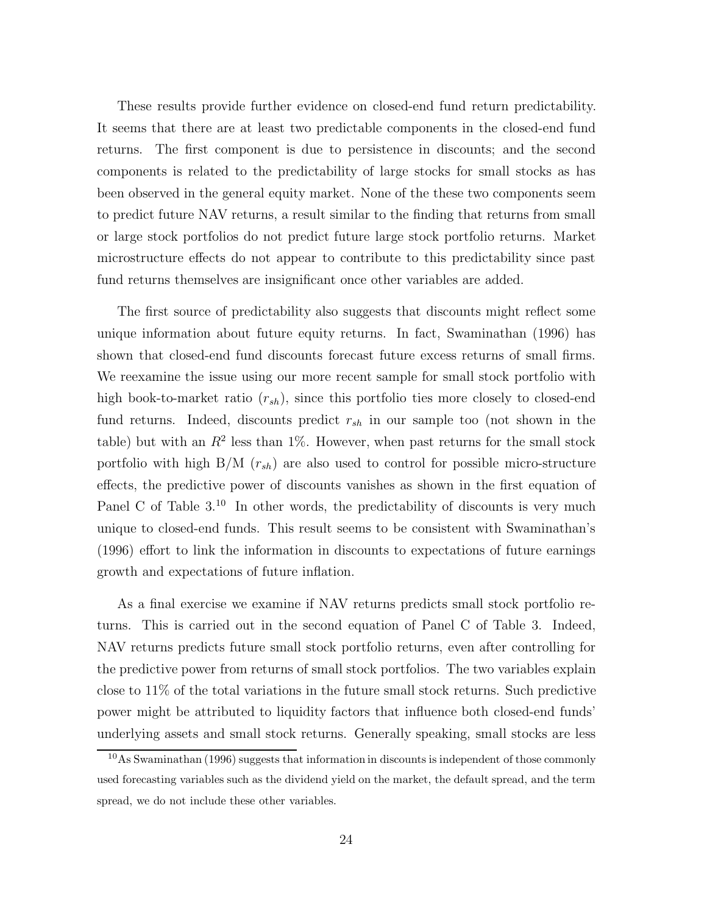These results provide further evidence on closed-end fund return predictability. It seems that there are at least two predictable components in the closed-end fund returns. The first component is due to persistence in discounts; and the second components is related to the predictability of large stocks for small stocks as has been observed in the general equity market. None of the these two components seem to predict future NAV returns, a result similar to the finding that returns from small or large stock portfolios do not predict future large stock portfolio returns. Market microstructure effects do not appear to contribute to this predictability since past fund returns themselves are insignificant once other variables are added.

The first source of predictability also suggests that discounts might reflect some unique information about future equity returns. In fact, Swaminathan (1996) has shown that closed-end fund discounts forecast future excess returns of small firms. We reexamine the issue using our more recent sample for small stock portfolio with high book-to-market ratio ($r_{sh}$), since this portfolio ties more closely to closed-end fund returns. Indeed, discounts predict $r_{sh}$ in our sample too (not shown in the table) but with an $R^2$ less than 1%. However, when past returns for the small stock portfolio with high B/M ($r_{sh}$) are also used to control for possible micro-structure effects, the predictive power of discounts vanishes as shown in the first equation of Panel C of Table 3.[10] In other words, the predictability of discounts is very much unique to closed-end funds. This result seems to be consistent with Swaminathan's (1996) effort to link the information in discounts to expectations of future earnings growth and expectations of future inflation.

As a final exercise we examine if NAV returns predicts small stock portfolio returns. This is carried out in the second equation of Panel C of Table 3. Indeed, NAV returns predicts future small stock portfolio returns, even after controlling for the predictive power from returns of small stock portfolios. The two variables explain close to 11% of the total variations in the future small stock returns. Such predictive power might be attributed to liquidity factors that influence both closed-end funds' underlying assets and small stock returns. Generally speaking, small stocks are less

[10] As Swaminathan (1996) suggests that information in discounts is independent of those commonly used forecasting variables such as the dividend yield on the market, the default spread, and the term spread, we do not include these other variables.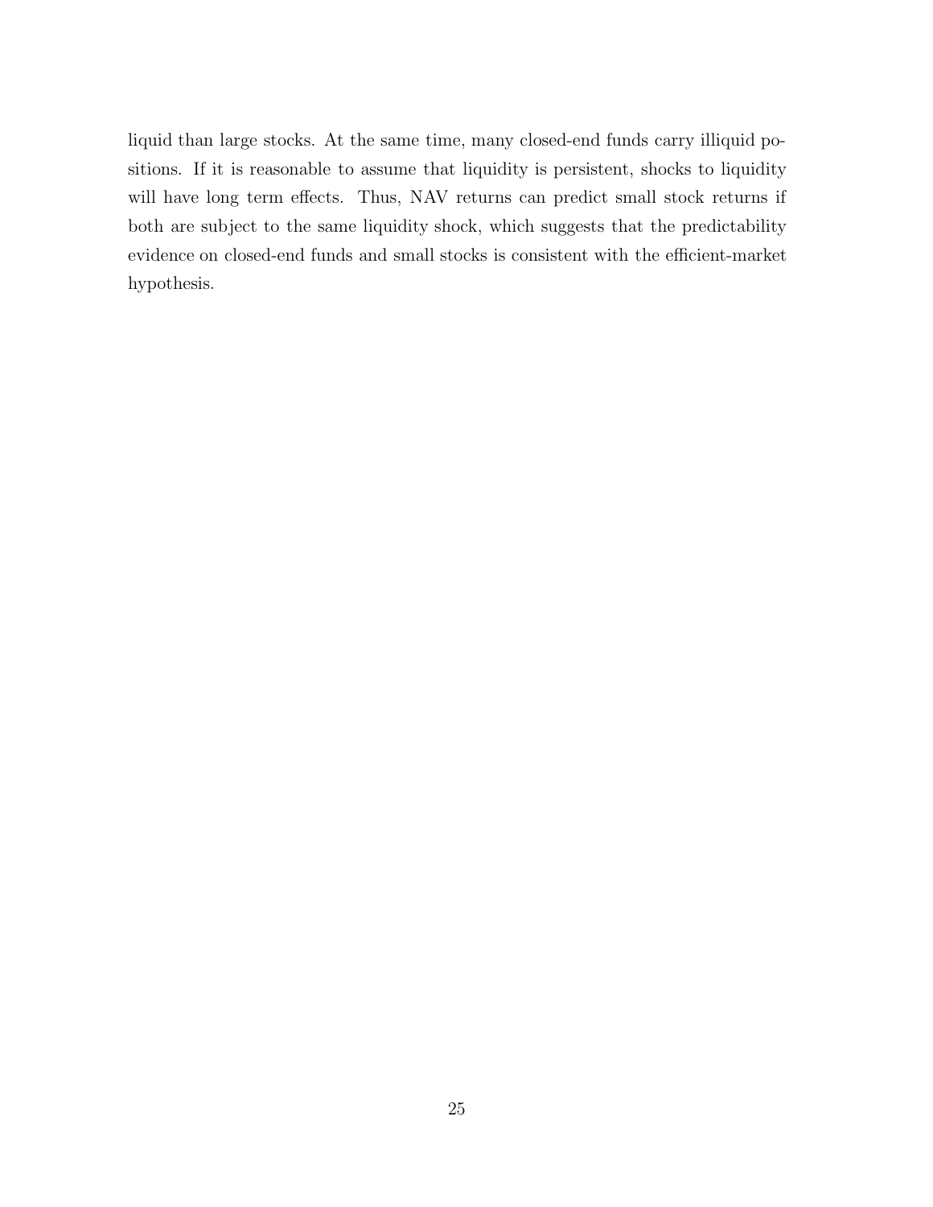liquid than large stocks. At the same time, many closed-end funds carry illiquid positions. If it is reasonable to assume that liquidity is persistent, shocks to liquidity will have long term effects. Thus, NAV returns can predict small stock returns if both are subject to the same liquidity shock, which suggests that the predictability evidence on closed-end funds and small stocks is consistent with the efficient-market hypothesis.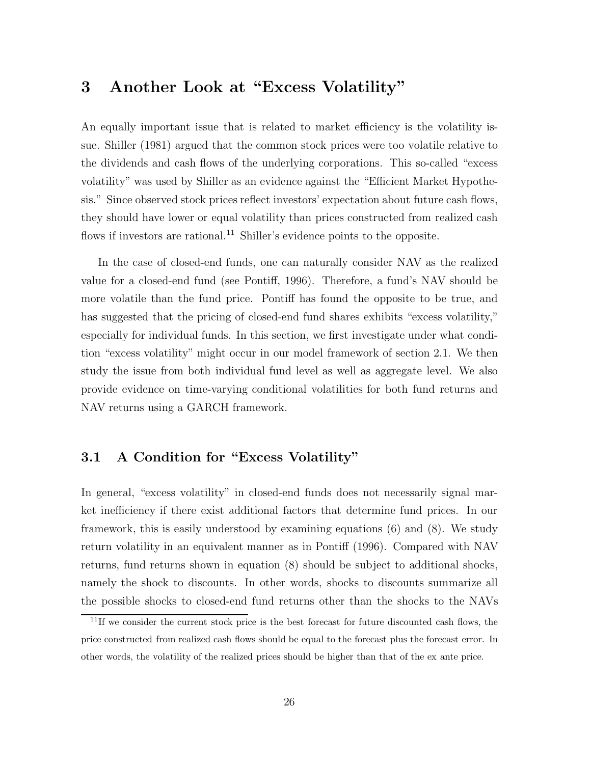## 3 Another Look at "Excess Volatility"

An equally important issue that is related to market efficiency is the volatility issue. Shiller (1981) argued that the common stock prices were too volatile relative to the dividends and cash flows of the underlying corporations. This so-called "excess volatility" was used by Shiller as an evidence against the "Efficient Market Hypothesis." Since observed stock prices reflect investors' expectation about future cash flows, they should have lower or equal volatility than prices constructed from realized cash flows if investors are rational.[11] Shiller's evidence points to the opposite.

In the case of closed-end funds, one can naturally consider NAV as the realized value for a closed-end fund (see Pontiff, 1996). Therefore, a fund's NAV should be more volatile than the fund price. Pontiff has found the opposite to be true, and has suggested that the pricing of closed-end fund shares exhibits "excess volatility," especially for individual funds. In this section, we first investigate under what condition "excess volatility" might occur in our model framework of section 2.1. We then study the issue from both individual fund level as well as aggregate level. We also provide evidence on time-varying conditional volatilities for both fund returns and NAV returns using a GARCH framework.

### 3.1 A Condition for "Excess Volatility"

In general, "excess volatility" in closed-end funds does not necessarily signal market inefficiency if there exist additional factors that determine fund prices. In our framework, this is easily understood by examining equations (6) and (8). We study return volatility in an equivalent manner as in Pontiff (1996). Compared with NAV returns, fund returns shown in equation (8) should be subject to additional shocks, namely the shock to discounts. In other words, shocks to discounts summarize all the possible shocks to closed-end fund returns other than the shocks to the NAVs

[11] If we consider the current stock price is the best forecast for future discounted cash flows, the price constructed from realized cash flows should be equal to the forecast plus the forecast error. In other words, the volatility of the realized prices should be higher than that of the ex ante price.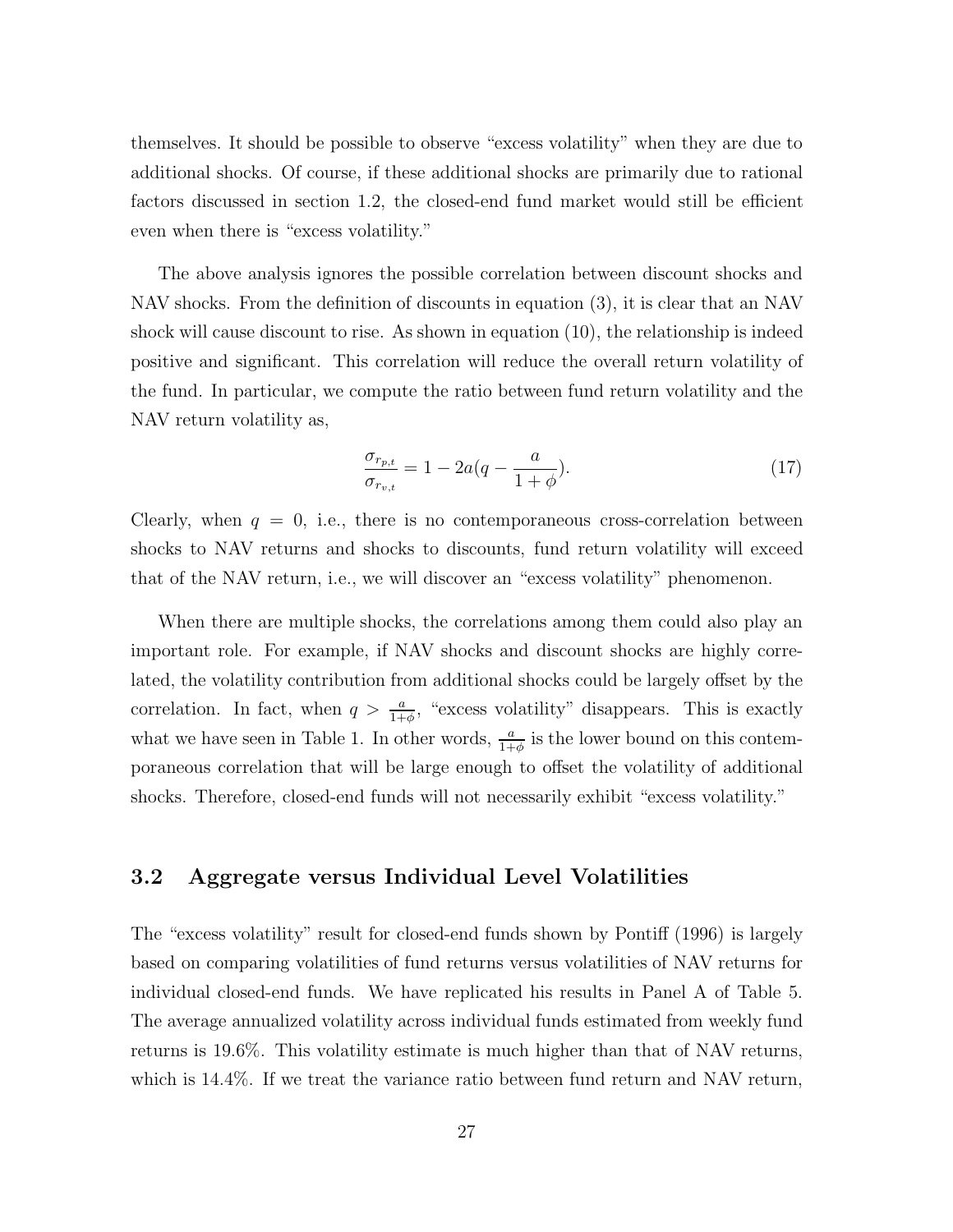themselves. It should be possible to observe "excess volatility" when they are due to additional shocks. Of course, if these additional shocks are primarily due to rational factors discussed in section 1.2, the closed-end fund market would still be efficient even when there is "excess volatility."

The above analysis ignores the possible correlation between discount shocks and NAV shocks. From the definition of discounts in equation (3), it is clear that an NAV shock will cause discount to rise. As shown in equation (10), the relationship is indeed positive and significant. This correlation will reduce the overall return volatility of the fund. In particular, we compute the ratio between fund return volatility and the NAV return volatility as,

$$\frac{\sigma_{r_{p,t}}}{\sigma_{r_{v,t}}} = 1 - 2a(q - \frac{a}{1+\phi}). \tag{17}$$

Clearly, when $q = 0$, i.e., there is no contemporaneous cross-correlation between shocks to NAV returns and shocks to discounts, fund return volatility will exceed that of the NAV return, i.e., we will discover an "excess volatility" phenomenon.

When there are multiple shocks, the correlations among them could also play an important role. For example, if NAV shocks and discount shocks are highly correlated, the volatility contribution from additional shocks could be largely offset by the correlation. In fact, when $q > \frac{a}{1+\phi}$, "excess volatility" disappears. This is exactly what we have seen in Table 1. In other words, $\frac{a}{1+\phi}$ is the lower bound on this contemporaneous correlation that will be large enough to offset the volatility of additional shocks. Therefore, closed-end funds will not necessarily exhibit "excess volatility."

## 3.2 Aggregate versus Individual Level Volatilities

The "excess volatility" result for closed-end funds shown by Pontiff (1996) is largely based on comparing volatilities of fund returns versus volatilities of NAV returns for individual closed-end funds. We have replicated his results in Panel A of Table 5. The average annualized volatility across individual funds estimated from weekly fund returns is 19.6%. This volatility estimate is much higher than that of NAV returns, which is 14.4%. If we treat the variance ratio between fund return and NAV return,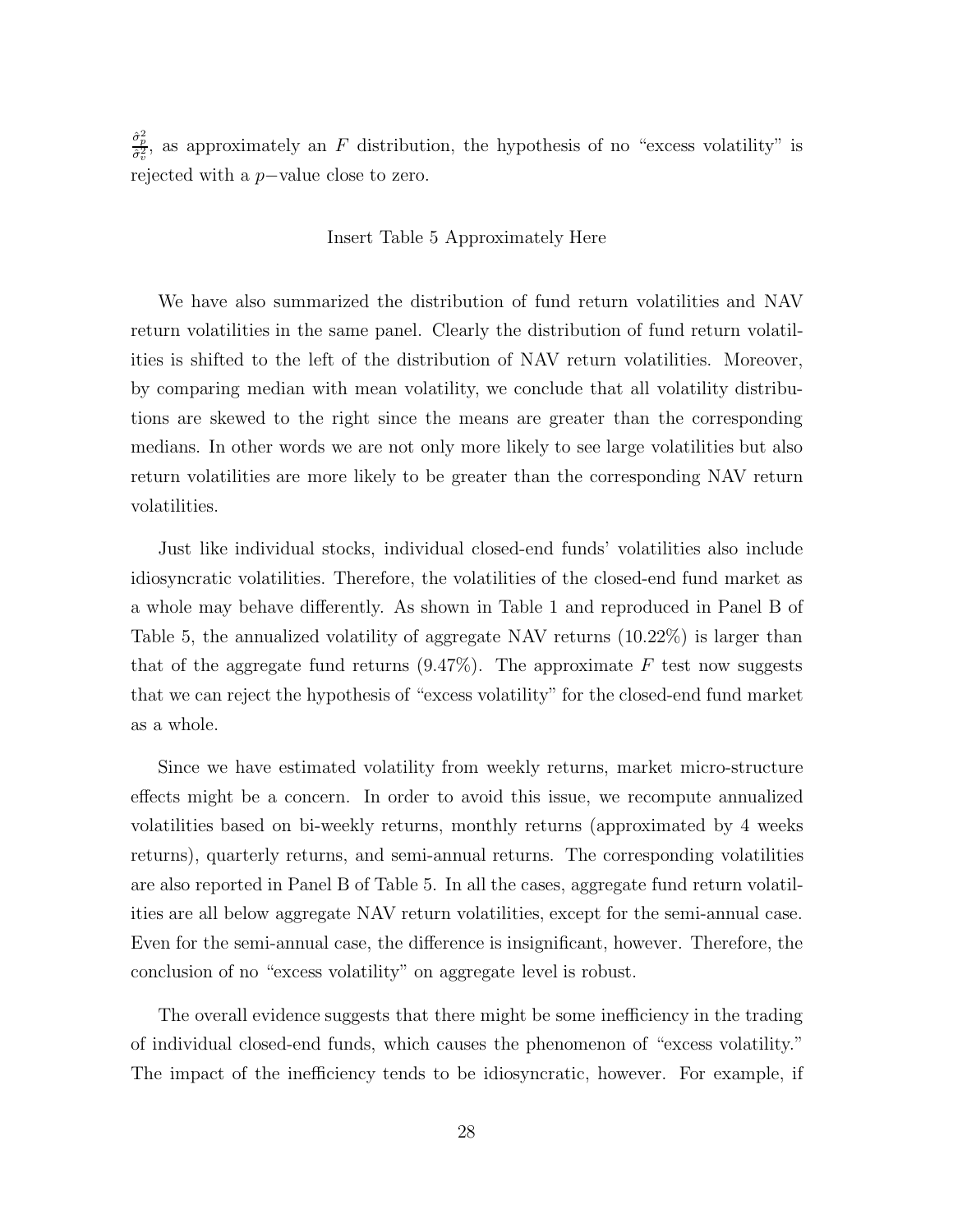$\frac{\hat{\sigma}_p^2}{\hat{\sigma}_v^2}$, as approximately an $F$ distribution, the hypothesis of no "excess volatility" is rejected with a $p-$value close to zero.

Insert Table 5 Approximately Here

We have also summarized the distribution of fund return volatilities and NAV return volatilities in the same panel. Clearly the distribution of fund return volatilities is shifted to the left of the distribution of NAV return volatilities. Moreover, by comparing median with mean volatility, we conclude that all volatility distributions are skewed to the right since the means are greater than the corresponding medians. In other words we are not only more likely to see large volatilities but also return volatilities are more likely to be greater than the corresponding NAV return volatilities.

Just like individual stocks, individual closed-end funds' volatilities also include idiosyncratic volatilities. Therefore, the volatilities of the closed-end fund market as a whole may behave differently. As shown in Table 1 and reproduced in Panel B of Table 5, the annualized volatility of aggregate NAV returns (10.22%) is larger than that of the aggregate fund returns (9.47%). The approximate $F$ test now suggests that we can reject the hypothesis of "excess volatility" for the closed-end fund market as a whole.

Since we have estimated volatility from weekly returns, market micro-structure effects might be a concern. In order to avoid this issue, we recompute annualized volatilities based on bi-weekly returns, monthly returns (approximated by 4 weeks returns), quarterly returns, and semi-annual returns. The corresponding volatilities are also reported in Panel B of Table 5. In all the cases, aggregate fund return volatilities are all below aggregate NAV return volatilities, except for the semi-annual case. Even for the semi-annual case, the difference is insignificant, however. Therefore, the conclusion of no "excess volatility" on aggregate level is robust.

The overall evidence suggests that there might be some inefficiency in the trading of individual closed-end funds, which causes the phenomenon of "excess volatility." The impact of the inefficiency tends to be idiosyncratic, however. For example, if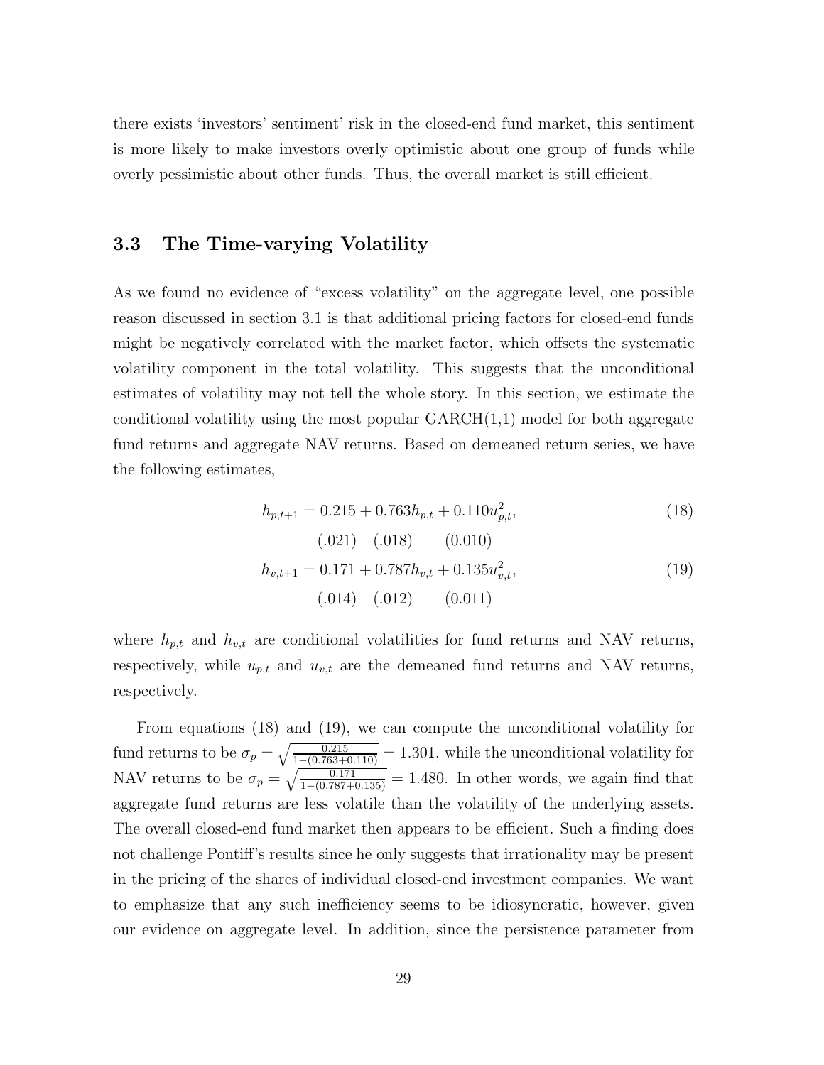there exists 'investors' sentiment' risk in the closed-end fund market, this sentiment is more likely to make investors overly optimistic about one group of funds while overly pessimistic about other funds. Thus, the overall market is still efficient.

## 3.3 The Time-varying Volatility

As we found no evidence of "excess volatility" on the aggregate level, one possible reason discussed in section 3.1 is that additional pricing factors for closed-end funds might be negatively correlated with the market factor, which offsets the systematic volatility component in the total volatility. This suggests that the unconditional estimates of volatility may not tell the whole story. In this section, we estimate the conditional volatility using the most popular GARCH(1,1) model for both aggregate fund returns and aggregate NAV returns. Based on demeaned return series, we have the following estimates,

$$
\begin{aligned}
h_{p,t+1} &= \underset{(.021)}{0.215} + \underset{(.018)}{0.763} h_{p,t} + \underset{(0.010)}{0.110} u_{p,t}^2, && (18) \\
h_{v,t+1} &= \underset{(.014)}{0.171} + \underset{(.012)}{0.787} h_{v,t} + \underset{(0.011)}{0.135} u_{v,t}^2, && (19)
\end{aligned}
$$

where $h_{p,t}$ and $h_{v,t}$ are conditional volatilities for fund returns and NAV returns, respectively, while $u_{p,t}$ and $u_{v,t}$ are the demeaned fund returns and NAV returns, respectively.

From equations (18) and (19), we can compute the unconditional volatility for fund returns to be $\sigma_p = \sqrt{\frac{0.215}{1-(0.763+0.110)}} = 1.301$, while the unconditional volatility for NAV returns to be $\sigma_p = \sqrt{\frac{0.171}{1-(0.787+0.135)}} = 1.480$. In other words, we again find that aggregate fund returns are less volatile than the volatility of the underlying assets. The overall closed-end fund market then appears to be efficient. Such a finding does not challenge Pontiff's results since he only suggests that irrationality may be present in the pricing of the shares of individual closed-end investment companies. We want to emphasize that any such inefficiency seems to be idiosyncratic, however, given our evidence on aggregate level. In addition, since the persistence parameter from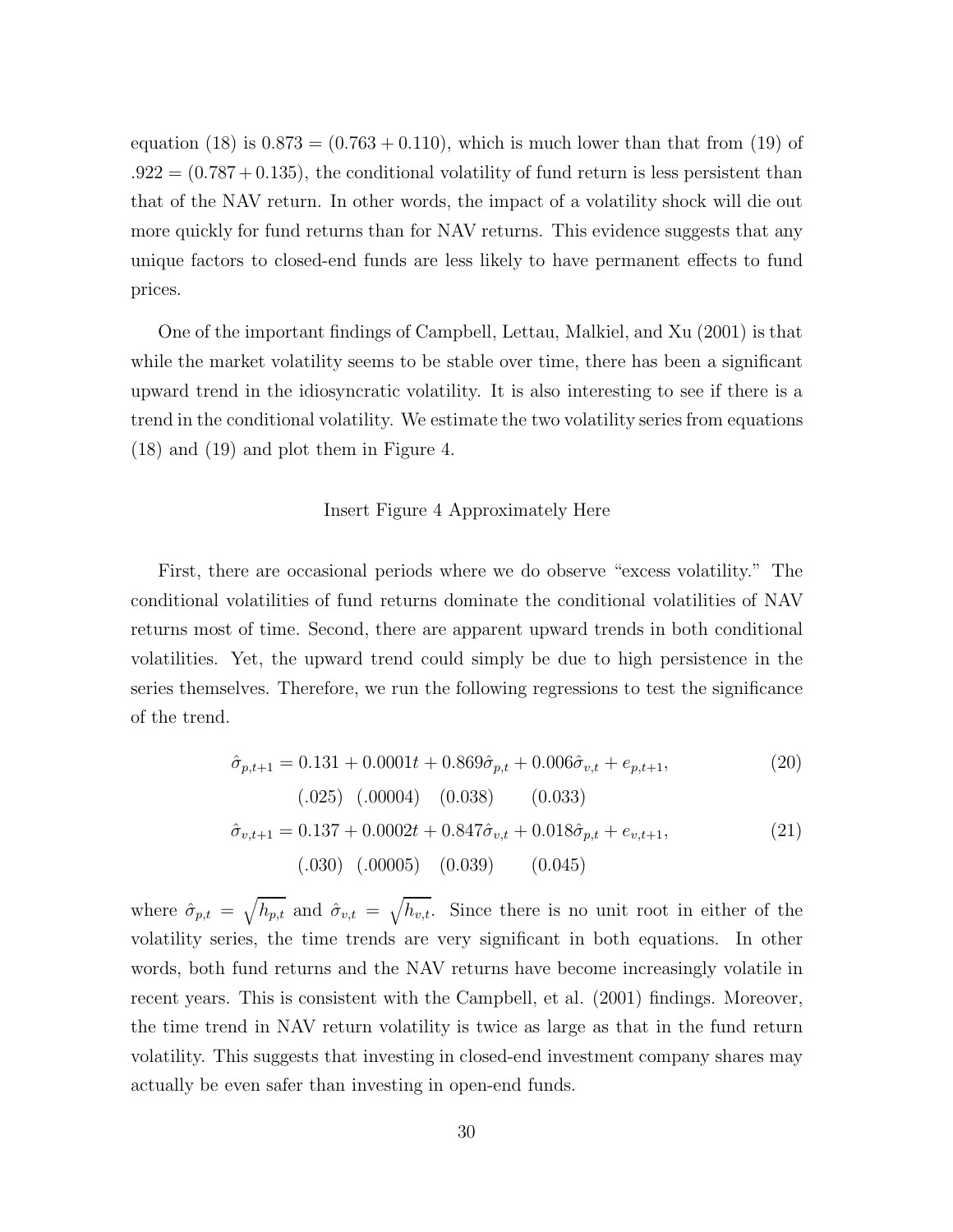equation (18) is $0.873 = (0.763 + 0.110)$, which is much lower than that from (19) of $.922 = (0.787 + 0.135)$, the conditional volatility of fund return is less persistent than that of the NAV return. In other words, the impact of a volatility shock will die out more quickly for fund returns than for NAV returns. This evidence suggests that any unique factors to closed-end funds are less likely to have permanent effects to fund prices.

One of the important findings of Campbell, Lettau, Malkiel, and Xu (2001) is that while the market volatility seems to be stable over time, there has been a significant upward trend in the idiosyncratic volatility. It is also interesting to see if there is a trend in the conditional volatility. We estimate the two volatility series from equations (18) and (19) and plot them in Figure 4.

Insert Figure 4 Approximately Here

First, there are occasional periods where we do observe "excess volatility." The conditional volatilities of fund returns dominate the conditional volatilities of NAV returns most of time. Second, there are apparent upward trends in both conditional volatilities. Yet, the upward trend could simply be due to high persistence in the series themselves. Therefore, we run the following regressions to test the significance of the trend.

$$\hat{\sigma}_{p,t+1} = \underset{(.025)}{0.131} + \underset{(.00004)}{0.0001t} + \underset{(0.038)}{0.869}\hat{\sigma}_{p,t} + \underset{(0.033)}{0.006}\hat{\sigma}_{v,t} + e_{p,t+1}, \tag{20}$$

$$\hat{\sigma}_{v,t+1} = \underset{(.030)}{0.137} + \underset{(.00005)}{0.0002t} + \underset{(0.039)}{0.847}\hat{\sigma}_{v,t} + \underset{(0.045)}{0.018}\hat{\sigma}_{p,t} + e_{v,t+1}, \tag{21}$$

where $\hat{\sigma}_{p,t} = \sqrt{h_{p,t}}$ and $\hat{\sigma}_{v,t} = \sqrt{h_{v,t}}$. Since there is no unit root in either of the volatility series, the time trends are very significant in both equations. In other words, both fund returns and the NAV returns have become increasingly volatile in recent years. This is consistent with the Campbell, et al. (2001) findings. Moreover, the time trend in NAV return volatility is twice as large as that in the fund return volatility. This suggests that investing in closed-end investment company shares may actually be even safer than investing in open-end funds.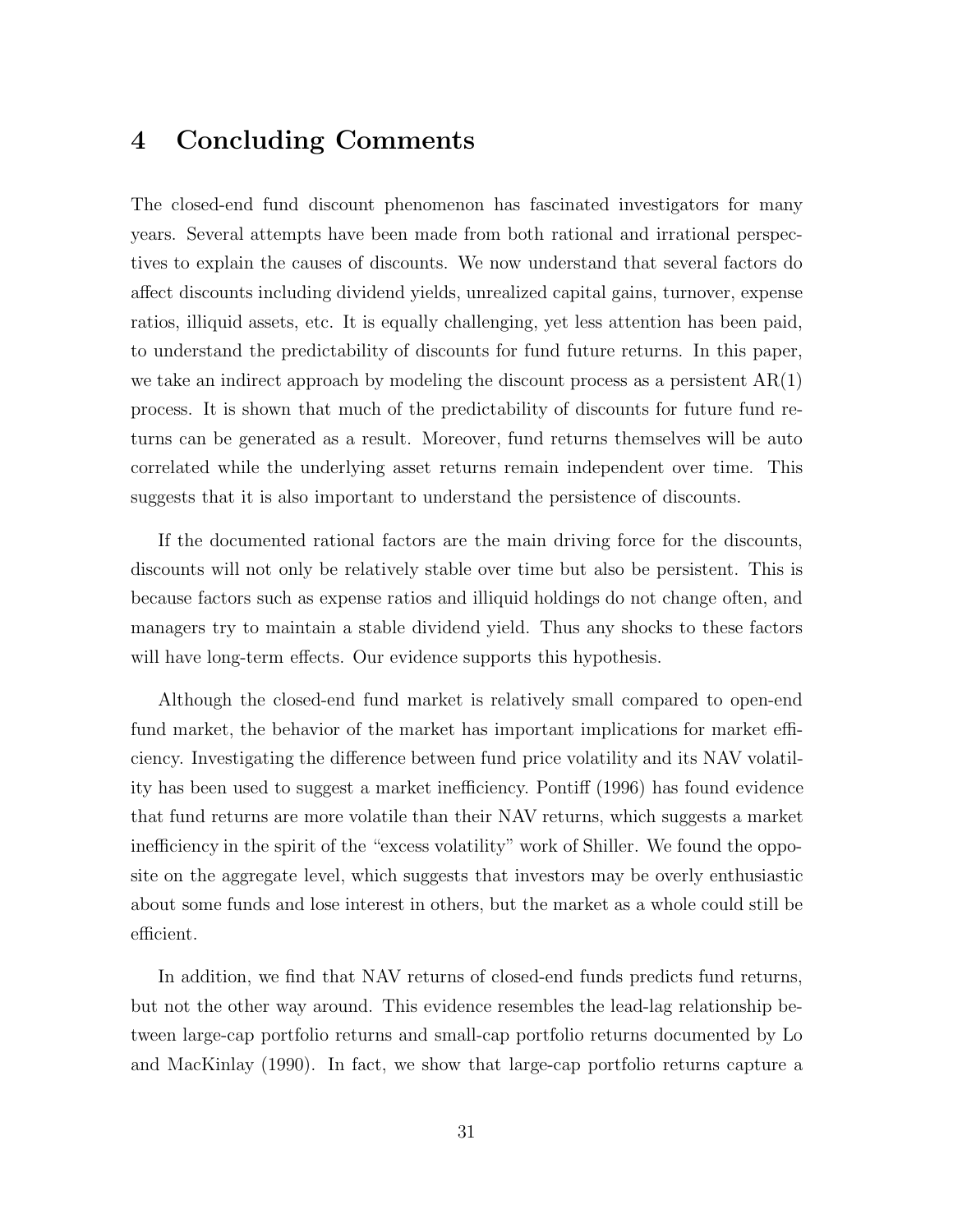## 4 Concluding Comments

The closed-end fund discount phenomenon has fascinated investigators for many years. Several attempts have been made from both rational and irrational perspectives to explain the causes of discounts. We now understand that several factors do affect discounts including dividend yields, unrealized capital gains, turnover, expense ratios, illiquid assets, etc. It is equally challenging, yet less attention has been paid, to understand the predictability of discounts for fund future returns. In this paper, we take an indirect approach by modeling the discount process as a persistent AR(1) process. It is shown that much of the predictability of discounts for future fund returns can be generated as a result. Moreover, fund returns themselves will be auto correlated while the underlying asset returns remain independent over time. This suggests that it is also important to understand the persistence of discounts.

If the documented rational factors are the main driving force for the discounts, discounts will not only be relatively stable over time but also be persistent. This is because factors such as expense ratios and illiquid holdings do not change often, and managers try to maintain a stable dividend yield. Thus any shocks to these factors will have long-term effects. Our evidence supports this hypothesis.

Although the closed-end fund market is relatively small compared to open-end fund market, the behavior of the market has important implications for market efficiency. Investigating the difference between fund price volatility and its NAV volatility has been used to suggest a market inefficiency. Pontiff (1996) has found evidence that fund returns are more volatile than their NAV returns, which suggests a market inefficiency in the spirit of the "excess volatility" work of Shiller. We found the opposite on the aggregate level, which suggests that investors may be overly enthusiastic about some funds and lose interest in others, but the market as a whole could still be efficient.

In addition, we find that NAV returns of closed-end funds predicts fund returns, but not the other way around. This evidence resembles the lead-lag relationship between large-cap portfolio returns and small-cap portfolio returns documented by Lo and MacKinlay (1990). In fact, we show that large-cap portfolio returns capture a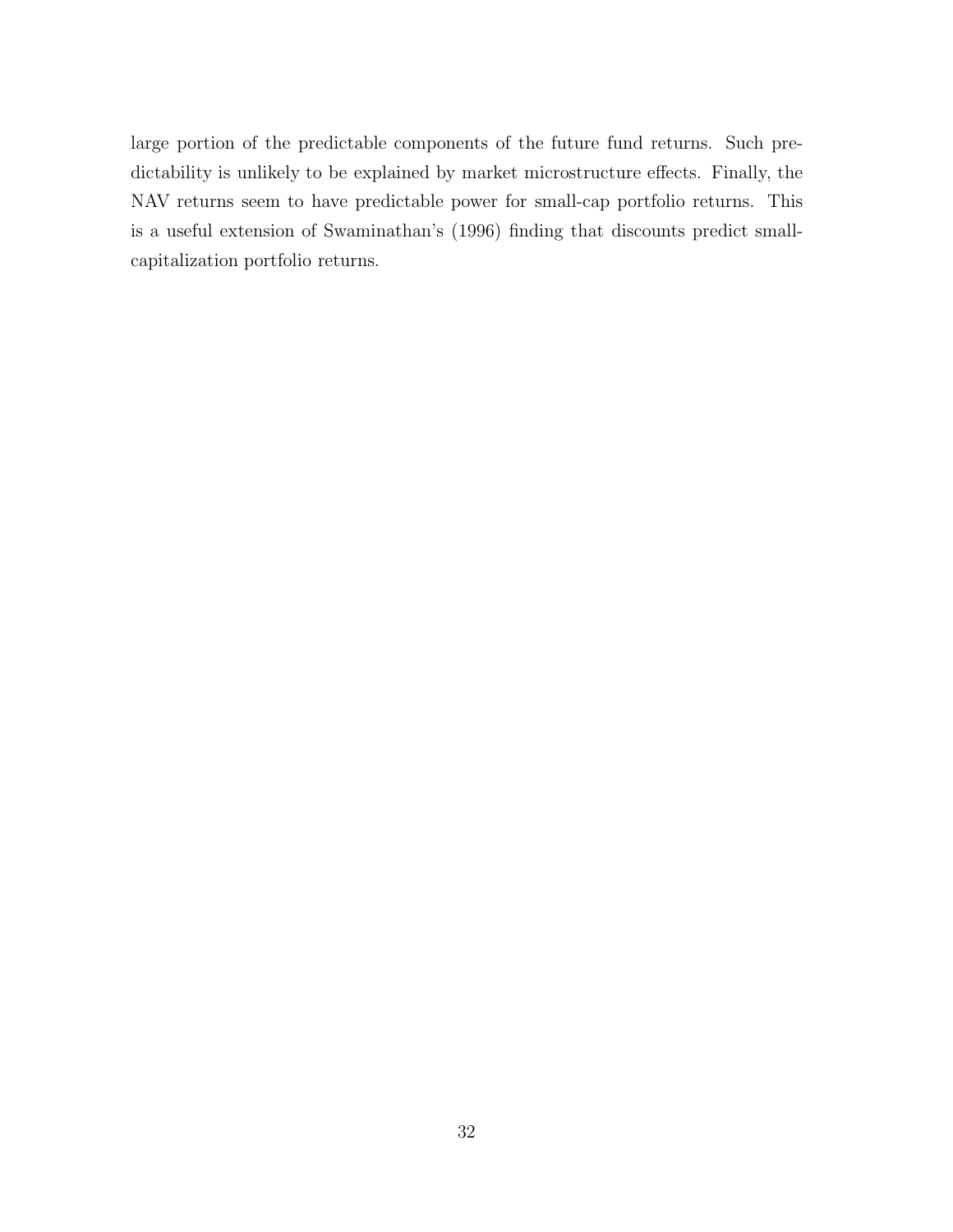large portion of the predictable components of the future fund returns. Such predictability is unlikely to be explained by market microstructure effects. Finally, the NAV returns seem to have predictable power for small-cap portfolio returns. This is a useful extension of Swaminathan's (1996) finding that discounts predict small-capitalization portfolio returns.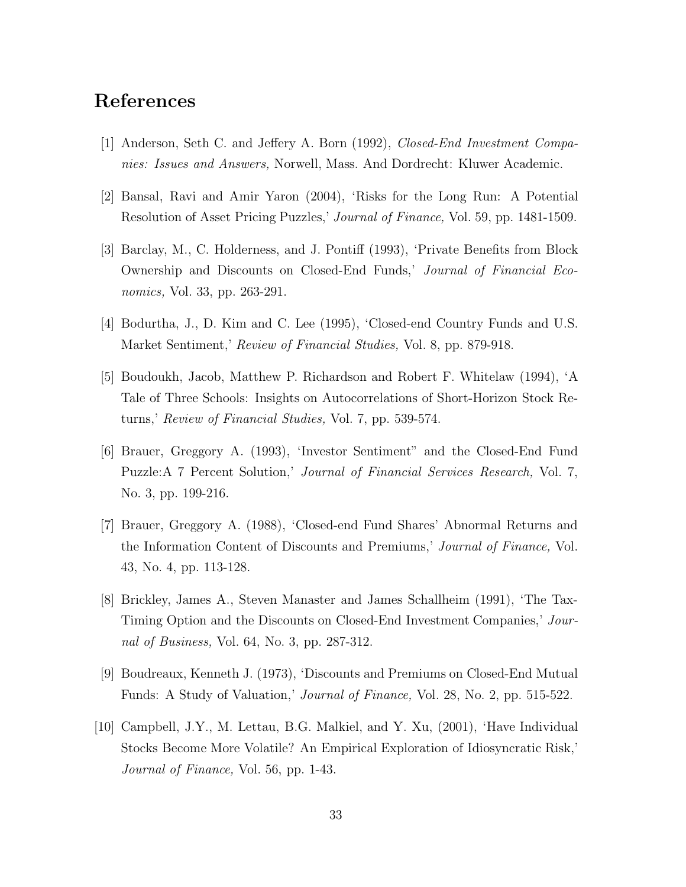# References

[1] Anderson, Seth C. and Jeffery A. Born (1992), *Closed-End Investment Companies: Issues and Answers,* Norwell, Mass. And Dordrecht: Kluwer Academic.

[2] Bansal, Ravi and Amir Yaron (2004), 'Risks for the Long Run: A Potential Resolution of Asset Pricing Puzzles,' *Journal of Finance,* Vol. 59, pp. 1481-1509.

[3] Barclay, M., C. Holderness, and J. Pontiff (1993), 'Private Benefits from Block Ownership and Discounts on Closed-End Funds,' *Journal of Financial Economics,* Vol. 33, pp. 263-291.

[4] Bodurtha, J., D. Kim and C. Lee (1995), 'Closed-end Country Funds and U.S. Market Sentiment,' *Review of Financial Studies,* Vol. 8, pp. 879-918.

[5] Boudoukh, Jacob, Matthew P. Richardson and Robert F. Whitelaw (1994), 'A Tale of Three Schools: Insights on Autocorrelations of Short-Horizon Stock Returns,' *Review of Financial Studies,* Vol. 7, pp. 539-574.

[6] Brauer, Greggory A. (1993), 'Investor Sentiment" and the Closed-End Fund Puzzle:A 7 Percent Solution,' *Journal of Financial Services Research,* Vol. 7, No. 3, pp. 199-216.

[7] Brauer, Greggory A. (1988), 'Closed-end Fund Shares' Abnormal Returns and the Information Content of Discounts and Premiums,' *Journal of Finance,* Vol. 43, No. 4, pp. 113-128.

[8] Brickley, James A., Steven Manaster and James Schallheim (1991), 'The Tax-Timing Option and the Discounts on Closed-End Investment Companies,' *Journal of Business,* Vol. 64, No. 3, pp. 287-312.

[9] Boudreaux, Kenneth J. (1973), 'Discounts and Premiums on Closed-End Mutual Funds: A Study of Valuation,' *Journal of Finance,* Vol. 28, No. 2, pp. 515-522.

[10] Campbell, J.Y., M. Lettau, B.G. Malkiel, and Y. Xu, (2001), 'Have Individual Stocks Become More Volatile? An Empirical Exploration of Idiosyncratic Risk,' *Journal of Finance,* Vol. 56, pp. 1-43.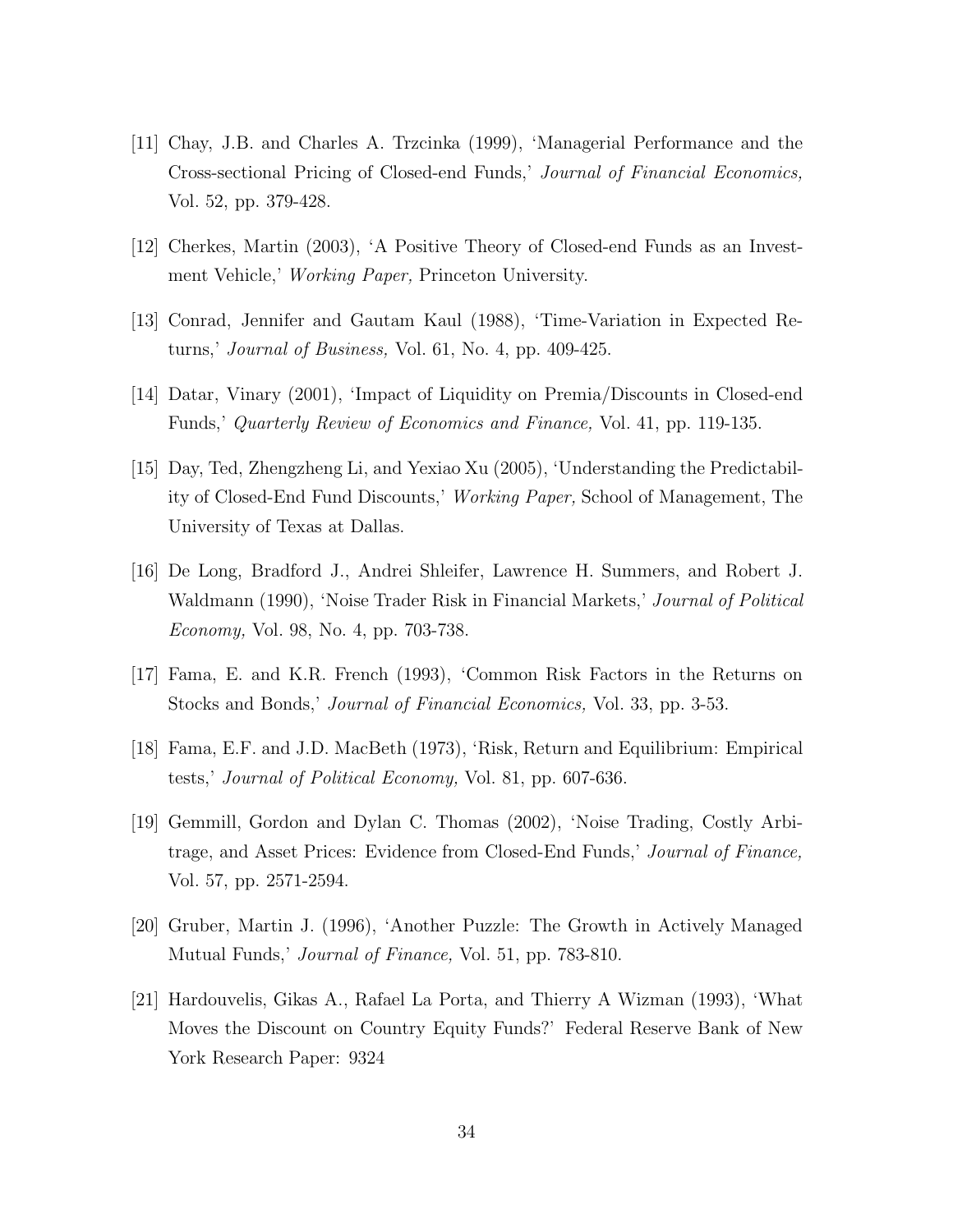[11] Chay, J.B. and Charles A. Trzcinka (1999), 'Managerial Performance and the Cross-sectional Pricing of Closed-end Funds,' *Journal of Financial Economics,* Vol. 52, pp. 379-428.

[12] Cherkes, Martin (2003), 'A Positive Theory of Closed-end Funds as an Investment Vehicle,' *Working Paper,* Princeton University.

[13] Conrad, Jennifer and Gautam Kaul (1988), 'Time-Variation in Expected Returns,' *Journal of Business,* Vol. 61, No. 4, pp. 409-425.

[14] Datar, Vinary (2001), 'Impact of Liquidity on Premia/Discounts in Closed-end Funds,' *Quarterly Review of Economics and Finance,* Vol. 41, pp. 119-135.

[15] Day, Ted, Zhengzheng Li, and Yexiao Xu (2005), 'Understanding the Predictability of Closed-End Fund Discounts,' *Working Paper,* School of Management, The University of Texas at Dallas.

[16] De Long, Bradford J., Andrei Shleifer, Lawrence H. Summers, and Robert J. Waldmann (1990), 'Noise Trader Risk in Financial Markets,' *Journal of Political Economy,* Vol. 98, No. 4, pp. 703-738.

[17] Fama, E. and K.R. French (1993), 'Common Risk Factors in the Returns on Stocks and Bonds,' *Journal of Financial Economics,* Vol. 33, pp. 3-53.

[18] Fama, E.F. and J.D. MacBeth (1973), 'Risk, Return and Equilibrium: Empirical tests,' *Journal of Political Economy,* Vol. 81, pp. 607-636.

[19] Gemmill, Gordon and Dylan C. Thomas (2002), 'Noise Trading, Costly Arbitrage, and Asset Prices: Evidence from Closed-End Funds,' *Journal of Finance,* Vol. 57, pp. 2571-2594.

[20] Gruber, Martin J. (1996), 'Another Puzzle: The Growth in Actively Managed Mutual Funds,' *Journal of Finance,* Vol. 51, pp. 783-810.

[21] Hardouvelis, Gikas A., Rafael La Porta, and Thierry A Wizman (1993), 'What Moves the Discount on Country Equity Funds?' Federal Reserve Bank of New York Research Paper: 9324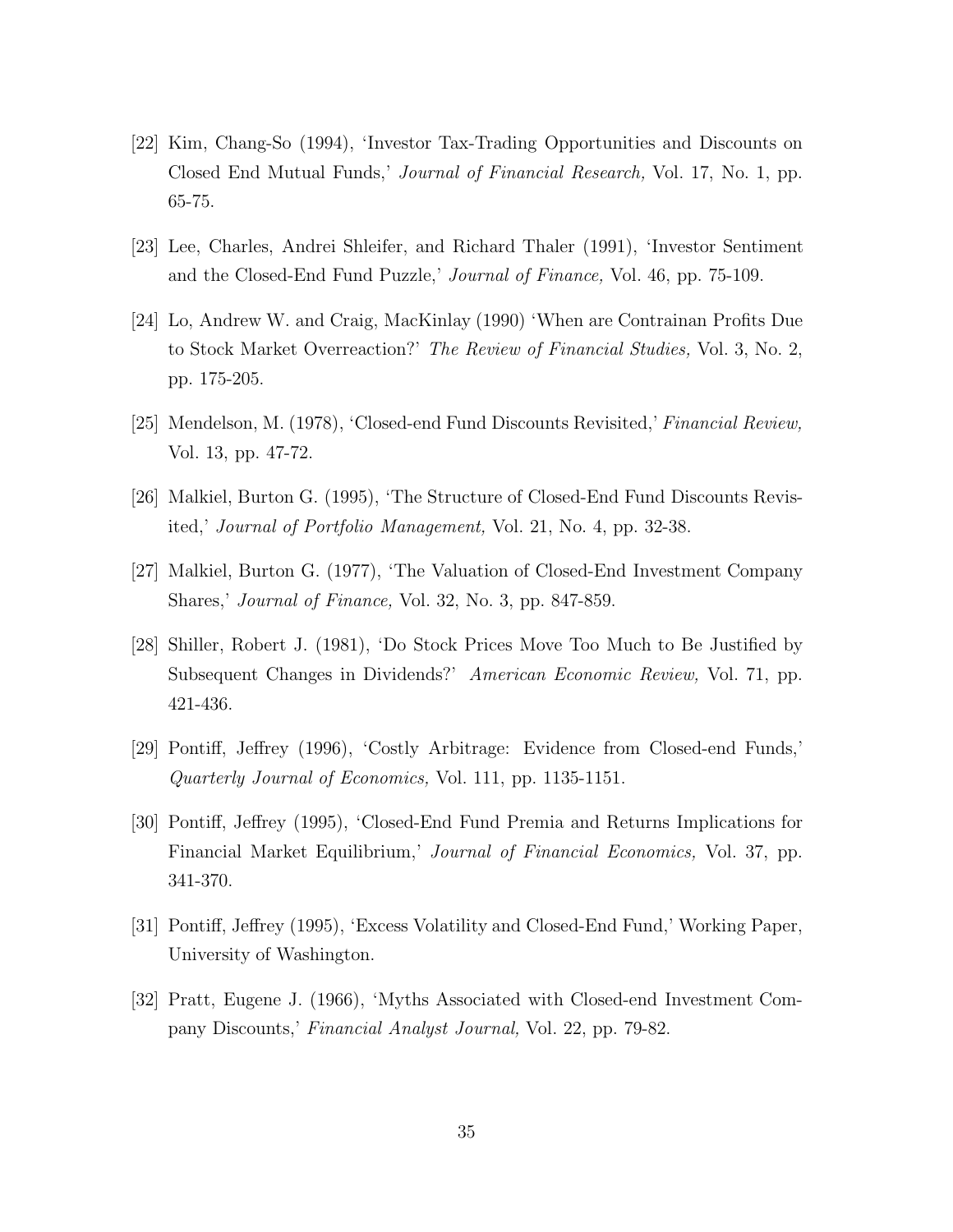[22] Kim, Chang-So (1994), 'Investor Tax-Trading Opportunities and Discounts on Closed End Mutual Funds,' *Journal of Financial Research,* Vol. 17, No. 1, pp. 65-75.

[23] Lee, Charles, Andrei Shleifer, and Richard Thaler (1991), 'Investor Sentiment and the Closed-End Fund Puzzle,' *Journal of Finance,* Vol. 46, pp. 75-109.

[24] Lo, Andrew W. and Craig, MacKinlay (1990) 'When are Contrainan Profits Due to Stock Market Overreaction?' *The Review of Financial Studies,* Vol. 3, No. 2, pp. 175-205.

[25] Mendelson, M. (1978), 'Closed-end Fund Discounts Revisited,' *Financial Review,* Vol. 13, pp. 47-72.

[26] Malkiel, Burton G. (1995), 'The Structure of Closed-End Fund Discounts Revisited,' *Journal of Portfolio Management,* Vol. 21, No. 4, pp. 32-38.

[27] Malkiel, Burton G. (1977), 'The Valuation of Closed-End Investment Company Shares,' *Journal of Finance,* Vol. 32, No. 3, pp. 847-859.

[28] Shiller, Robert J. (1981), 'Do Stock Prices Move Too Much to Be Justified by Subsequent Changes in Dividends?' *American Economic Review,* Vol. 71, pp. 421-436.

[29] Pontiff, Jeffrey (1996), 'Costly Arbitrage: Evidence from Closed-end Funds,' *Quarterly Journal of Economics,* Vol. 111, pp. 1135-1151.

[30] Pontiff, Jeffrey (1995), 'Closed-End Fund Premia and Returns Implications for Financial Market Equilibrium,' *Journal of Financial Economics,* Vol. 37, pp. 341-370.

[31] Pontiff, Jeffrey (1995), 'Excess Volatility and Closed-End Fund,' Working Paper, University of Washington.

[32] Pratt, Eugene J. (1966), 'Myths Associated with Closed-end Investment Company Discounts,' *Financial Analyst Journal,* Vol. 22, pp. 79-82.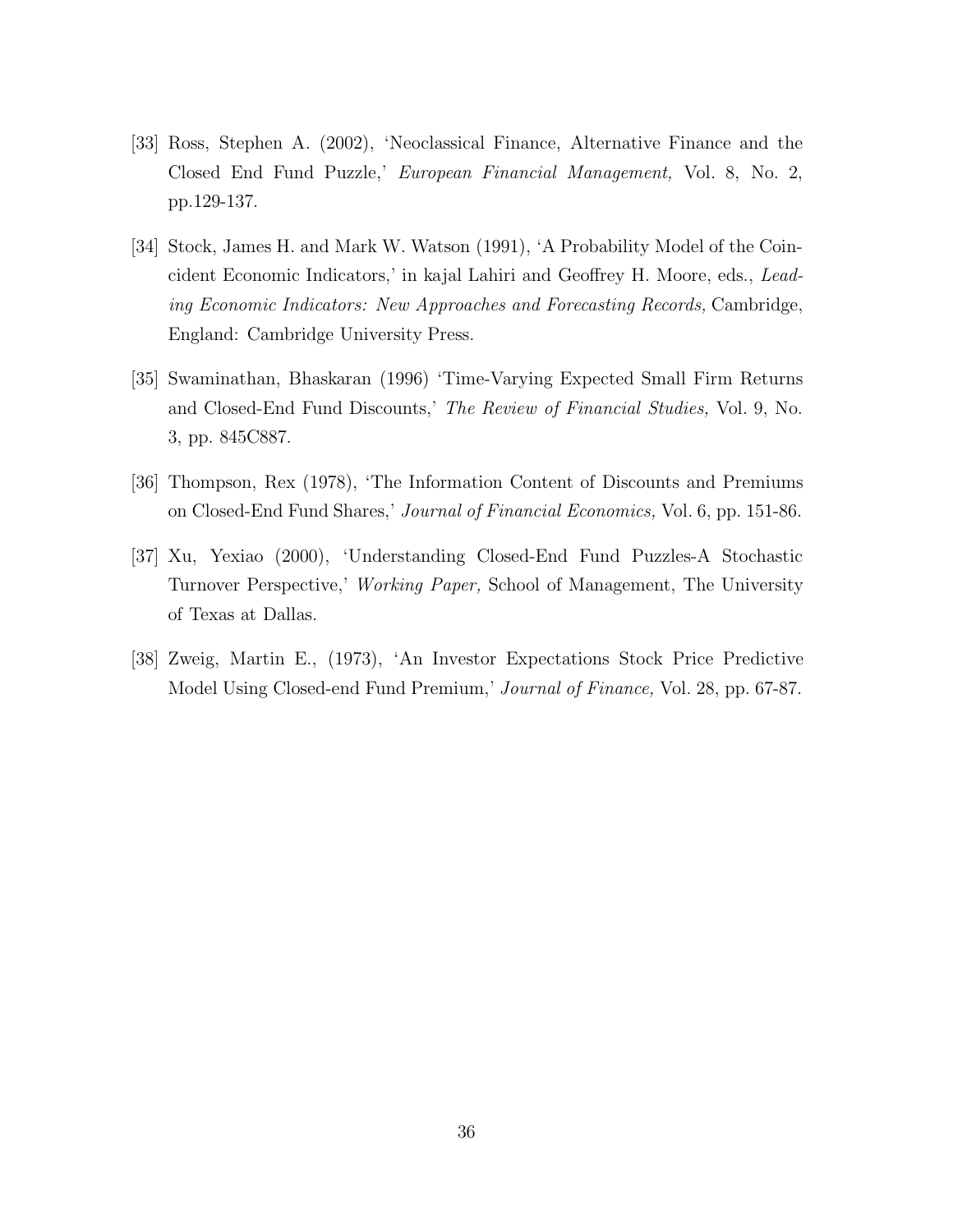[33] Ross, Stephen A. (2002), 'Neoclassical Finance, Alternative Finance and the Closed End Fund Puzzle,' *European Financial Management,* Vol. 8, No. 2, pp.129-137.

[34] Stock, James H. and Mark W. Watson (1991), 'A Probability Model of the Coincident Economic Indicators,' in kajal Lahiri and Geoffrey H. Moore, eds., *Leading Economic Indicators: New Approaches and Forecasting Records,* Cambridge, England: Cambridge University Press.

[35] Swaminathan, Bhaskaran (1996) 'Time-Varying Expected Small Firm Returns and Closed-End Fund Discounts,' *The Review of Financial Studies,* Vol. 9, No. 3, pp. 845C887.

[36] Thompson, Rex (1978), 'The Information Content of Discounts and Premiums on Closed-End Fund Shares,' *Journal of Financial Economics,* Vol. 6, pp. 151-86.

[37] Xu, Yexiao (2000), 'Understanding Closed-End Fund Puzzles-A Stochastic Turnover Perspective,' *Working Paper,* School of Management, The University of Texas at Dallas.

[38] Zweig, Martin E., (1973), 'An Investor Expectations Stock Price Predictive Model Using Closed-end Fund Premium,' *Journal of Finance,* Vol. 28, pp. 67-87.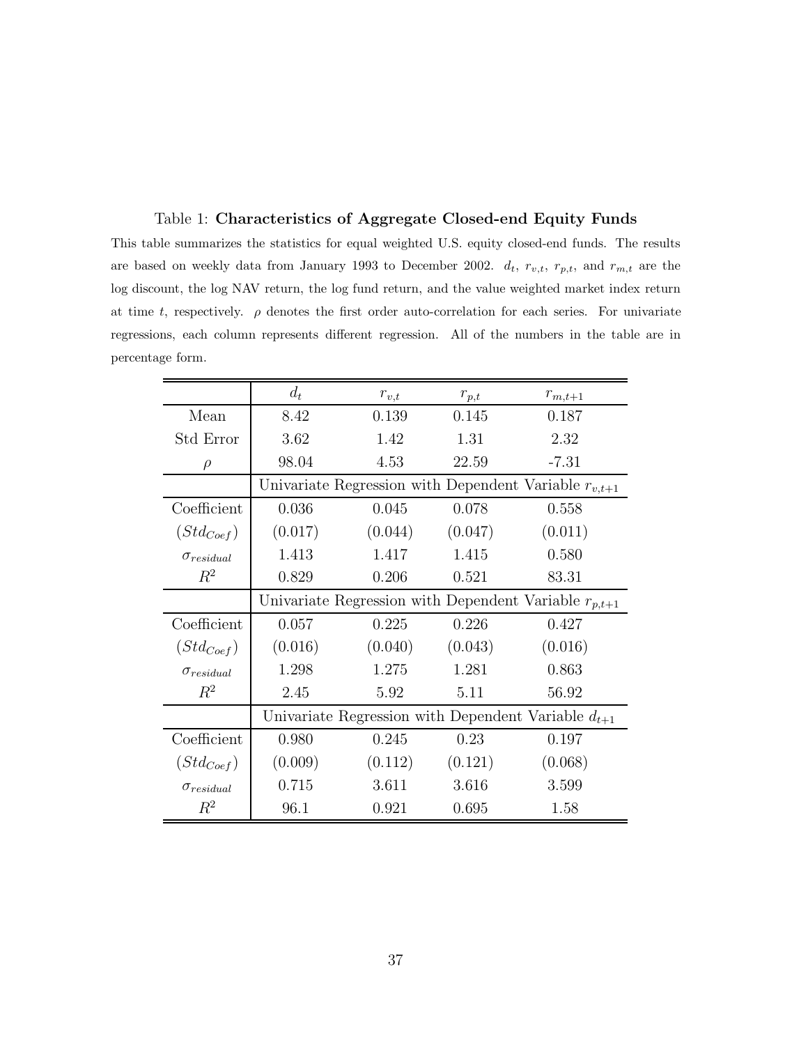Table 1: **Characteristics of Aggregate Closed-end Equity Funds**

This table summarizes the statistics for equal weighted U.S. equity closed-end funds. The results are based on weekly data from January 1993 to December 2002. $d_t$, $r_{v,t}$, $r_{p,t}$, and $r_{m,t}$ are the log discount, the log NAV return, the log fund return, and the value weighted market index return at time $t$, respectively. $\rho$ denotes the first order auto-correlation for each series. For univariate regressions, each column represents different regression. All of the numbers in the table are in percentage form.

| | $d_t$ | $r_{v,t}$ | $r_{p,t}$ | $r_{m,t+1}$ |
|---|---|---|---|---|
| Mean | 8.42 | 0.139 | 0.145 | 0.187 |
| Std Error | 3.62 | 1.42 | 1.31 | 2.32 |
| $\rho$ | 98.04 | 4.53 | 22.59 | -7.31 |
| | Univariate Regression with Dependent Variable $r_{v,t+1}$ | | | |
| Coefficient | 0.036 | 0.045 | 0.078 | 0.558 |
| $(Std_{Coef})$ | (0.017) | (0.044) | (0.047) | (0.011) |
| $\sigma_{residual}$ | 1.413 | 1.417 | 1.415 | 0.580 |
| $R^2$ | 0.829 | 0.206 | 0.521 | 83.31 |
| | Univariate Regression with Dependent Variable $r_{p,t+1}$ | | | |
| Coefficient | 0.057 | 0.225 | 0.226 | 0.427 |
| $(Std_{Coef})$ | (0.016) | (0.040) | (0.043) | (0.016) |
| $\sigma_{residual}$ | 1.298 | 1.275 | 1.281 | 0.863 |
| $R^2$ | 2.45 | 5.92 | 5.11 | 56.92 |
| | Univariate Regression with Dependent Variable $d_{t+1}$ | | | |
| Coefficient | 0.980 | 0.245 | 0.23 | 0.197 |
| $(Std_{Coef})$ | (0.009) | (0.112) | (0.121) | (0.068) |
| $\sigma_{residual}$ | 0.715 | 3.611 | 3.616 | 3.599 |
| $R^2$ | 96.1 | 0.921 | 0.695 | 1.58 |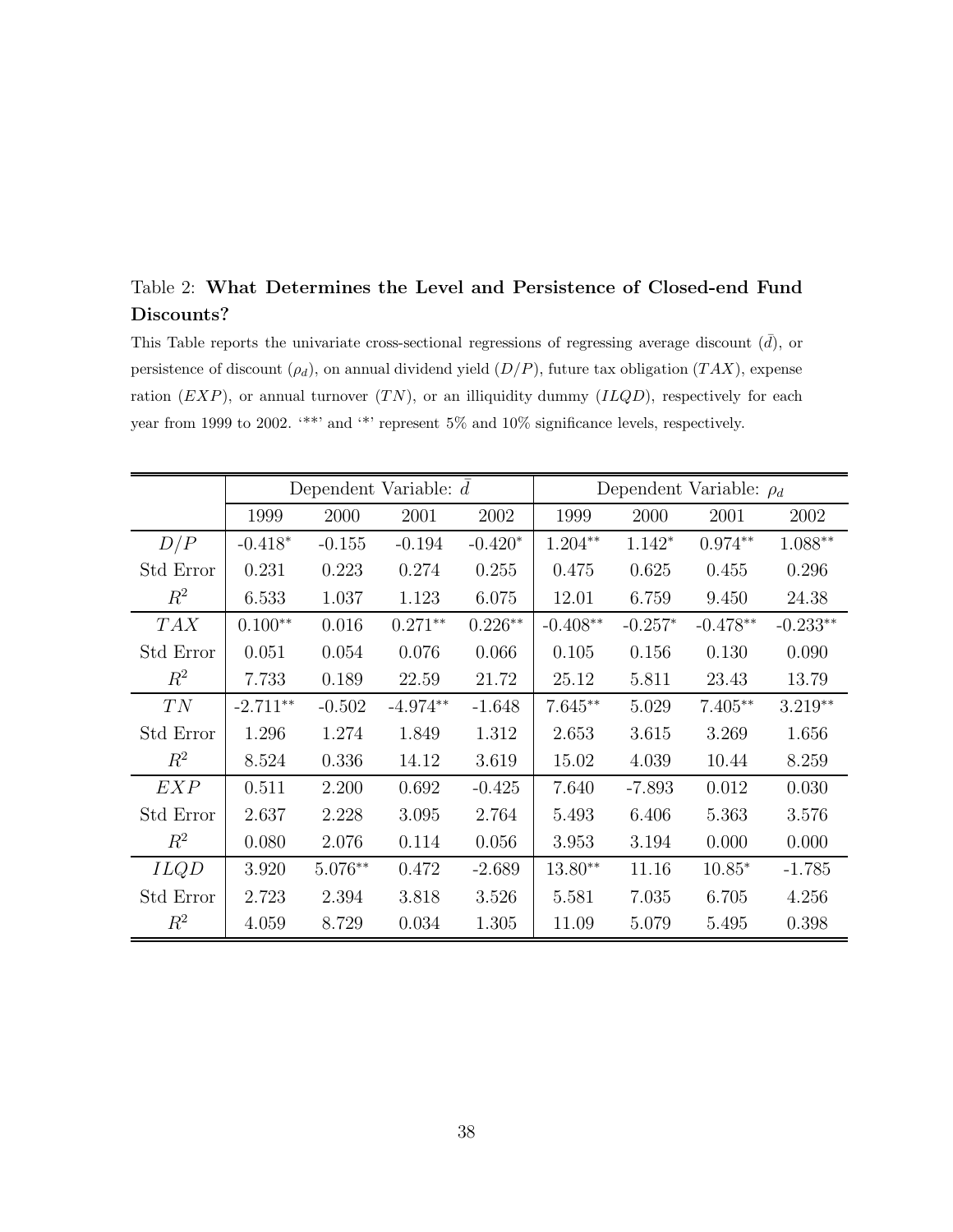Table 2: **What Determines the Level and Persistence of Closed-end Fund Discounts?**

This Table reports the univariate cross-sectional regressions of regressing average discount ($\bar{d}$), or persistence of discount ($\rho_d$), on annual dividend yield ($D/P$), future tax obligation ($TAX$), expense ration ($EXP$), or annual turnover ($TN$), or an illiquidity dummy ($ILQD$), respectively for each year from 1999 to 2002. '**' and '*' represent 5% and 10% significance levels, respectively.

| | Dependent Variable: $\bar{d}$ | | | | Dependent Variable: $\rho_d$ | | | |
|---|---|---|---|---|---|---|---|---|
| | 1999 | 2000 | 2001 | 2002 | 1999 | 2000 | 2001 | 2002 |
| $D/P$ | -0.418* | -0.155 | -0.194 | -0.420* | 1.204** | 1.142* | 0.974** | 1.088** |
| Std Error | 0.231 | 0.223 | 0.274 | 0.255 | 0.475 | 0.625 | 0.455 | 0.296 |
| $R^2$ | 6.533 | 1.037 | 1.123 | 6.075 | 12.01 | 6.759 | 9.450 | 24.38 |
| $TAX$ | 0.100** | 0.016 | 0.271** | 0.226** | -0.408** | -0.257* | -0.478** | -0.233** |
| Std Error | 0.051 | 0.054 | 0.076 | 0.066 | 0.105 | 0.156 | 0.130 | 0.090 |
| $R^2$ | 7.733 | 0.189 | 22.59 | 21.72 | 25.12 | 5.811 | 23.43 | 13.79 |
| $TN$ | -2.711** | -0.502 | -4.974** | -1.648 | 7.645** | 5.029 | 7.405** | 3.219** |
| Std Error | 1.296 | 1.274 | 1.849 | 1.312 | 2.653 | 3.615 | 3.269 | 1.656 |
| $R^2$ | 8.524 | 0.336 | 14.12 | 3.619 | 15.02 | 4.039 | 10.44 | 8.259 |
| $EXP$ | 0.511 | 2.200 | 0.692 | -0.425 | 7.640 | -7.893 | 0.012 | 0.030 |
| Std Error | 2.637 | 2.228 | 3.095 | 2.764 | 5.493 | 6.406 | 5.363 | 3.576 |
| $R^2$ | 0.080 | 2.076 | 0.114 | 0.056 | 3.953 | 3.194 | 0.000 | 0.000 |
| $ILQD$ | 3.920 | 5.076** | 0.472 | -2.689 | 13.80** | 11.16 | 10.85* | -1.785 |
| Std Error | 2.723 | 2.394 | 3.818 | 3.526 | 5.581 | 7.035 | 6.705 | 4.256 |
| $R^2$ | 4.059 | 8.729 | 0.034 | 1.305 | 11.09 | 5.079 | 5.495 | 0.398 |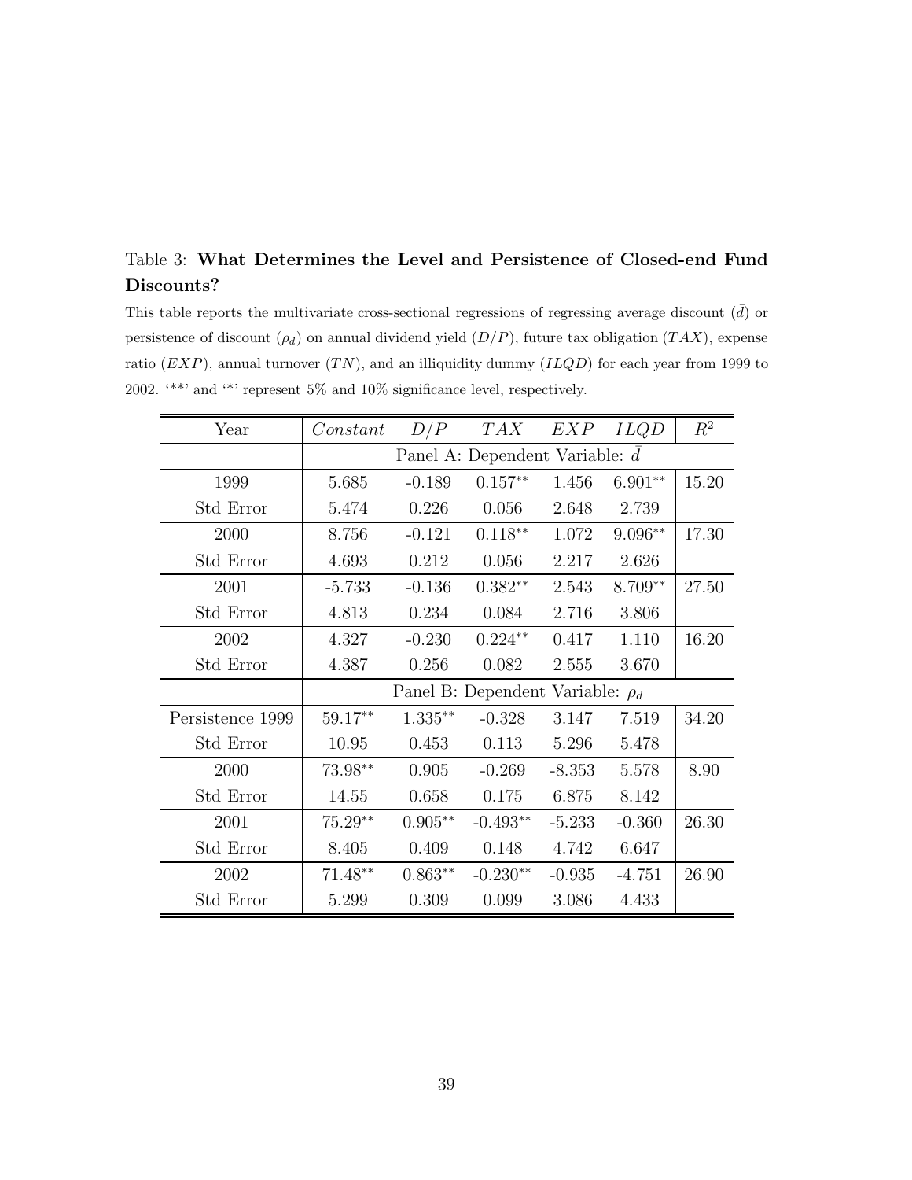Table 3: **What Determines the Level and Persistence of Closed-end Fund Discounts?**

This table reports the multivariate cross-sectional regressions of regressing average discount ($\bar{d}$) or persistence of discount ($\rho_d$) on annual dividend yield ($D/P$), future tax obligation ($TAX$), expense ratio ($EXP$), annual turnover ($TN$), and an illiquidity dummy ($ILQD$) for each year from 1999 to 2002. '**' and '*' represent 5% and 10% significance level, respectively.

| Year | $Constant$ | $D/P$ | $TAX$ | $EXP$ | $ILQD$ | $R^2$ |
|---|---|---|---|---|---|---|
| | Panel A: Dependent Variable: $\bar{d}$ | | | | | |
| 1999 | 5.685 | -0.189 | 0.157** | 1.456 | 6.901** | 15.20 |
| Std Error | 5.474 | 0.226 | 0.056 | 2.648 | 2.739 | |
| 2000 | 8.756 | -0.121 | 0.118** | 1.072 | 9.096** | 17.30 |
| Std Error | 4.693 | 0.212 | 0.056 | 2.217 | 2.626 | |
| 2001 | -5.733 | -0.136 | 0.382** | 2.543 | 8.709** | 27.50 |
| Std Error | 4.813 | 0.234 | 0.084 | 2.716 | 3.806 | |
| 2002 | 4.327 | -0.230 | 0.224** | 0.417 | 1.110 | 16.20 |
| Std Error | 4.387 | 0.256 | 0.082 | 2.555 | 3.670 | |
| | Panel B: Dependent Variable: $\rho_d$ | | | | | |
| Persistence 1999 | 59.17** | 1.335** | -0.328 | 3.147 | 7.519 | 34.20 |
| Std Error | 10.95 | 0.453 | 0.113 | 5.296 | 5.478 | |
| 2000 | 73.98** | 0.905 | -0.269 | -8.353 | 5.578 | 8.90 |
| Std Error | 14.55 | 0.658 | 0.175 | 6.875 | 8.142 | |
| 2001 | 75.29** | 0.905** | -0.493** | -5.233 | -0.360 | 26.30 |
| Std Error | 8.405 | 0.409 | 0.148 | 4.742 | 6.647 | |
| 2002 | 71.48** | 0.863** | -0.230** | -0.935 | -4.751 | 26.90 |
| Std Error | 5.299 | 0.309 | 0.099 | 3.086 | 4.433 | |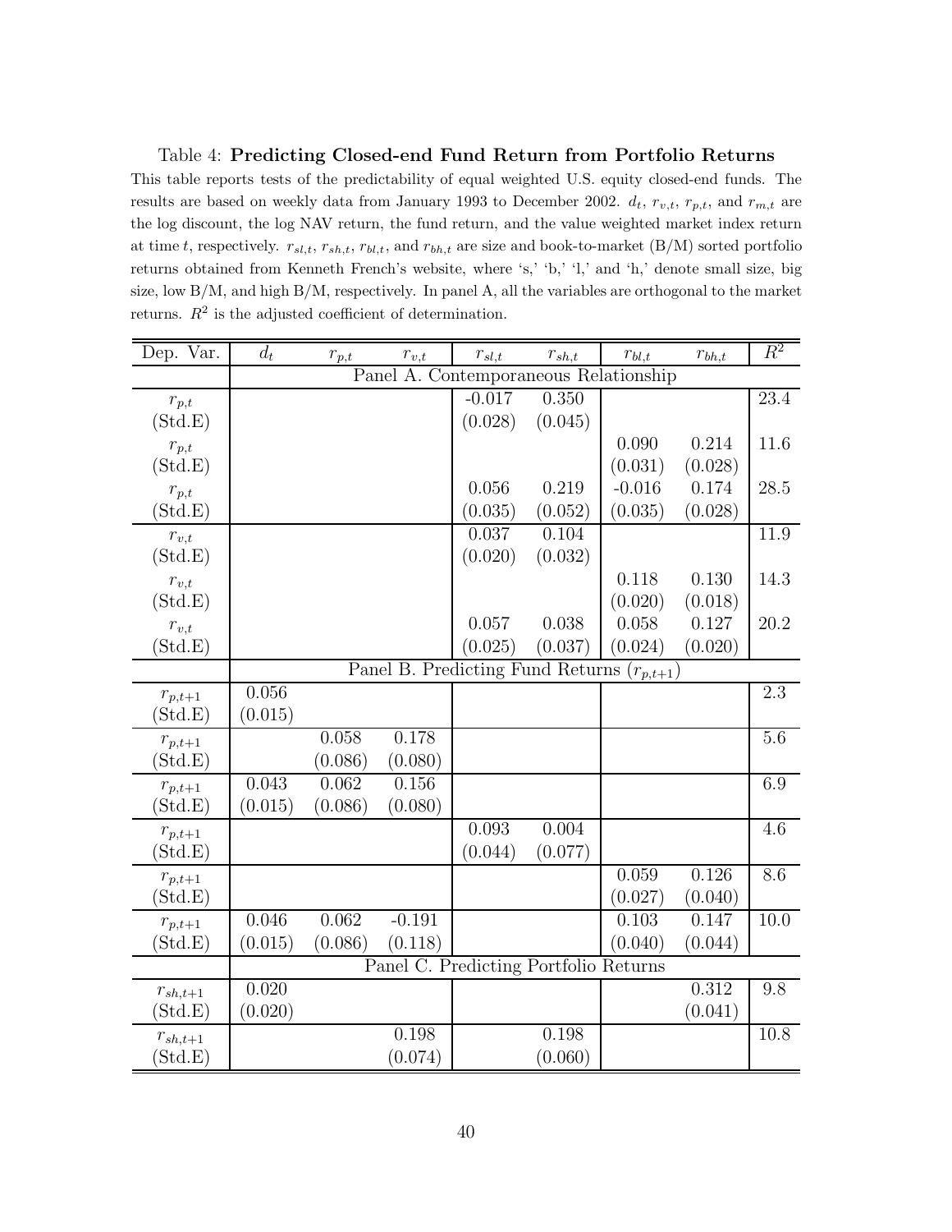Table 4: **Predicting Closed-end Fund Return from Portfolio Returns**

This table reports tests of the predictability of equal weighted U.S. equity closed-end funds. The results are based on weekly data from January 1993 to December 2002. $d_t$, $r_{v,t}$, $r_{p,t}$, and $r_{m,t}$ are the log discount, the log NAV return, the fund return, and the value weighted market index return at time $t$, respectively. $r_{sl,t}$, $r_{sh,t}$, $r_{bl,t}$, and $r_{bh,t}$ are size and book-to-market (B/M) sorted portfolio returns obtained from Kenneth French's website, where 's,' 'b,' 'l,' and 'h,' denote small size, big size, low B/M, and high B/M, respectively. In panel A, all the variables are orthogonal to the market returns. $R^2$ is the adjusted coefficient of determination.

| Dep. Var. | $d_t$ | $r_{p,t}$ | $r_{v,t}$ | $r_{sl,t}$ | $r_{sh,t}$ | $r_{bl,t}$ | $r_{bh,t}$ | $R^2$ |
|---|---|---|---|---|---|---|---|---|
| | Panel A. Contemporaneous Relationship | | | | | | | |
| $r_{p,t}$ | | | | -0.017 | 0.350 | | | 23.4 |
| (Std.E) | | | | (0.028) | (0.045) | | | |
| $r_{p,t}$ | | | | | | 0.090 | 0.214 | 11.6 |
| (Std.E) | | | | | | (0.031) | (0.028) | |
| $r_{p,t}$ | | | | 0.056 | 0.219 | -0.016 | 0.174 | 28.5 |
| (Std.E) | | | | (0.035) | (0.052) | (0.035) | (0.028) | |
| $r_{v,t}$ | | | | 0.037 | 0.104 | | | 11.9 |
| (Std.E) | | | | (0.020) | (0.032) | | | |
| $r_{v,t}$ | | | | | | 0.118 | 0.130 | 14.3 |
| (Std.E) | | | | | | (0.020) | (0.018) | |
| $r_{v,t}$ | | | | 0.057 | 0.038 | 0.058 | 0.127 | 20.2 |
| (Std.E) | | | | (0.025) | (0.037) | (0.024) | (0.020) | |
| | Panel B. Predicting Fund Returns ($r_{p,t+1}$) | | | | | | | |
| $r_{p,t+1}$ | 0.056 | | | | | | | 2.3 |
| (Std.E) | (0.015) | | | | | | | |
| $r_{p,t+1}$ | | 0.058 | 0.178 | | | | | 5.6 |
| (Std.E) | | (0.086) | (0.080) | | | | | |
| $r_{p,t+1}$ | 0.043 | 0.062 | 0.156 | | | | | 6.9 |
| (Std.E) | (0.015) | (0.086) | (0.080) | | | | | |
| $r_{p,t+1}$ | | | | 0.093 | 0.004 | | | 4.6 |
| (Std.E) | | | | (0.044) | (0.077) | | | |
| $r_{p,t+1}$ | | | | | | 0.059 | 0.126 | 8.6 |
| (Std.E) | | | | | | (0.027) | (0.040) | |
| $r_{p,t+1}$ | 0.046 | 0.062 | -0.191 | | | 0.103 | 0.147 | 10.0 |
| (Std.E) | (0.015) | (0.086) | (0.118) | | | (0.040) | (0.044) | |
| | Panel C. Predicting Portfolio Returns | | | | | | | |
| $r_{sh,t+1}$ | 0.020 | | | | | | 0.312 | 9.8 |
| (Std.E) | (0.020) | | | | | | (0.041) | |
| $r_{sh,t+1}$ | | | 0.198 | | 0.198 | | | 10.8 |
| (Std.E) | | | (0.074) | | (0.060) | | | |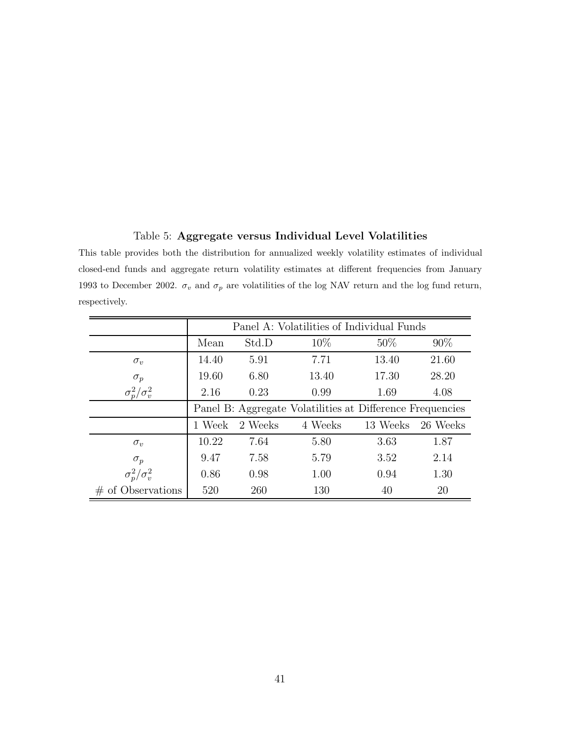Table 5: **Aggregate versus Individual Level Volatilities**

This table provides both the distribution for annualized weekly volatility estimates of individual closed-end funds and aggregate return volatility estimates at different frequencies from January 1993 to December 2002. $\sigma_v$ and $\sigma_p$ are volatilities of the log NAV return and the log fund return, respectively.

| | Panel A: Volatilities of Individual Funds | | | | |
|---|---|---|---|---|---|
| | Mean | Std.D | 10% | 50% | 90% |
| $\sigma_v$ | 14.40 | 5.91 | 7.71 | 13.40 | 21.60 |
| $\sigma_p$ | 19.60 | 6.80 | 13.40 | 17.30 | 28.20 |
| $\sigma_p^2/\sigma_v^2$ | 2.16 | 0.23 | 0.99 | 1.69 | 4.08 |
| | Panel B: Aggregate Volatilities at Difference Frequencies | | | | |
| | 1 Week | 2 Weeks | 4 Weeks | 13 Weeks | 26 Weeks |
| $\sigma_v$ | 10.22 | 7.64 | 5.80 | 3.63 | 1.87 |
| $\sigma_p$ | 9.47 | 7.58 | 5.79 | 3.52 | 2.14 |
| $\sigma_p^2/\sigma_v^2$ | 0.86 | 0.98 | 1.00 | 0.94 | 1.30 |
| # of Observations | 520 | 260 | 130 | 40 | 20 |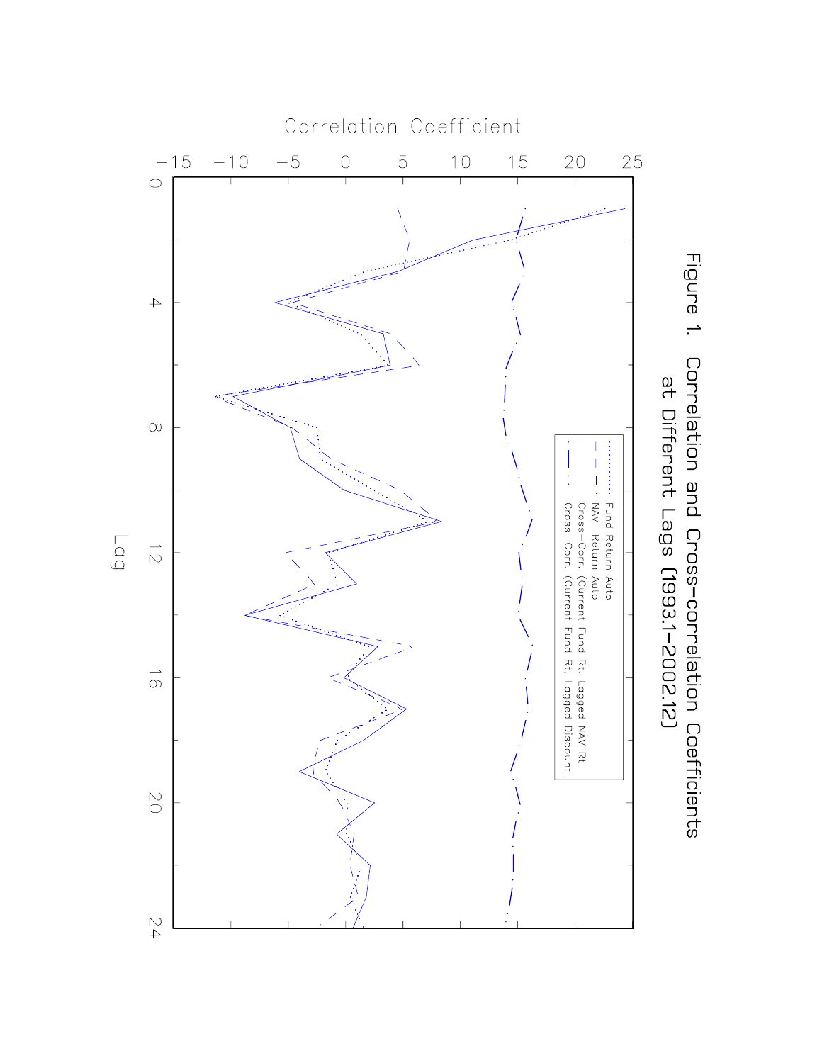Figure 1. Correlation and Cross-correlation Coefficients at Different Lags (1993.1-2002.12)

Correlation Coefficient

Lag

Fund Return Auto

NAV Return Auto

Cross-Corr. (Current Fund Rt, Lagged NAV Rt

Cross-Corr. (Current Fund Rt, Lagged Discount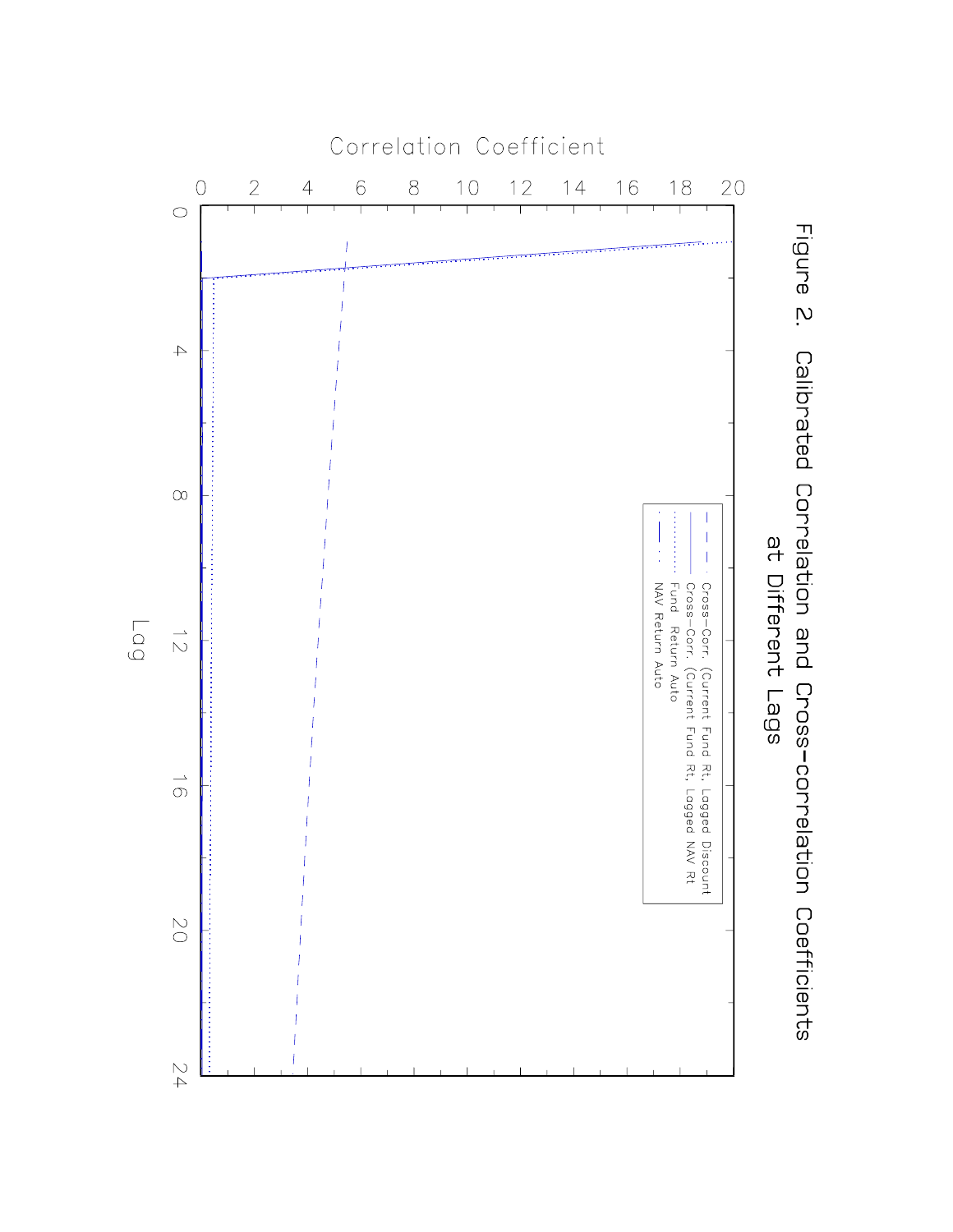Figure 2. Calibrated Correlation and Cross-correlation Coefficients at Different Lags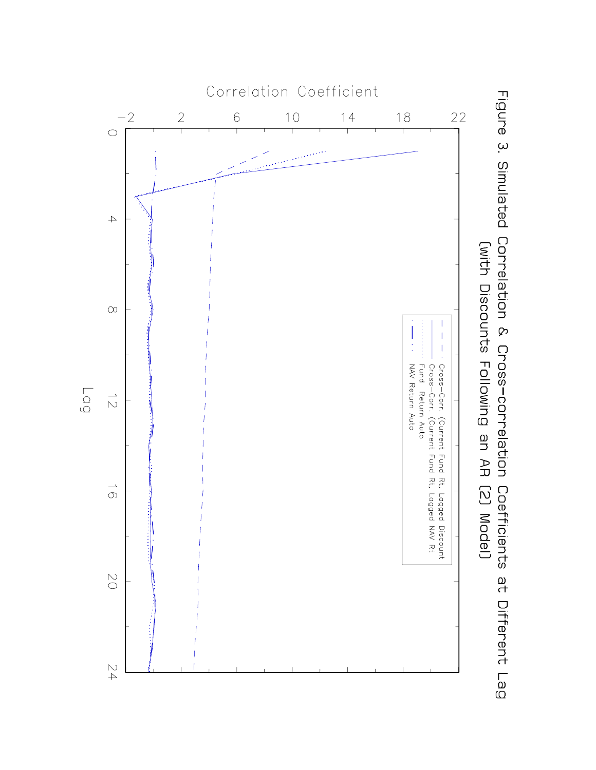Figure 3. Simulated Correlation & Cross-correlation Coefficients at Different Lag (with Discounts Following an AR (2) Model)

Correlation Coefficient

Cross-Corr. (Current Fund Rt, Lagged Discount
Cross-Corr. (Current Fund Rt, Lagged NAV Rt
Fund Return Auto
NAV Return Auto

Lag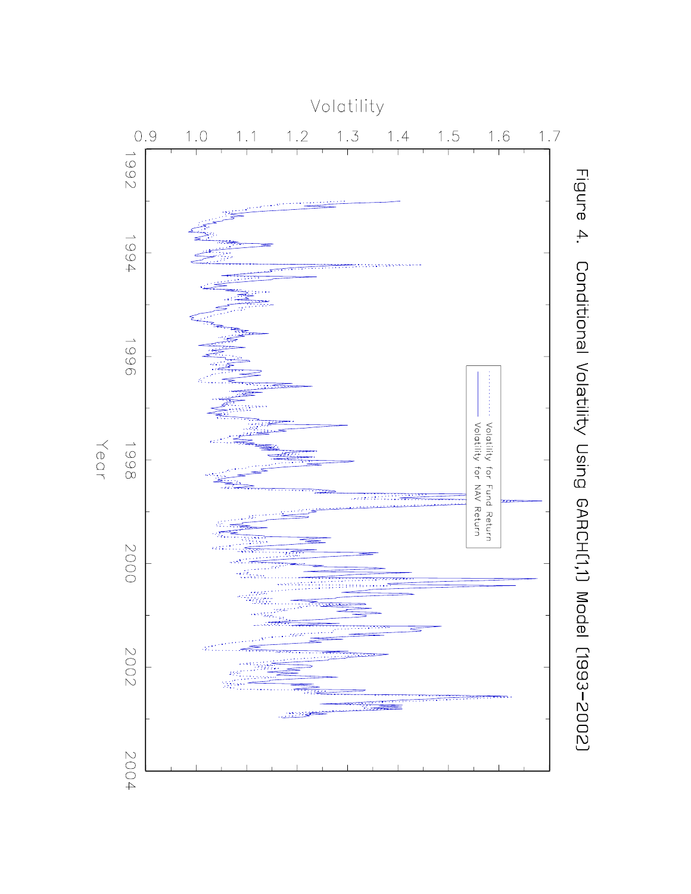Figure 4. Conditional Volatility Using GARCH(1,1) Model (1993-2002)

Volatility

0.9
1.0
1.1
1.2
1.3
1.4
1.5
1.6
1.7

Year

1992
1994
1996
1998
2000
2002
2004

Volatility for Fund Return

Volatility for NAV Return